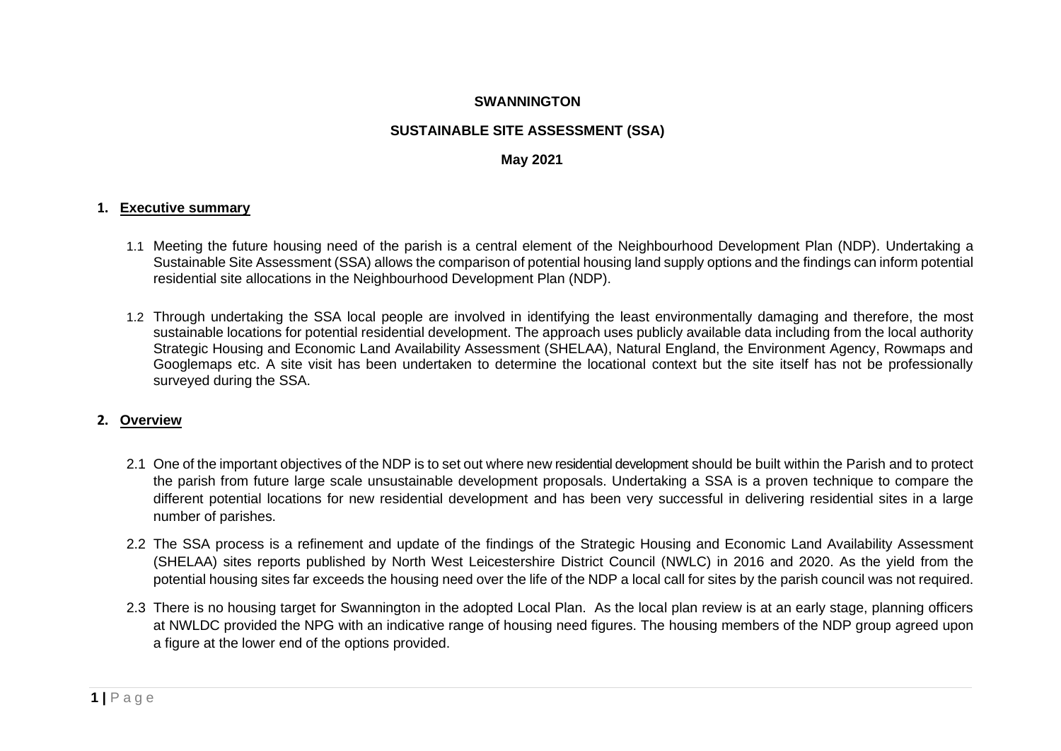**SWANNINGTON**

**SUSTAINABLE SITE ASSESSMENT (SSA)**

**May 2021**

## 1. Executive summary

1.1 Meeting the future housing need of the parish is a central element of the Neighbourhood Development Plan (NDP). Undertaking a Sustainable Site Assessment (SSA) allows the comparison of potential housing land supply options and the findings can inform potential residential site allocations in the Neighbourhood Development Plan (NDP).

1.2 Through undertaking the SSA local people are involved in identifying the least environmentally damaging and therefore, the most sustainable locations for potential residential development. The approach uses publicly available data including from the local authority Strategic Housing and Economic Land Availability Assessment (SHELAA), Natural England, the Environment Agency, Rowmaps and Googlemaps etc. A site visit has been undertaken to determine the locational context but the site itself has not be professionally surveyed during the SSA.

## 2. Overview

2.1 One of the important objectives of the NDP is to set out where new residential development should be built within the Parish and to protect the parish from future large scale unsustainable development proposals. Undertaking a SSA is a proven technique to compare the different potential locations for new residential development and has been very successful in delivering residential sites in a large number of parishes.

2.2 The SSA process is a refinement and update of the findings of the Strategic Housing and Economic Land Availability Assessment (SHELAA) sites reports published by North West Leicestershire District Council (NWLC) in 2016 and 2020. As the yield from the potential housing sites far exceeds the housing need over the life of the NDP a local call for sites by the parish council was not required.

2.3 There is no housing target for Swannington in the adopted Local Plan. As the local plan review is at an early stage, planning officers at NWLDC provided the NPG with an indicative range of housing need figures. The housing members of the NDP group agreed upon a figure at the lower end of the options provided.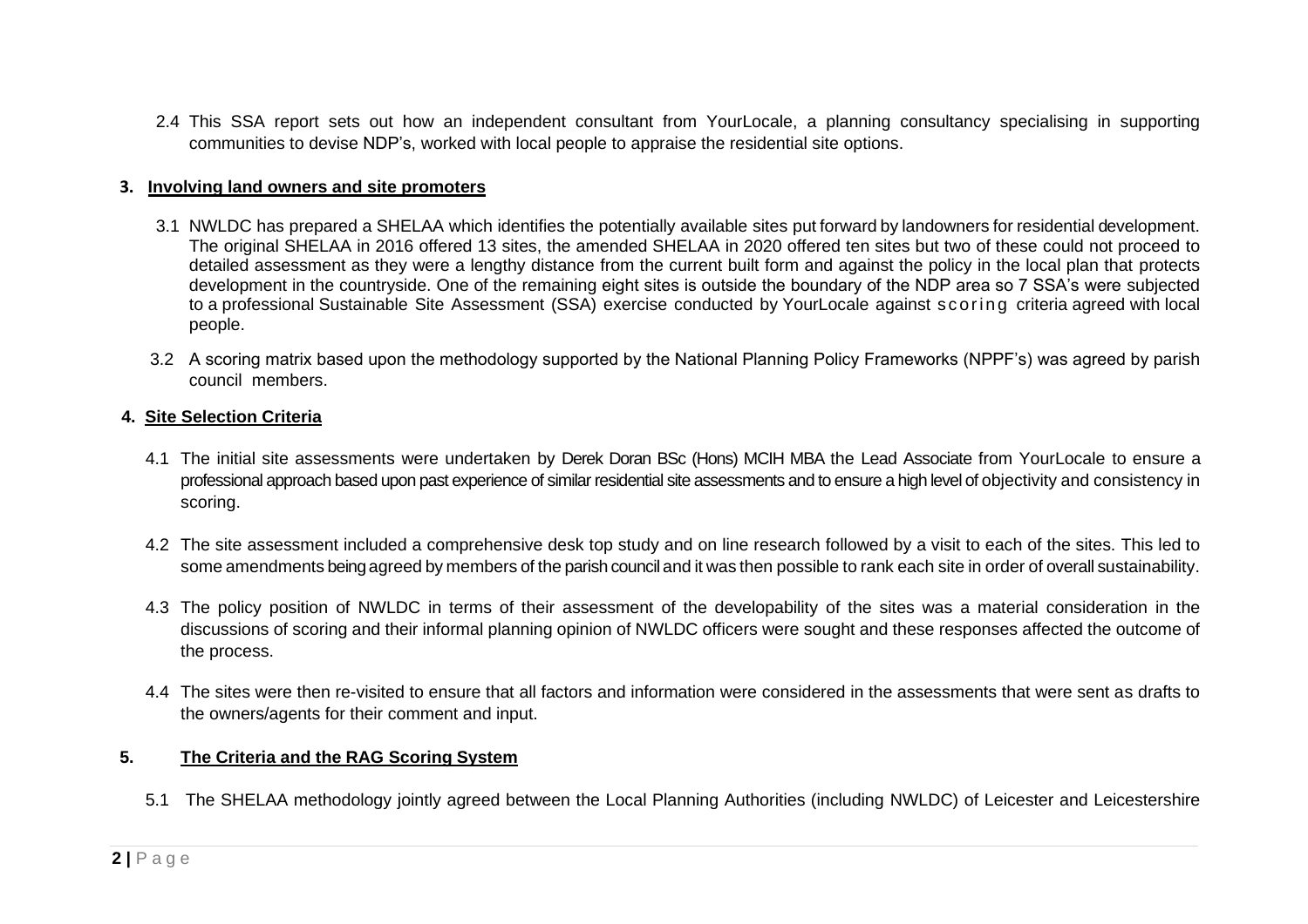2.4 This SSA report sets out how an independent consultant from YourLocale, a planning consultancy specialising in supporting communities to devise NDP's, worked with local people to appraise the residential site options.

## 3. Involving land owners and site promoters

3.1 NWLDC has prepared a SHELAA which identifies the potentially available sites put forward by landowners for residential development. The original SHELAA in 2016 offered 13 sites, the amended SHELAA in 2020 offered ten sites but two of these could not proceed to detailed assessment as they were a lengthy distance from the current built form and against the policy in the local plan that protects development in the countryside. One of the remaining eight sites is outside the boundary of the NDP area so 7 SSA's were subjected to a professional Sustainable Site Assessment (SSA) exercise conducted by YourLocale against scoring criteria agreed with local people.

3.2 A scoring matrix based upon the methodology supported by the National Planning Policy Frameworks (NPPF's) was agreed by parish council members.

## 4. Site Selection Criteria

4.1 The initial site assessments were undertaken by Derek Doran BSc (Hons) MCIH MBA the Lead Associate from YourLocale to ensure a professional approach based upon past experience of similar residential site assessments and to ensure a high level of objectivity and consistency in scoring.

4.2 The site assessment included a comprehensive desk top study and on line research followed by a visit to each of the sites. This led to some amendments being agreed by members of the parish council and it was then possible to rank each site in order of overall sustainability.

4.3 The policy position of NWLDC in terms of their assessment of the developability of the sites was a material consideration in the discussions of scoring and their informal planning opinion of NWLDC officers were sought and these responses affected the outcome of the process.

4.4 The sites were then re-visited to ensure that all factors and information were considered in the assessments that were sent as drafts to the owners/agents for their comment and input.

## 5. The Criteria and the RAG Scoring System

5.1 The SHELAA methodology jointly agreed between the Local Planning Authorities (including NWLDC) of Leicester and Leicestershire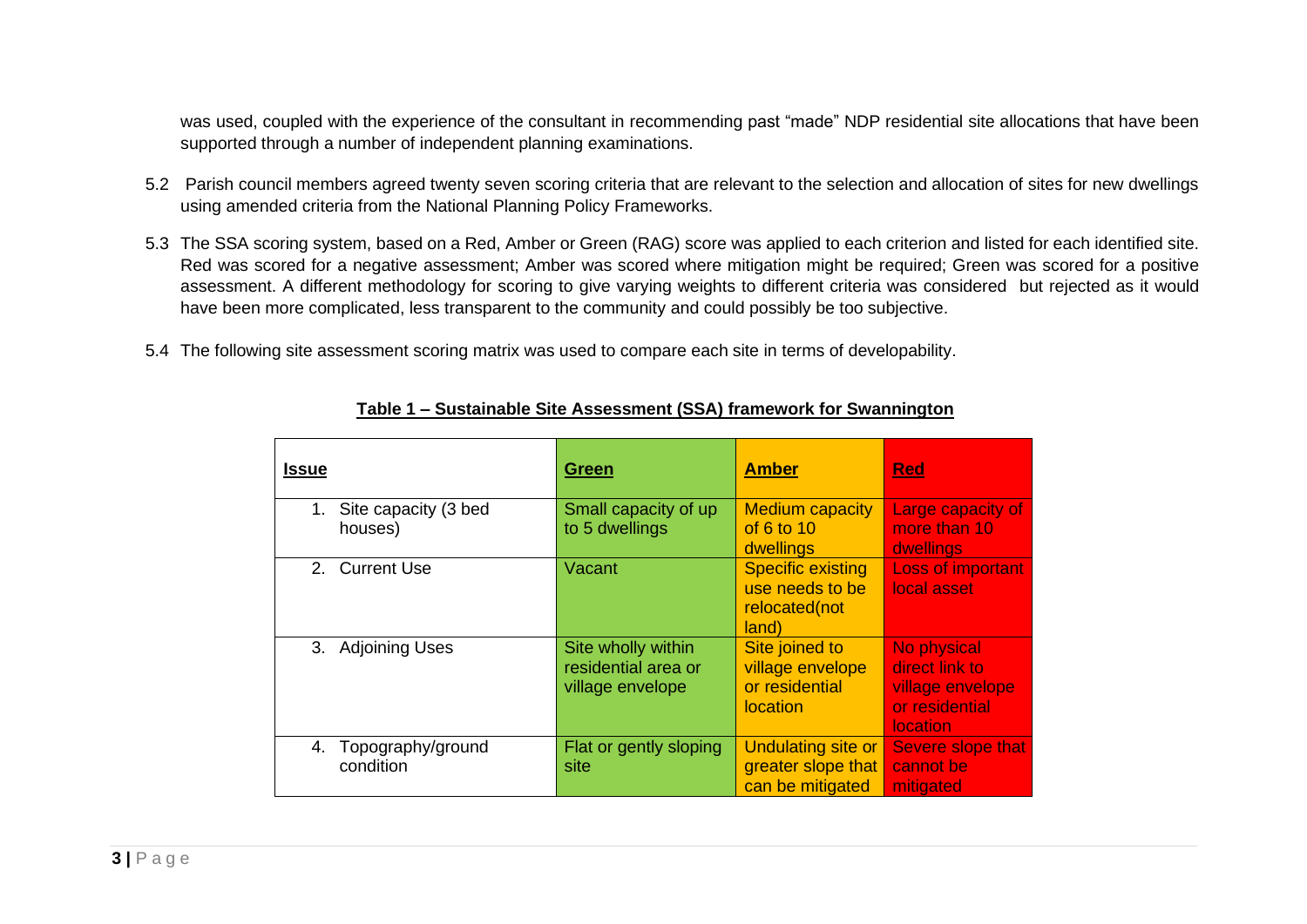was used, coupled with the experience of the consultant in recommending past "made" NDP residential site allocations that have been supported through a number of independent planning examinations.

5.2 Parish council members agreed twenty seven scoring criteria that are relevant to the selection and allocation of sites for new dwellings using amended criteria from the National Planning Policy Frameworks.

5.3 The SSA scoring system, based on a Red, Amber or Green (RAG) score was applied to each criterion and listed for each identified site. Red was scored for a negative assessment; Amber was scored where mitigation might be required; Green was scored for a positive assessment. A different methodology for scoring to give varying weights to different criteria was considered but rejected as it would have been more complicated, less transparent to the community and could possibly be too subjective.

5.4 The following site assessment scoring matrix was used to compare each site in terms of developability.

**Table 1 – Sustainable Site Assessment (SSA) framework for Swannington**

| **Issue** | **Green** | **Amber** | **Red** |
|---|---|---|---|
| 1. Site capacity (3 bed houses) | Small capacity of up to 5 dwellings | Medium capacity of 6 to 10 dwellings | Large capacity of more than 10 dwellings |
| 2. Current Use | Vacant | Specific existing use needs to be relocated(not land) | Loss of important local asset |
| 3. Adjoining Uses | Site wholly within residential area or village envelope | Site joined to village envelope or residential location | No physical direct link to village envelope or residential location |
| 4. Topography/ground condition | Flat or gently sloping site | Undulating site or greater slope that can be mitigated | Severe slope that cannot be mitigated |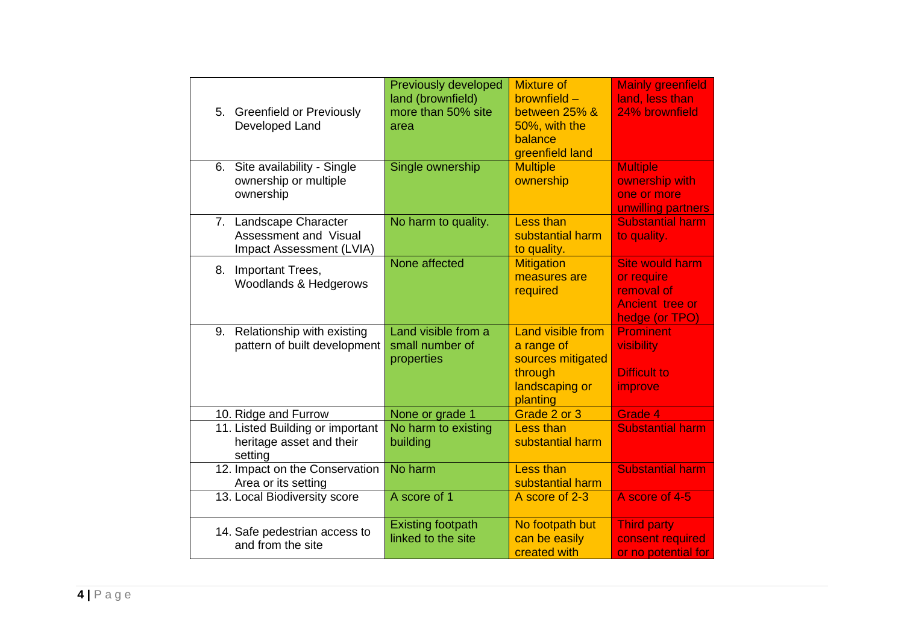| | | | |
|---|---|---|---|
| 5. Greenfield or Previously Developed Land | Previously developed land (brownfield) more than 50% site area | Mixture of brownfield – between 25% & 50%, with the balance greenfield land | Mainly greenfield land, less than 24% brownfield |
| 6. Site availability - Single ownership or multiple ownership | Single ownership | Multiple ownership | Multiple ownership with one or more unwilling partners |
| 7. Landscape Character Assessment and Visual Impact Assessment (LVIA) | No harm to quality. | Less than substantial harm to quality. | Substantial harm to quality. |
| 8. Important Trees, Woodlands & Hedgerows | None affected | Mitigation measures are required | Site would harm or require removal of Ancient tree or hedge (or TPO) |
| 9. Relationship with existing pattern of built development | Land visible from a small number of properties | Land visible from a range of sources mitigated through landscaping or planting | Prominent visibility<br><br>Difficult to improve |
| 10. Ridge and Furrow | None or grade 1 | Grade 2 or 3 | Grade 4 |
| 11. Listed Building or important heritage asset and their setting | No harm to existing building | Less than substantial harm | Substantial harm |
| 12. Impact on the Conservation Area or its setting | No harm | Less than substantial harm | Substantial harm |
| 13. Local Biodiversity score | A score of 1 | A score of 2-3 | A score of 4-5 |
| 14. Safe pedestrian access to and from the site | Existing footpath linked to the site | No footpath but can be easily created with | Third party consent required or no potential for |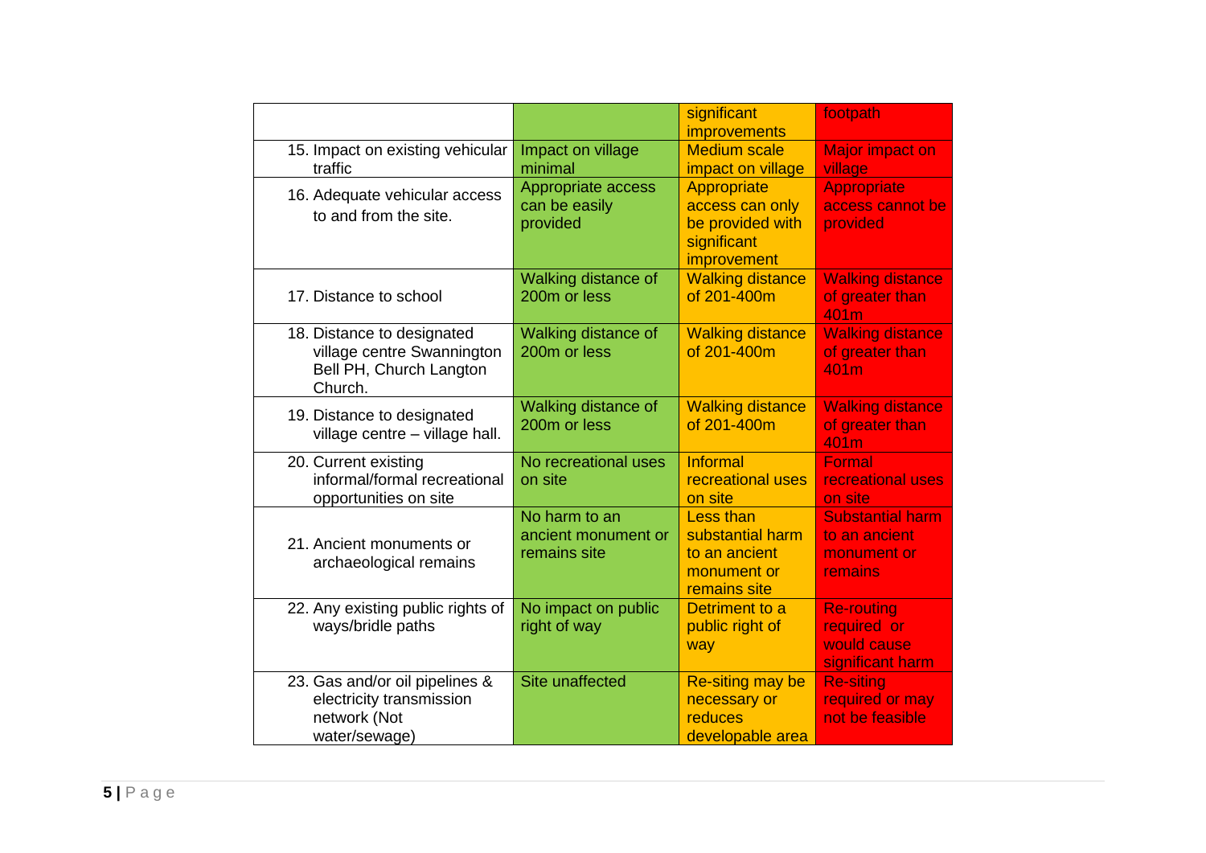| | | | |
|---|---|---|---|
| | | significant improvements | footpath |
| 15. Impact on existing vehicular traffic | Impact on village minimal | Medium scale impact on village | Major impact on village |
| 16. Adequate vehicular access to and from the site. | Appropriate access can be easily provided | Appropriate access can only be provided with significant improvement | Appropriate access cannot be provided |
| 17. Distance to school | Walking distance of 200m or less | Walking distance of 201-400m | Walking distance of greater than 401m |
| 18. Distance to designated village centre Swannington Bell PH, Church Langton Church. | Walking distance of 200m or less | Walking distance of 201-400m | Walking distance of greater than 401m |
| 19. Distance to designated village centre – village hall. | Walking distance of 200m or less | Walking distance of 201-400m | Walking distance of greater than 401m |
| 20. Current existing informal/formal recreational opportunities on site | No recreational uses on site | Informal recreational uses on site | Formal recreational uses on site |
| 21. Ancient monuments or archaeological remains | No harm to an ancient monument or remains site | Less than substantial harm to an ancient monument or remains site | Substantial harm to an ancient monument or remains |
| 22. Any existing public rights of ways/bridle paths | No impact on public right of way | Detriment to a public right of way | Re-routing required or would cause significant harm |
| 23. Gas and/or oil pipelines & electricity transmission network (Not water/sewage) | Site unaffected | Re-siting may be necessary or reduces developable area | Re-siting required or may not be feasible |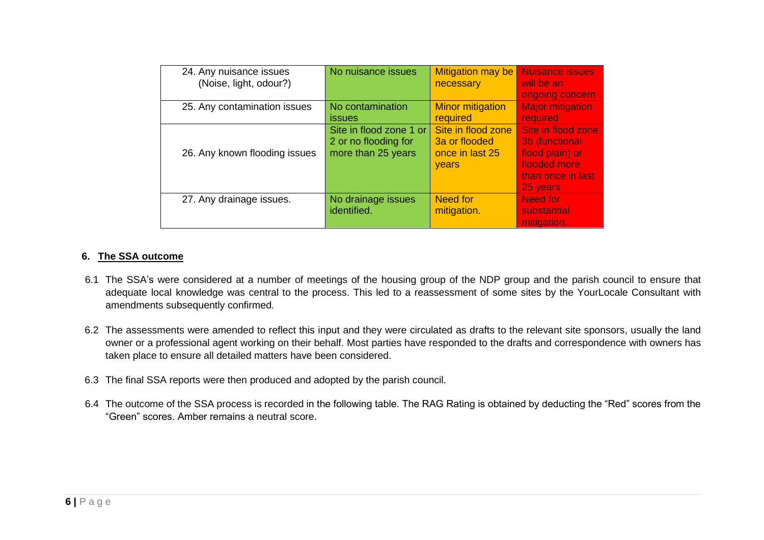| | | | |
|---|---|---|---|
| 24. Any nuisance issues (Noise, light, odour?) | No nuisance issues | Mitigation may be necessary | Nuisance issues will be an ongoing concern |
| 25. Any contamination issues | No contamination issues | Minor mitigation required | Major mitigation required |
| 26. Any known flooding issues | Site in flood zone 1 or 2 or no flooding for more than 25 years | Site in flood zone 3a or flooded once in last 25 years | Site in flood zone 3b (functional flood plain) or flooded more than once in last 25 years |
| 27. Any drainage issues. | No drainage issues identified. | Need for mitigation. | Need for substantial mitigation. |

## 6. The SSA outcome

6.1 The SSA's were considered at a number of meetings of the housing group of the NDP group and the parish council to ensure that adequate local knowledge was central to the process. This led to a reassessment of some sites by the YourLocale Consultant with amendments subsequently confirmed.

6.2 The assessments were amended to reflect this input and they were circulated as drafts to the relevant site sponsors, usually the land owner or a professional agent working on their behalf. Most parties have responded to the drafts and correspondence with owners has taken place to ensure all detailed matters have been considered.

6.3 The final SSA reports were then produced and adopted by the parish council.

6.4 The outcome of the SSA process is recorded in the following table. The RAG Rating is obtained by deducting the "Red" scores from the "Green" scores. Amber remains a neutral score.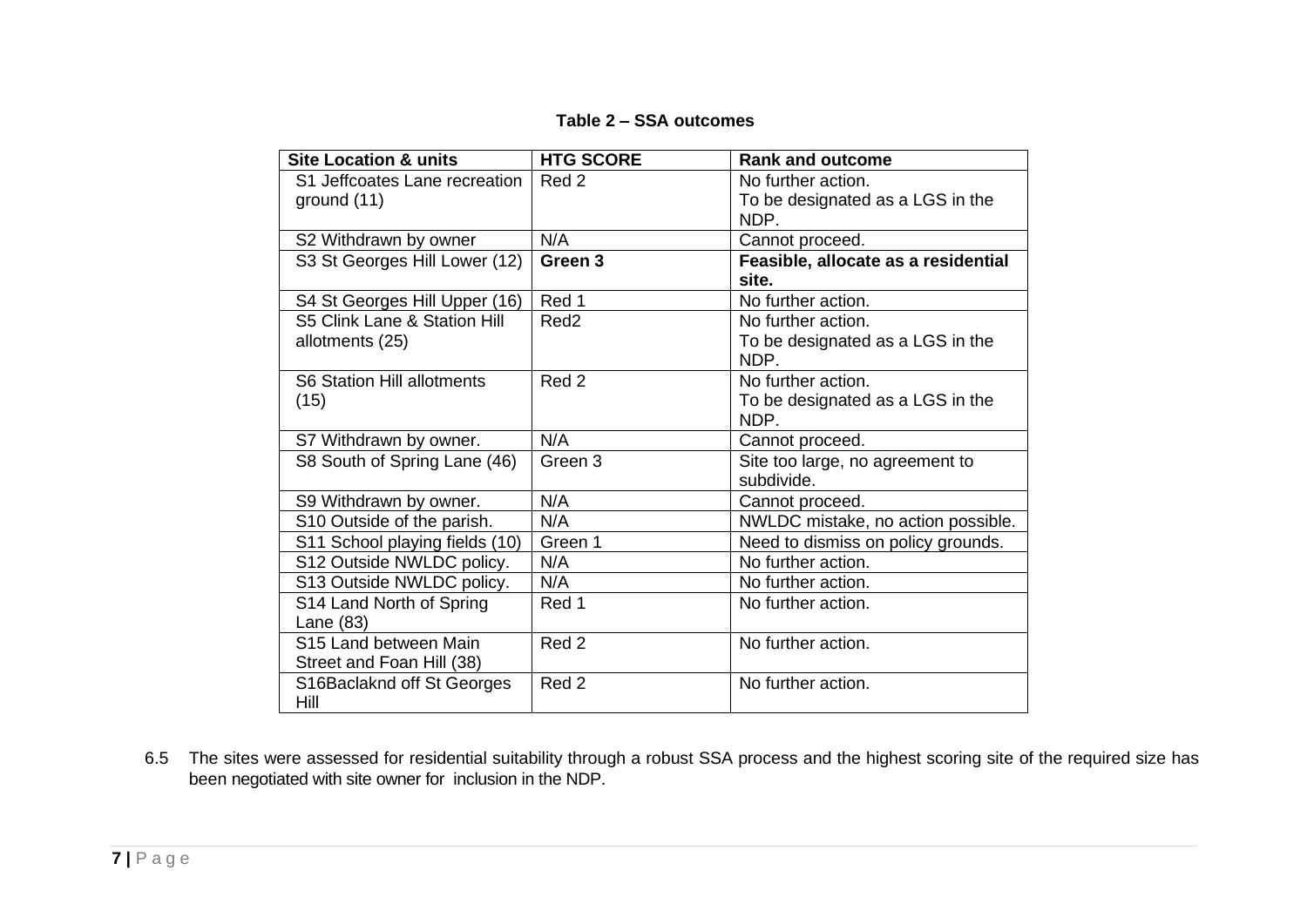**Table 2 – SSA outcomes**

| Site Location & units | HTG SCORE | Rank and outcome |
|---|---|---|
| S1 Jeffcoates Lane recreation ground (11) | Red 2 | No further action. To be designated as a LGS in the NDP. |
| S2 Withdrawn by owner | N/A | Cannot proceed. |
| S3 St Georges Hill Lower (12) | **Green 3** | **Feasible, allocate as a residential site.** |
| S4 St Georges Hill Upper (16) | Red 1 | No further action. |
| S5 Clink Lane & Station Hill allotments (25) | Red2 | No further action. To be designated as a LGS in the NDP. |
| S6 Station Hill allotments (15) | Red 2 | No further action. To be designated as a LGS in the NDP. |
| S7 Withdrawn by owner. | N/A | Cannot proceed. |
| S8 South of Spring Lane (46) | Green 3 | Site too large, no agreement to subdivide. |
| S9 Withdrawn by owner. | N/A | Cannot proceed. |
| S10 Outside of the parish. | N/A | NWLDC mistake, no action possible. |
| S11 School playing fields (10) | Green 1 | Need to dismiss on policy grounds. |
| S12 Outside NWLDC policy. | N/A | No further action. |
| S13 Outside NWLDC policy. | N/A | No further action. |
| S14 Land North of Spring Lane (83) | Red 1 | No further action. |
| S15 Land between Main Street and Foan Hill (38) | Red 2 | No further action. |
| S16Baclaknd off St Georges Hill | Red 2 | No further action. |

6.5 The sites were assessed for residential suitability through a robust SSA process and the highest scoring site of the required size has been negotiated with site owner for inclusion in the NDP.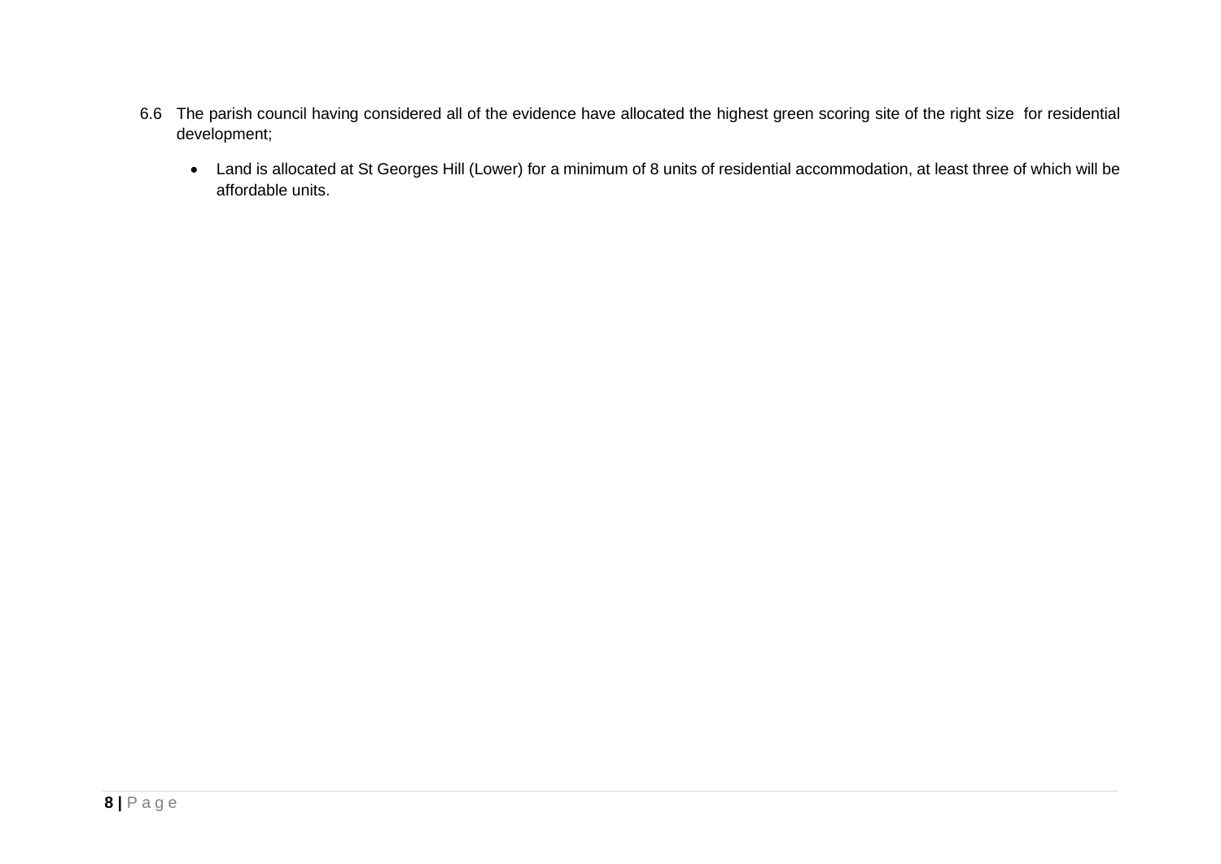6.6 The parish council having considered all of the evidence have allocated the highest green scoring site of the right size for residential development;

- Land is allocated at St Georges Hill (Lower) for a minimum of 8 units of residential accommodation, at least three of which will be affordable units.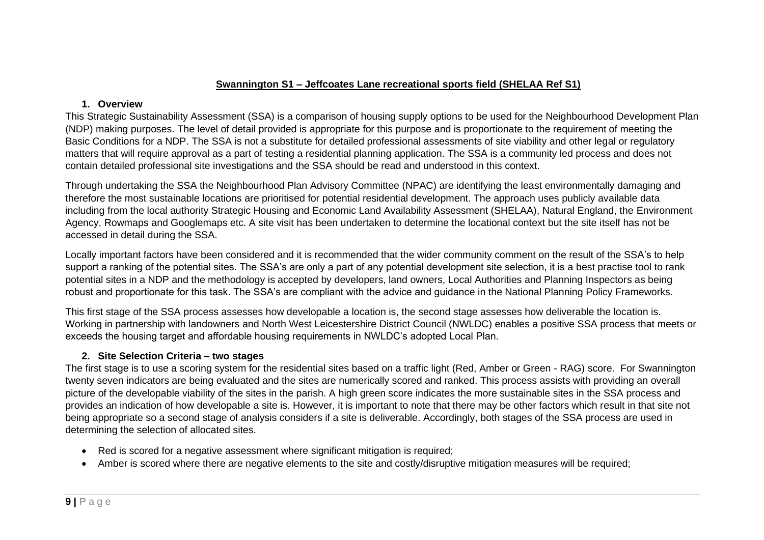## Swannington S1 – Jeffcoates Lane recreational sports field (SHELAA Ref S1)

### 1. Overview

This Strategic Sustainability Assessment (SSA) is a comparison of housing supply options to be used for the Neighbourhood Development Plan (NDP) making purposes. The level of detail provided is appropriate for this purpose and is proportionate to the requirement of meeting the Basic Conditions for a NDP. The SSA is not a substitute for detailed professional assessments of site viability and other legal or regulatory matters that will require approval as a part of testing a residential planning application. The SSA is a community led process and does not contain detailed professional site investigations and the SSA should be read and understood in this context.

Through undertaking the SSA the Neighbourhood Plan Advisory Committee (NPAC) are identifying the least environmentally damaging and therefore the most sustainable locations are prioritised for potential residential development. The approach uses publicly available data including from the local authority Strategic Housing and Economic Land Availability Assessment (SHELAA), Natural England, the Environment Agency, Rowmaps and Googlemaps etc. A site visit has been undertaken to determine the locational context but the site itself has not be accessed in detail during the SSA.

Locally important factors have been considered and it is recommended that the wider community comment on the result of the SSA's to help support a ranking of the potential sites. The SSA's are only a part of any potential development site selection, it is a best practise tool to rank potential sites in a NDP and the methodology is accepted by developers, land owners, Local Authorities and Planning Inspectors as being robust and proportionate for this task. The SSA's are compliant with the advice and guidance in the National Planning Policy Frameworks.

This first stage of the SSA process assesses how developable a location is, the second stage assesses how deliverable the location is. Working in partnership with landowners and North West Leicestershire District Council (NWLDC) enables a positive SSA process that meets or exceeds the housing target and affordable housing requirements in NWLDC's adopted Local Plan.

### 2. Site Selection Criteria – two stages

The first stage is to use a scoring system for the residential sites based on a traffic light (Red, Amber or Green - RAG) score. For Swannington twenty seven indicators are being evaluated and the sites are numerically scored and ranked. This process assists with providing an overall picture of the developable viability of the sites in the parish. A high green score indicates the more sustainable sites in the SSA process and provides an indication of how developable a site is. However, it is important to note that there may be other factors which result in that site not being appropriate so a second stage of analysis considers if a site is deliverable. Accordingly, both stages of the SSA process are used in determining the selection of allocated sites.

- Red is scored for a negative assessment where significant mitigation is required;
- Amber is scored where there are negative elements to the site and costly/disruptive mitigation measures will be required;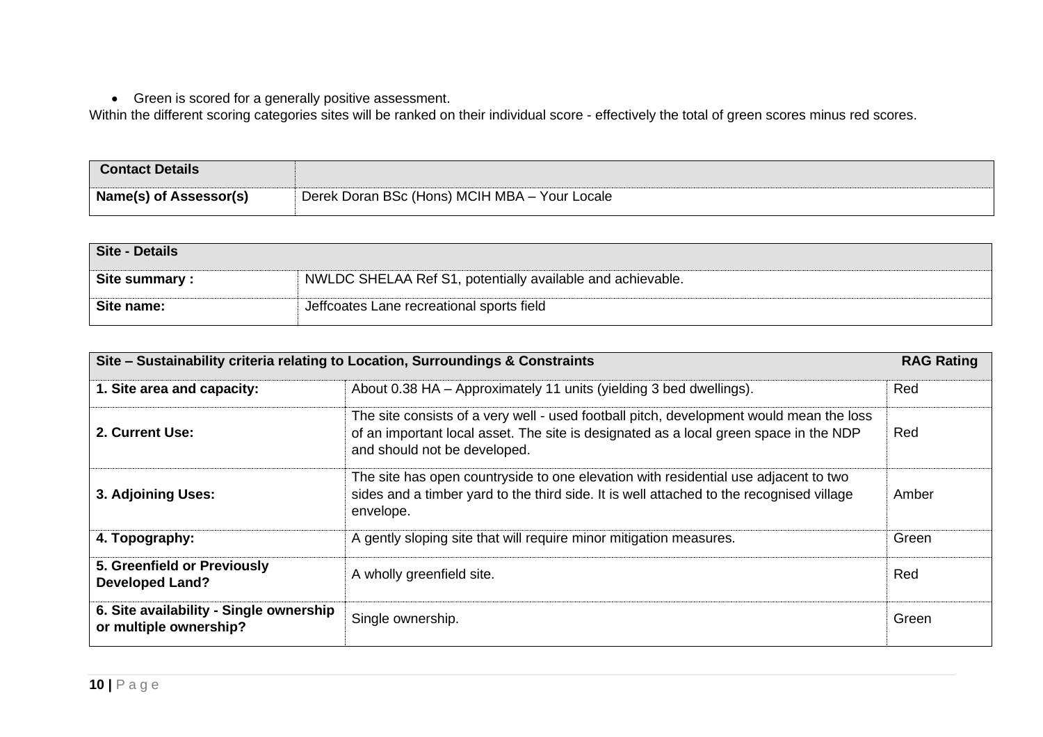- Green is scored for a generally positive assessment.

Within the different scoring categories sites will be ranked on their individual score - effectively the total of green scores minus red scores.

| **Contact Details** | |
|---|---|
| **Name(s) of Assessor(s)** | Derek Doran BSc (Hons) MCIH MBA – Your Locale |

| **Site - Details** | |
|---|---|
| **Site summary :** | NWLDC SHELAA Ref S1, potentially available and achievable. |
| **Site name:** | Jeffcoates Lane recreational sports field |

| **Site – Sustainability criteria relating to Location, Surroundings & Constraints** | | **RAG Rating** |
|---|---|---|
| **1. Site area and capacity:** | About 0.38 HA – Approximately 11 units (yielding 3 bed dwellings). | Red |
| **2. Current Use:** | The site consists of a very well - used football pitch, development would mean the loss of an important local asset. The site is designated as a local green space in the NDP and should not be developed. | Red |
| **3. Adjoining Uses:** | The site has open countryside to one elevation with residential use adjacent to two sides and a timber yard to the third side. It is well attached to the recognised village envelope. | Amber |
| **4. Topography:** | A gently sloping site that will require minor mitigation measures. | Green |
| **5. Greenfield or Previously Developed Land?** | A wholly greenfield site. | Red |
| **6. Site availability - Single ownership or multiple ownership?** | Single ownership. | Green |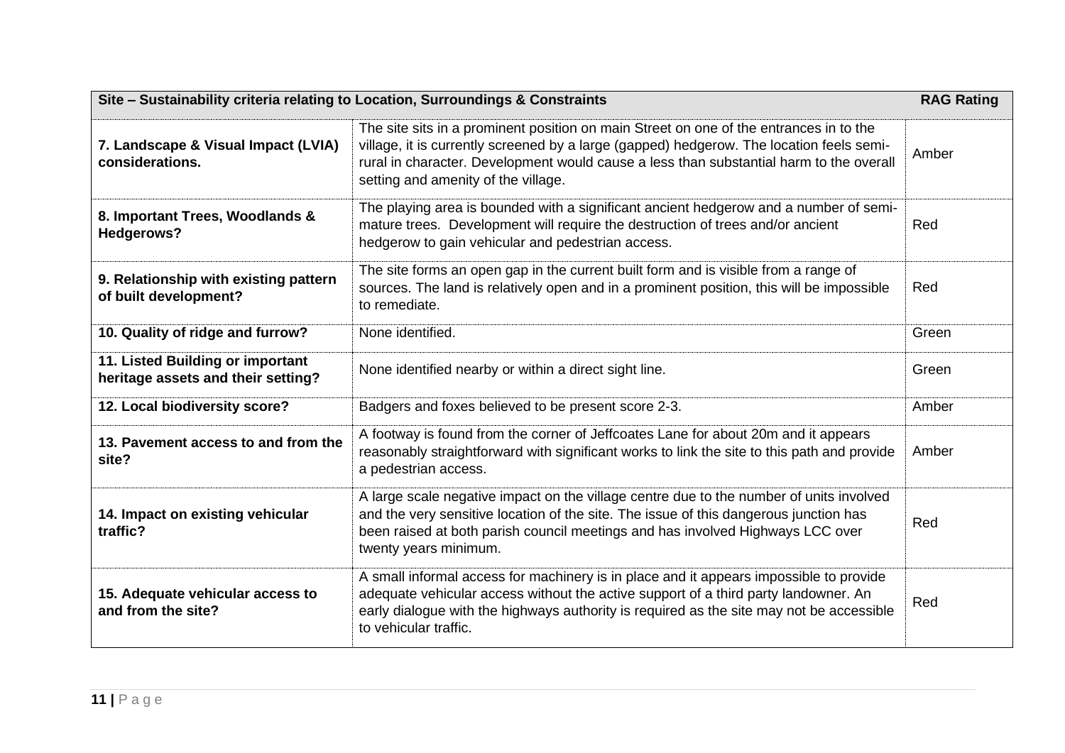| Site – Sustainability criteria relating to Location, Surroundings & Constraints | | RAG Rating |
|---|---|---|
| **7. Landscape & Visual Impact (LVIA) considerations.** | The site sits in a prominent position on main Street on one of the entrances in to the village, it is currently screened by a large (gapped) hedgerow. The location feels semi-rural in character. Development would cause a less than substantial harm to the overall setting and amenity of the village. | Amber |
| **8. Important Trees, Woodlands & Hedgerows?** | The playing area is bounded with a significant ancient hedgerow and a number of semi-mature trees. Development will require the destruction of trees and/or ancient hedgerow to gain vehicular and pedestrian access. | Red |
| **9. Relationship with existing pattern of built development?** | The site forms an open gap in the current built form and is visible from a range of sources. The land is relatively open and in a prominent position, this will be impossible to remediate. | Red |
| **10. Quality of ridge and furrow?** | None identified. | Green |
| **11. Listed Building or important heritage assets and their setting?** | None identified nearby or within a direct sight line. | Green |
| **12. Local biodiversity score?** | Badgers and foxes believed to be present score 2-3. | Amber |
| **13. Pavement access to and from the site?** | A footway is found from the corner of Jeffcoates Lane for about 20m and it appears reasonably straightforward with significant works to link the site to this path and provide a pedestrian access. | Amber |
| **14. Impact on existing vehicular traffic?** | A large scale negative impact on the village centre due to the number of units involved and the very sensitive location of the site. The issue of this dangerous junction has been raised at both parish council meetings and has involved Highways LCC over twenty years minimum. | Red |
| **15. Adequate vehicular access to and from the site?** | A small informal access for machinery is in place and it appears impossible to provide adequate vehicular access without the active support of a third party landowner. An early dialogue with the highways authority is required as the site may not be accessible to vehicular traffic. | Red |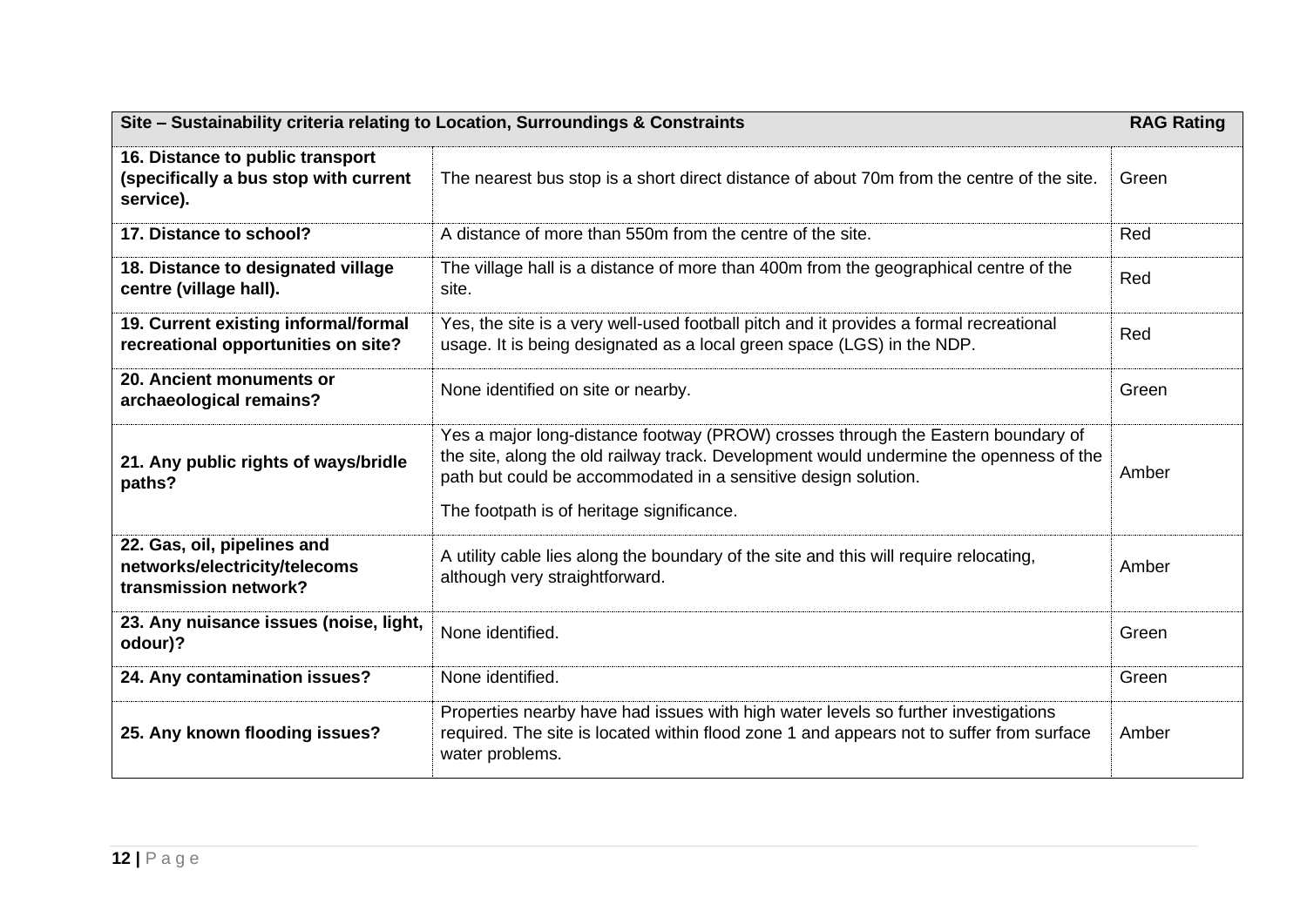| Site – Sustainability criteria relating to Location, Surroundings & Constraints | | RAG Rating |
|---|---|---|
| **16. Distance to public transport (specifically a bus stop with current service).** | The nearest bus stop is a short direct distance of about 70m from the centre of the site. | Green |
| **17. Distance to school?** | A distance of more than 550m from the centre of the site. | Red |
| **18. Distance to designated village centre (village hall).** | The village hall is a distance of more than 400m from the geographical centre of the site. | Red |
| **19. Current existing informal/formal recreational opportunities on site?** | Yes, the site is a very well-used football pitch and it provides a formal recreational usage. It is being designated as a local green space (LGS) in the NDP. | Red |
| **20. Ancient monuments or archaeological remains?** | None identified on site or nearby. | Green |
| **21. Any public rights of ways/bridle paths?** | Yes a major long-distance footway (PROW) crosses through the Eastern boundary of the site, along the old railway track. Development would undermine the openness of the path but could be accommodated in a sensitive design solution.<br><br>The footpath is of heritage significance. | Amber |
| **22. Gas, oil, pipelines and networks/electricity/telecoms transmission network?** | A utility cable lies along the boundary of the site and this will require relocating, although very straightforward. | Amber |
| **23. Any nuisance issues (noise, light, odour)?** | None identified. | Green |
| **24. Any contamination issues?** | None identified. | Green |
| **25. Any known flooding issues?** | Properties nearby have had issues with high water levels so further investigations required. The site is located within flood zone 1 and appears not to suffer from surface water problems. | Amber |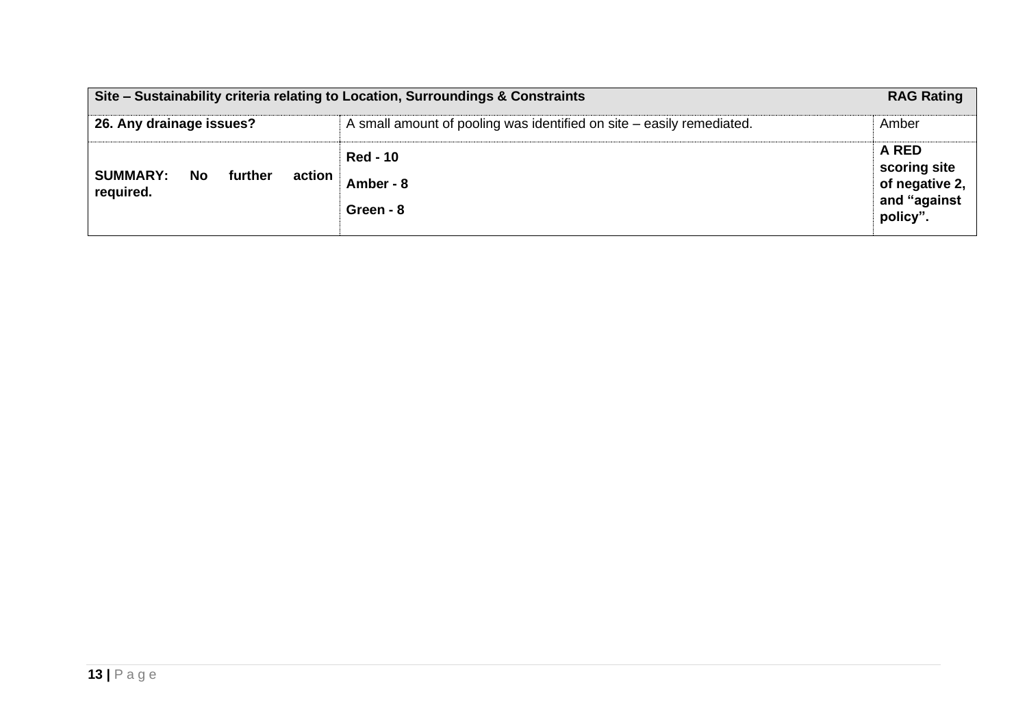| **Site – Sustainability criteria relating to Location, Surroundings & Constraints** | | **RAG Rating** |
|---|---|---|
| **26. Any drainage issues?** | A small amount of pooling was identified on site – easily remediated. | Amber |
| **SUMMARY: No further action required.** | **Red - 10**<br>**Amber - 8**<br>**Green - 8** | **A RED scoring site of negative 2, and "against policy".** |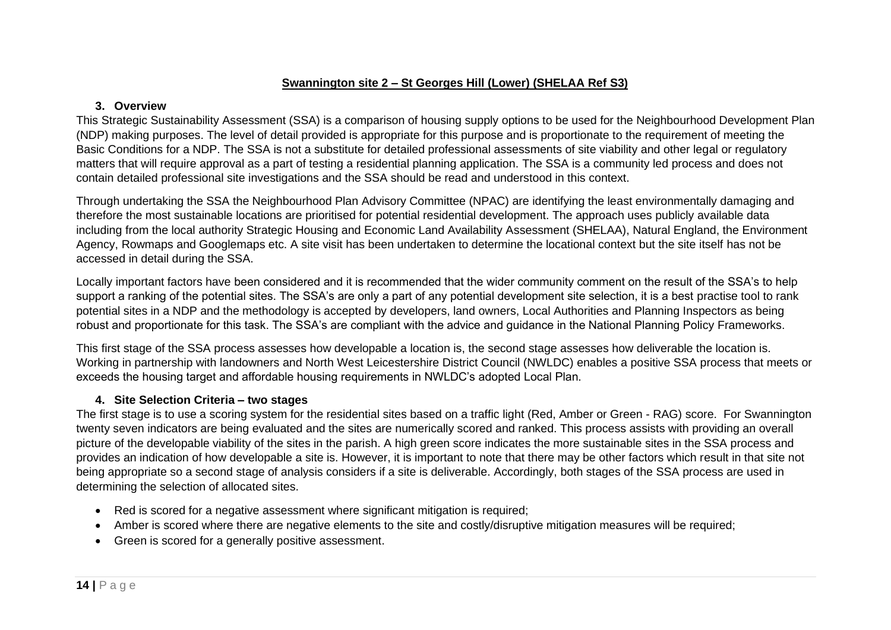**Swannington site 2 – St Georges Hill (Lower) (SHELAA Ref S3)**

### 3. Overview

This Strategic Sustainability Assessment (SSA) is a comparison of housing supply options to be used for the Neighbourhood Development Plan (NDP) making purposes. The level of detail provided is appropriate for this purpose and is proportionate to the requirement of meeting the Basic Conditions for a NDP. The SSA is not a substitute for detailed professional assessments of site viability and other legal or regulatory matters that will require approval as a part of testing a residential planning application. The SSA is a community led process and does not contain detailed professional site investigations and the SSA should be read and understood in this context.

Through undertaking the SSA the Neighbourhood Plan Advisory Committee (NPAC) are identifying the least environmentally damaging and therefore the most sustainable locations are prioritised for potential residential development. The approach uses publicly available data including from the local authority Strategic Housing and Economic Land Availability Assessment (SHELAA), Natural England, the Environment Agency, Rowmaps and Googlemaps etc. A site visit has been undertaken to determine the locational context but the site itself has not be accessed in detail during the SSA.

Locally important factors have been considered and it is recommended that the wider community comment on the result of the SSA's to help support a ranking of the potential sites. The SSA's are only a part of any potential development site selection, it is a best practise tool to rank potential sites in a NDP and the methodology is accepted by developers, land owners, Local Authorities and Planning Inspectors as being robust and proportionate for this task. The SSA's are compliant with the advice and guidance in the National Planning Policy Frameworks.

This first stage of the SSA process assesses how developable a location is, the second stage assesses how deliverable the location is. Working in partnership with landowners and North West Leicestershire District Council (NWLDC) enables a positive SSA process that meets or exceeds the housing target and affordable housing requirements in NWLDC's adopted Local Plan.

### 4. Site Selection Criteria – two stages

The first stage is to use a scoring system for the residential sites based on a traffic light (Red, Amber or Green - RAG) score. For Swannington twenty seven indicators are being evaluated and the sites are numerically scored and ranked. This process assists with providing an overall picture of the developable viability of the sites in the parish. A high green score indicates the more sustainable sites in the SSA process and provides an indication of how developable a site is. However, it is important to note that there may be other factors which result in that site not being appropriate so a second stage of analysis considers if a site is deliverable. Accordingly, both stages of the SSA process are used in determining the selection of allocated sites.

- Red is scored for a negative assessment where significant mitigation is required;
- Amber is scored where there are negative elements to the site and costly/disruptive mitigation measures will be required;
- Green is scored for a generally positive assessment.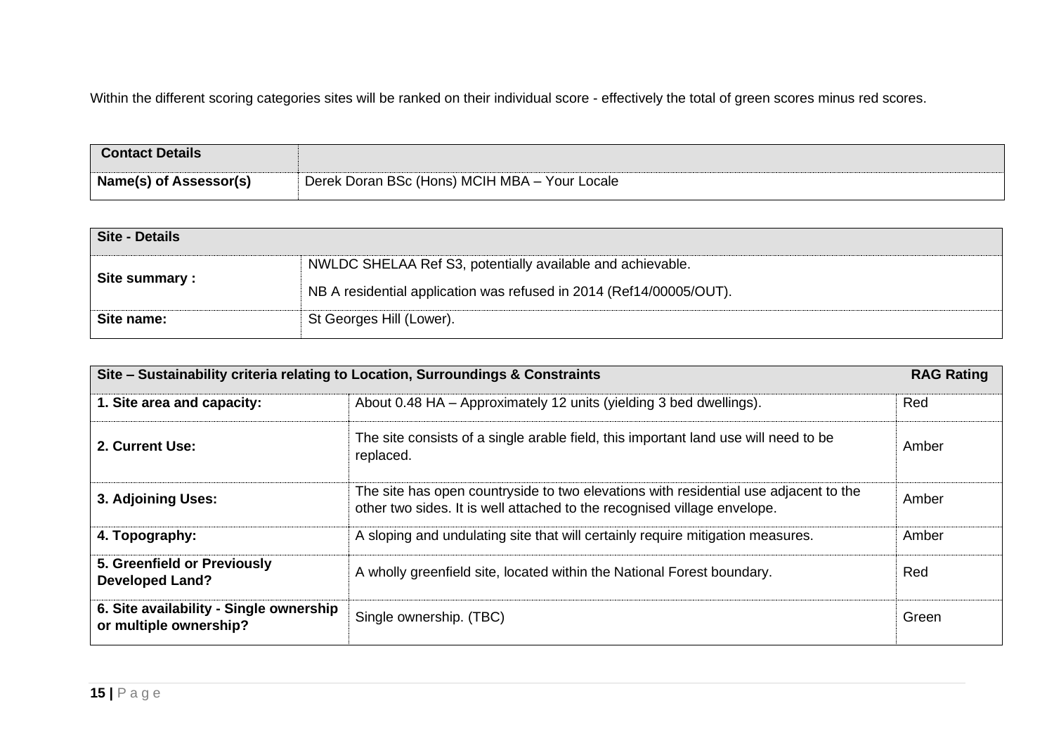Within the different scoring categories sites will be ranked on their individual score - effectively the total of green scores minus red scores.

| **Contact Details** | |
|---|---|
| **Name(s) of Assessor(s)** | Derek Doran BSc (Hons) MCIH MBA – Your Locale |

| **Site - Details** | |
|---|---|
| **Site summary :** | NWLDC SHELAA Ref S3, potentially available and achievable.<br><br>NB A residential application was refused in 2014 (Ref14/00005/OUT). |
| **Site name:** | St Georges Hill (Lower). |

| **Site – Sustainability criteria relating to Location, Surroundings & Constraints** | | **RAG Rating** |
|---|---|---|
| **1. Site area and capacity:** | About 0.48 HA – Approximately 12 units (yielding 3 bed dwellings). | Red |
| **2. Current Use:** | The site consists of a single arable field, this important land use will need to be replaced. | Amber |
| **3. Adjoining Uses:** | The site has open countryside to two elevations with residential use adjacent to the other two sides. It is well attached to the recognised village envelope. | Amber |
| **4. Topography:** | A sloping and undulating site that will certainly require mitigation measures. | Amber |
| **5. Greenfield or Previously Developed Land?** | A wholly greenfield site, located within the National Forest boundary. | Red |
| **6. Site availability - Single ownership or multiple ownership?** | Single ownership. (TBC) | Green |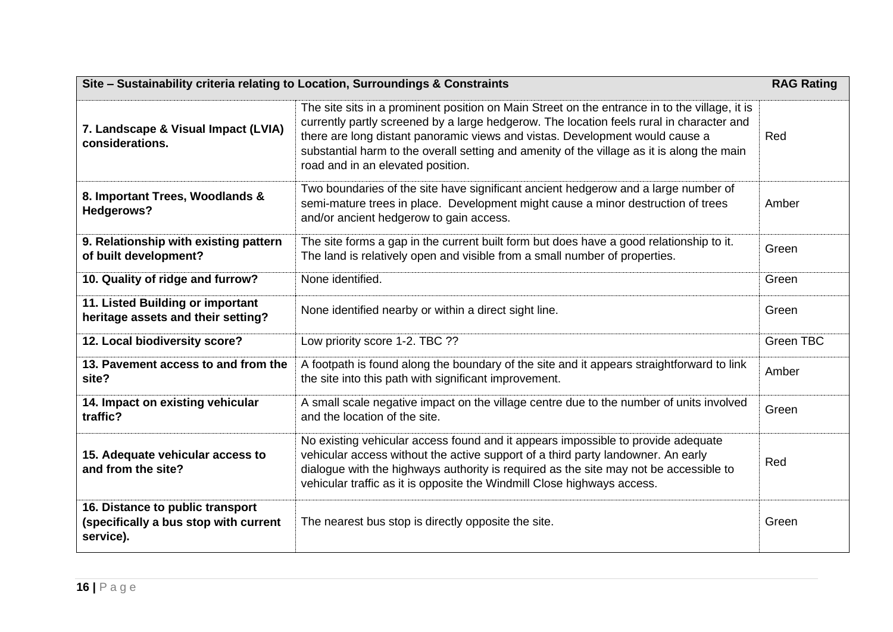| Site – Sustainability criteria relating to Location, Surroundings & Constraints | | RAG Rating |
|---|---|---|
| **7. Landscape & Visual Impact (LVIA) considerations.** | The site sits in a prominent position on Main Street on the entrance in to the village, it is currently partly screened by a large hedgerow. The location feels rural in character and there are long distant panoramic views and vistas. Development would cause a substantial harm to the overall setting and amenity of the village as it is along the main road and in an elevated position. | Red |
| **8. Important Trees, Woodlands & Hedgerows?** | Two boundaries of the site have significant ancient hedgerow and a large number of semi-mature trees in place. Development might cause a minor destruction of trees and/or ancient hedgerow to gain access. | Amber |
| **9. Relationship with existing pattern of built development?** | The site forms a gap in the current built form but does have a good relationship to it. The land is relatively open and visible from a small number of properties. | Green |
| **10. Quality of ridge and furrow?** | None identified. | Green |
| **11. Listed Building or important heritage assets and their setting?** | None identified nearby or within a direct sight line. | Green |
| **12. Local biodiversity score?** | Low priority score 1-2. TBC ?? | Green TBC |
| **13. Pavement access to and from the site?** | A footpath is found along the boundary of the site and it appears straightforward to link the site into this path with significant improvement. | Amber |
| **14. Impact on existing vehicular traffic?** | A small scale negative impact on the village centre due to the number of units involved and the location of the site. | Green |
| **15. Adequate vehicular access to and from the site?** | No existing vehicular access found and it appears impossible to provide adequate vehicular access without the active support of a third party landowner. An early dialogue with the highways authority is required as the site may not be accessible to vehicular traffic as it is opposite the Windmill Close highways access. | Red |
| **16. Distance to public transport (specifically a bus stop with current service).** | The nearest bus stop is directly opposite the site. | Green |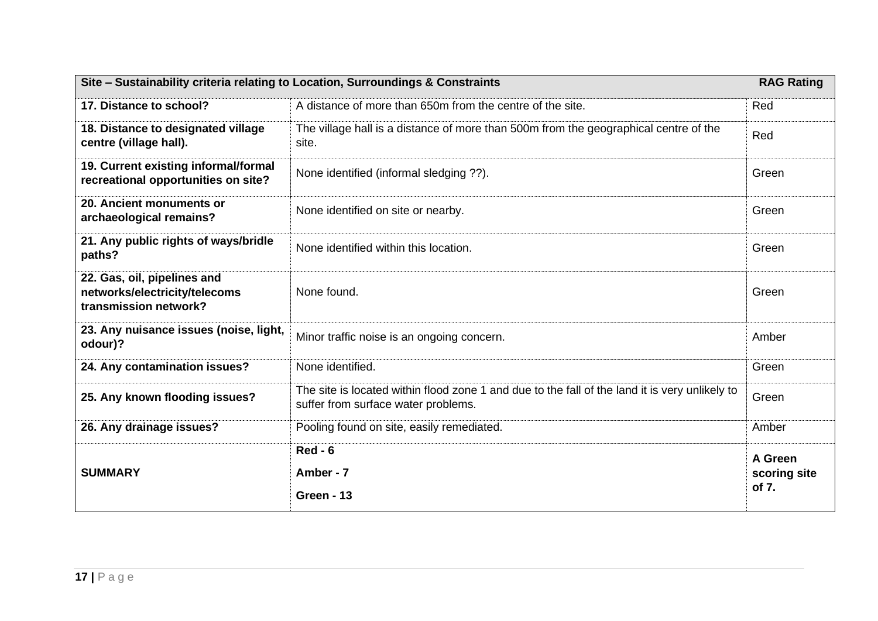| **Site – Sustainability criteria relating to Location, Surroundings & Constraints** | | **RAG Rating** |
|---|---|---|
| **17. Distance to school?** | A distance of more than 650m from the centre of the site. | Red |
| **18. Distance to designated village centre (village hall).** | The village hall is a distance of more than 500m from the geographical centre of the site. | Red |
| **19. Current existing informal/formal recreational opportunities on site?** | None identified (informal sledging ??). | Green |
| **20. Ancient monuments or archaeological remains?** | None identified on site or nearby. | Green |
| **21. Any public rights of ways/bridle paths?** | None identified within this location. | Green |
| **22. Gas, oil, pipelines and networks/electricity/telecoms transmission network?** | None found. | Green |
| **23. Any nuisance issues (noise, light, odour)?** | Minor traffic noise is an ongoing concern. | Amber |
| **24. Any contamination issues?** | None identified. | Green |
| **25. Any known flooding issues?** | The site is located within flood zone 1 and due to the fall of the land it is very unlikely to suffer from surface water problems. | Green |
| **26. Any drainage issues?** | Pooling found on site, easily remediated. | Amber |
| **SUMMARY** | **Red - 6**<br>**Amber - 7**<br>**Green - 13** | **A Green scoring site of 7.** |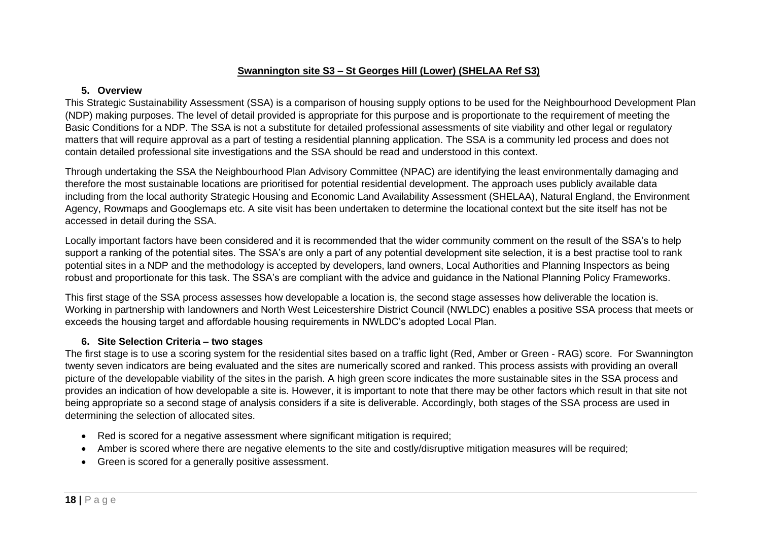**Swannington site S3 – St Georges Hill (Lower) (SHELAA Ref S3)**

## 5. Overview

This Strategic Sustainability Assessment (SSA) is a comparison of housing supply options to be used for the Neighbourhood Development Plan (NDP) making purposes. The level of detail provided is appropriate for this purpose and is proportionate to the requirement of meeting the Basic Conditions for a NDP. The SSA is not a substitute for detailed professional assessments of site viability and other legal or regulatory matters that will require approval as a part of testing a residential planning application. The SSA is a community led process and does not contain detailed professional site investigations and the SSA should be read and understood in this context.

Through undertaking the SSA the Neighbourhood Plan Advisory Committee (NPAC) are identifying the least environmentally damaging and therefore the most sustainable locations are prioritised for potential residential development. The approach uses publicly available data including from the local authority Strategic Housing and Economic Land Availability Assessment (SHELAA), Natural England, the Environment Agency, Rowmaps and Googlemaps etc. A site visit has been undertaken to determine the locational context but the site itself has not be accessed in detail during the SSA.

Locally important factors have been considered and it is recommended that the wider community comment on the result of the SSA's to help support a ranking of the potential sites. The SSA's are only a part of any potential development site selection, it is a best practise tool to rank potential sites in a NDP and the methodology is accepted by developers, land owners, Local Authorities and Planning Inspectors as being robust and proportionate for this task. The SSA's are compliant with the advice and guidance in the National Planning Policy Frameworks.

This first stage of the SSA process assesses how developable a location is, the second stage assesses how deliverable the location is. Working in partnership with landowners and North West Leicestershire District Council (NWLDC) enables a positive SSA process that meets or exceeds the housing target and affordable housing requirements in NWLDC's adopted Local Plan.

## 6. Site Selection Criteria – two stages

The first stage is to use a scoring system for the residential sites based on a traffic light (Red, Amber or Green - RAG) score. For Swannington twenty seven indicators are being evaluated and the sites are numerically scored and ranked. This process assists with providing an overall picture of the developable viability of the sites in the parish. A high green score indicates the more sustainable sites in the SSA process and provides an indication of how developable a site is. However, it is important to note that there may be other factors which result in that site not being appropriate so a second stage of analysis considers if a site is deliverable. Accordingly, both stages of the SSA process are used in determining the selection of allocated sites.

- Red is scored for a negative assessment where significant mitigation is required;
- Amber is scored where there are negative elements to the site and costly/disruptive mitigation measures will be required;
- Green is scored for a generally positive assessment.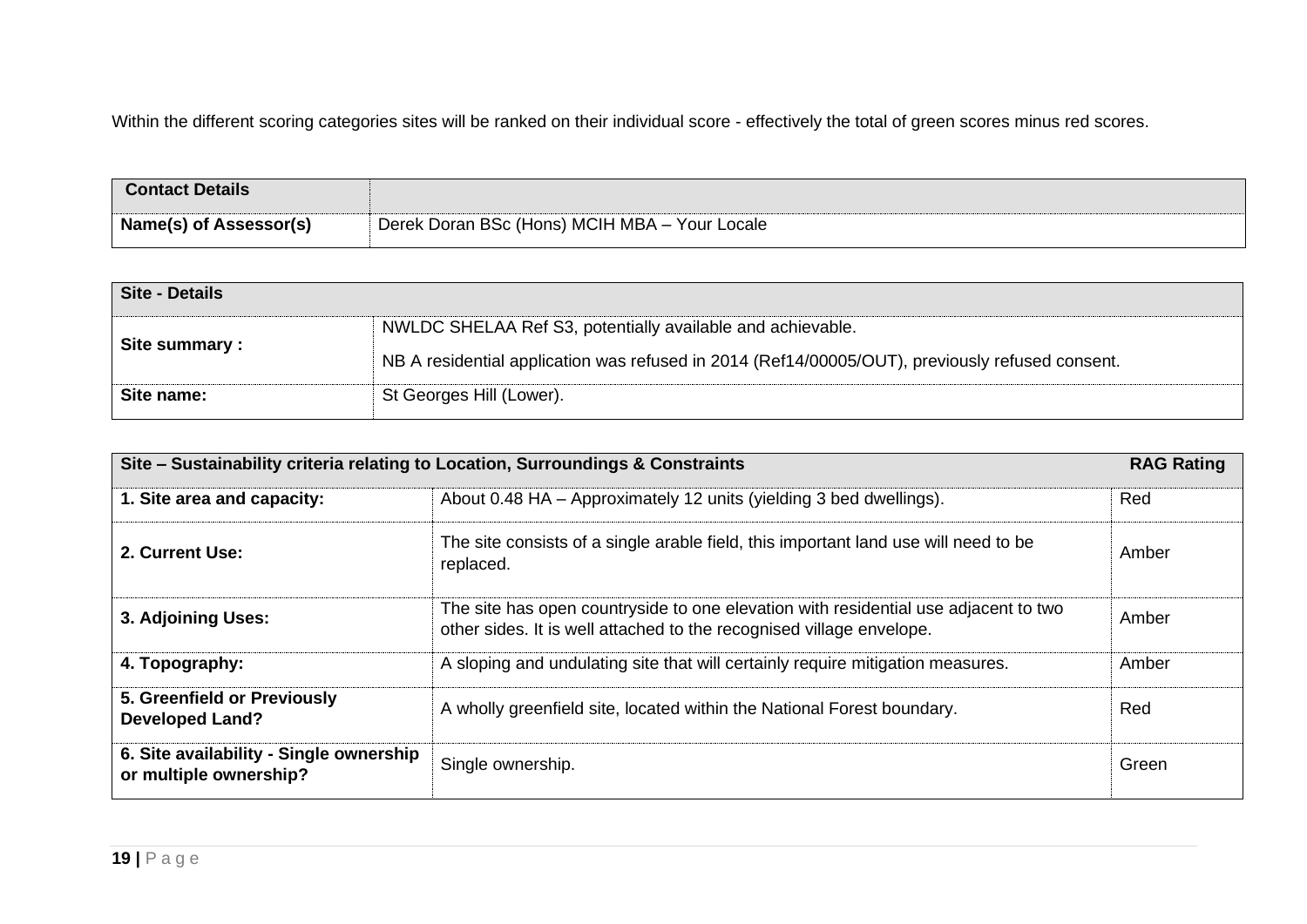Within the different scoring categories sites will be ranked on their individual score - effectively the total of green scores minus red scores.

| **Contact Details** | |
|---|---|
| **Name(s) of Assessor(s)** | Derek Doran BSc (Hons) MCIH MBA – Your Locale |

| **Site - Details** | |
|---|---|
| **Site summary :** | NWLDC SHELAA Ref S3, potentially available and achievable.<br><br>NB A residential application was refused in 2014 (Ref14/00005/OUT), previously refused consent. |
| **Site name:** | St Georges Hill (Lower). |

| **Site – Sustainability criteria relating to Location, Surroundings & Constraints** | | **RAG Rating** |
|---|---|---|
| **1. Site area and capacity:** | About 0.48 HA – Approximately 12 units (yielding 3 bed dwellings). | Red |
| **2. Current Use:** | The site consists of a single arable field, this important land use will need to be replaced. | Amber |
| **3. Adjoining Uses:** | The site has open countryside to one elevation with residential use adjacent to two other sides. It is well attached to the recognised village envelope. | Amber |
| **4. Topography:** | A sloping and undulating site that will certainly require mitigation measures. | Amber |
| **5. Greenfield or Previously Developed Land?** | A wholly greenfield site, located within the National Forest boundary. | Red |
| **6. Site availability - Single ownership or multiple ownership?** | Single ownership. | Green |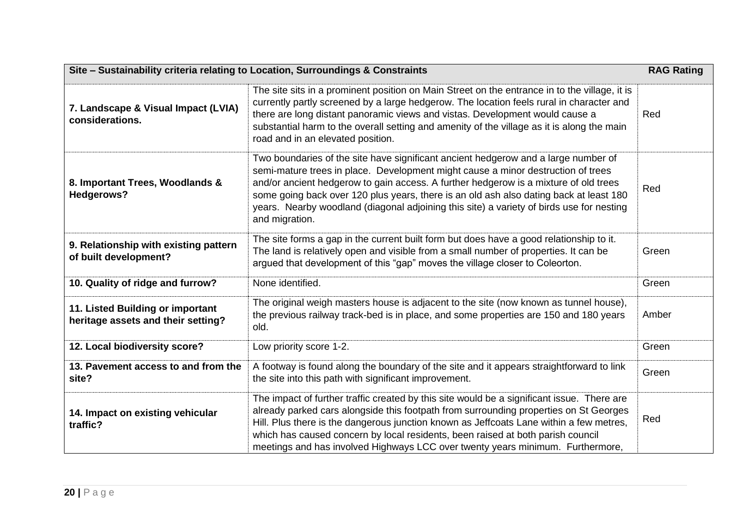| Site – Sustainability criteria relating to Location, Surroundings & Constraints | | RAG Rating |
|---|---|---|
| **7. Landscape & Visual Impact (LVIA) considerations.** | The site sits in a prominent position on Main Street on the entrance in to the village, it is currently partly screened by a large hedgerow. The location feels rural in character and there are long distant panoramic views and vistas. Development would cause a substantial harm to the overall setting and amenity of the village as it is along the main road and in an elevated position. | Red |
| **8. Important Trees, Woodlands & Hedgerows?** | Two boundaries of the site have significant ancient hedgerow and a large number of semi-mature trees in place. Development might cause a minor destruction of trees and/or ancient hedgerow to gain access. A further hedgerow is a mixture of old trees some going back over 120 plus years, there is an old ash also dating back at least 180 years. Nearby woodland (diagonal adjoining this site) a variety of birds use for nesting and migration. | Red |
| **9. Relationship with existing pattern of built development?** | The site forms a gap in the current built form but does have a good relationship to it. The land is relatively open and visible from a small number of properties. It can be argued that development of this "gap" moves the village closer to Coleorton. | Green |
| **10. Quality of ridge and furrow?** | None identified. | Green |
| **11. Listed Building or important heritage assets and their setting?** | The original weigh masters house is adjacent to the site (now known as tunnel house), the previous railway track-bed is in place, and some properties are 150 and 180 years old. | Amber |
| **12. Local biodiversity score?** | Low priority score 1-2. | Green |
| **13. Pavement access to and from the site?** | A footway is found along the boundary of the site and it appears straightforward to link the site into this path with significant improvement. | Green |
| **14. Impact on existing vehicular traffic?** | The impact of further traffic created by this site would be a significant issue. There are already parked cars alongside this footpath from surrounding properties on St Georges Hill. Plus there is the dangerous junction known as Jeffcoats Lane within a few metres, which has caused concern by local residents, been raised at both parish council meetings and has involved Highways LCC over twenty years minimum. Furthermore, | Red |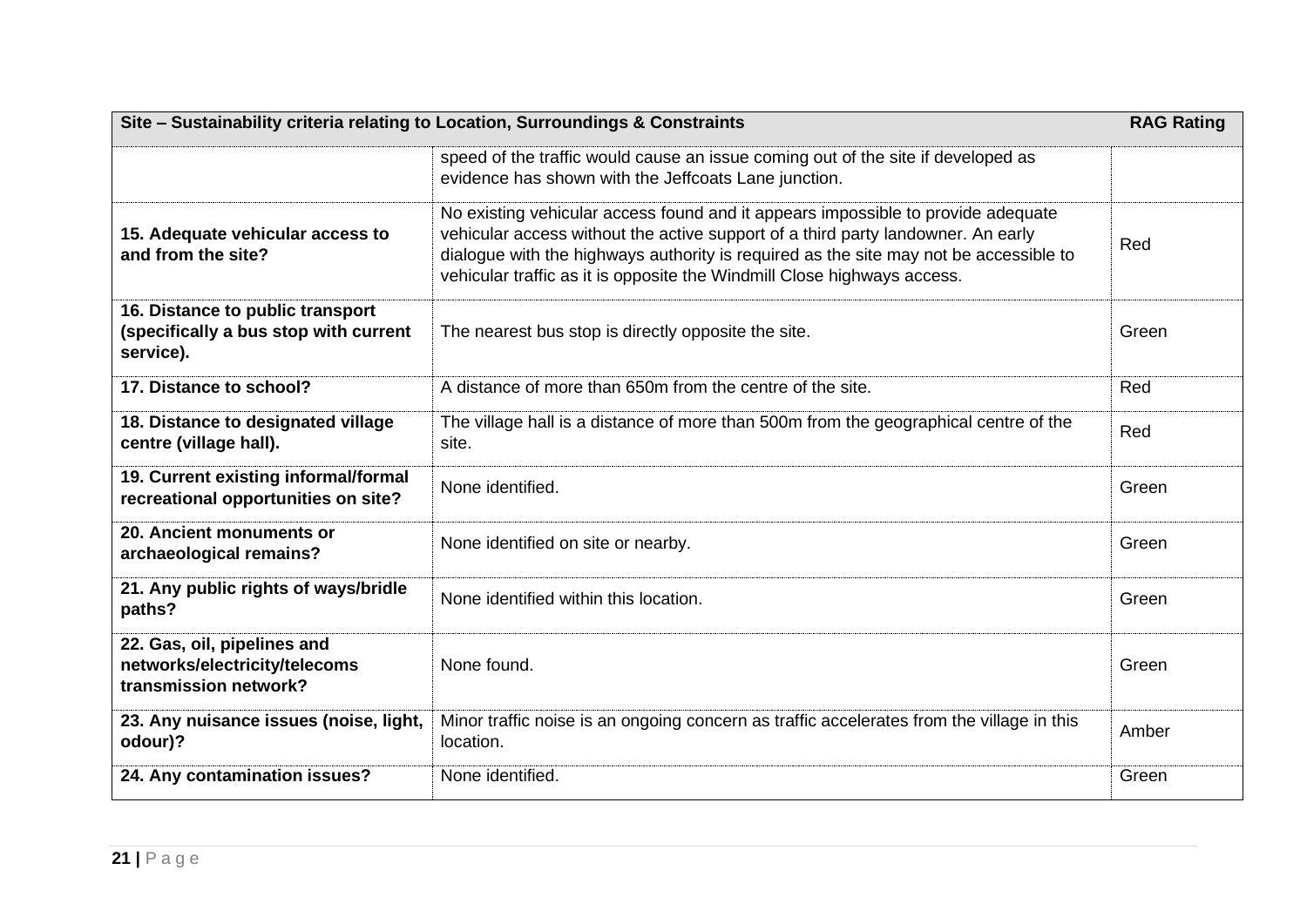| Site – Sustainability criteria relating to Location, Surroundings & Constraints | | RAG Rating |
|---|---|---|
| | speed of the traffic would cause an issue coming out of the site if developed as evidence has shown with the Jeffcoats Lane junction. | |
| **15. Adequate vehicular access to and from the site?** | No existing vehicular access found and it appears impossible to provide adequate vehicular access without the active support of a third party landowner. An early dialogue with the highways authority is required as the site may not be accessible to vehicular traffic as it is opposite the Windmill Close highways access. | Red |
| **16. Distance to public transport (specifically a bus stop with current service).** | The nearest bus stop is directly opposite the site. | Green |
| **17. Distance to school?** | A distance of more than 650m from the centre of the site. | Red |
| **18. Distance to designated village centre (village hall).** | The village hall is a distance of more than 500m from the geographical centre of the site. | Red |
| **19. Current existing informal/formal recreational opportunities on site?** | None identified. | Green |
| **20. Ancient monuments or archaeological remains?** | None identified on site or nearby. | Green |
| **21. Any public rights of ways/bridle paths?** | None identified within this location. | Green |
| **22. Gas, oil, pipelines and networks/electricity/telecoms transmission network?** | None found. | Green |
| **23. Any nuisance issues (noise, light, odour)?** | Minor traffic noise is an ongoing concern as traffic accelerates from the village in this location. | Amber |
| **24. Any contamination issues?** | None identified. | Green |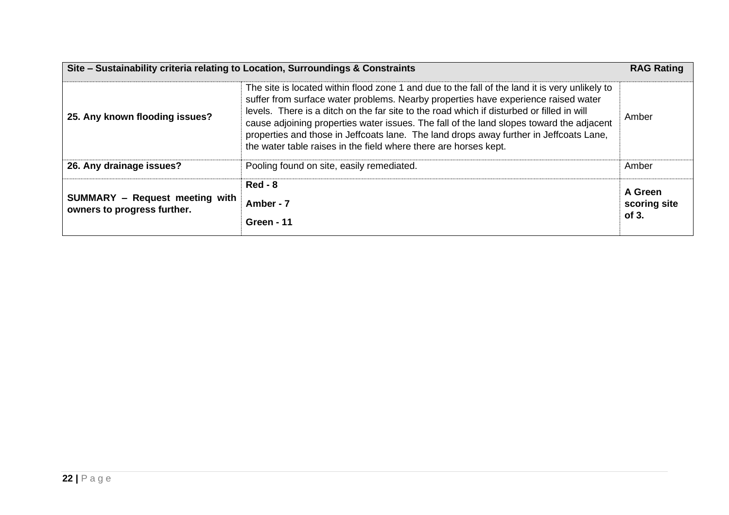| Site – Sustainability criteria relating to Location, Surroundings & Constraints | | RAG Rating |
|---|---|---|
| **25. Any known flooding issues?** | The site is located within flood zone 1 and due to the fall of the land it is very unlikely to suffer from surface water problems. Nearby properties have experience raised water levels. There is a ditch on the far site to the road which if disturbed or filled in will cause adjoining properties water issues. The fall of the land slopes toward the adjacent properties and those in Jeffcoats lane. The land drops away further in Jeffcoats Lane, the water table raises in the field where there are horses kept. | Amber |
| **26. Any drainage issues?** | Pooling found on site, easily remediated. | Amber |
| **SUMMARY – Request meeting with owners to progress further.** | **Red - 8**<br>**Amber - 7**<br>**Green - 11** | **A Green scoring site of 3.** |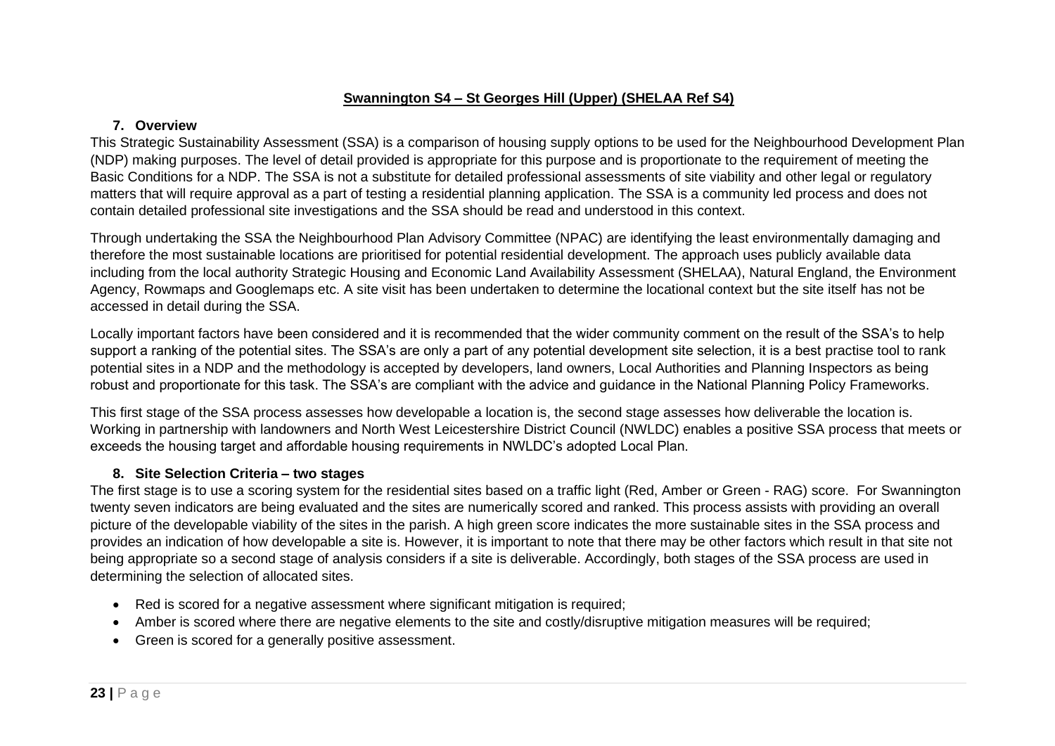**Swannington S4 – St Georges Hill (Upper) (SHELAA Ref S4)**

## 7. Overview

This Strategic Sustainability Assessment (SSA) is a comparison of housing supply options to be used for the Neighbourhood Development Plan (NDP) making purposes. The level of detail provided is appropriate for this purpose and is proportionate to the requirement of meeting the Basic Conditions for a NDP. The SSA is not a substitute for detailed professional assessments of site viability and other legal or regulatory matters that will require approval as a part of testing a residential planning application. The SSA is a community led process and does not contain detailed professional site investigations and the SSA should be read and understood in this context.

Through undertaking the SSA the Neighbourhood Plan Advisory Committee (NPAC) are identifying the least environmentally damaging and therefore the most sustainable locations are prioritised for potential residential development. The approach uses publicly available data including from the local authority Strategic Housing and Economic Land Availability Assessment (SHELAA), Natural England, the Environment Agency, Rowmaps and Googlemaps etc. A site visit has been undertaken to determine the locational context but the site itself has not be accessed in detail during the SSA.

Locally important factors have been considered and it is recommended that the wider community comment on the result of the SSA's to help support a ranking of the potential sites. The SSA's are only a part of any potential development site selection, it is a best practise tool to rank potential sites in a NDP and the methodology is accepted by developers, land owners, Local Authorities and Planning Inspectors as being robust and proportionate for this task. The SSA's are compliant with the advice and guidance in the National Planning Policy Frameworks.

This first stage of the SSA process assesses how developable a location is, the second stage assesses how deliverable the location is. Working in partnership with landowners and North West Leicestershire District Council (NWLDC) enables a positive SSA process that meets or exceeds the housing target and affordable housing requirements in NWLDC's adopted Local Plan.

## 8. Site Selection Criteria – two stages

The first stage is to use a scoring system for the residential sites based on a traffic light (Red, Amber or Green - RAG) score. For Swannington twenty seven indicators are being evaluated and the sites are numerically scored and ranked. This process assists with providing an overall picture of the developable viability of the sites in the parish. A high green score indicates the more sustainable sites in the SSA process and provides an indication of how developable a site is. However, it is important to note that there may be other factors which result in that site not being appropriate so a second stage of analysis considers if a site is deliverable. Accordingly, both stages of the SSA process are used in determining the selection of allocated sites.

- Red is scored for a negative assessment where significant mitigation is required;
- Amber is scored where there are negative elements to the site and costly/disruptive mitigation measures will be required;
- Green is scored for a generally positive assessment.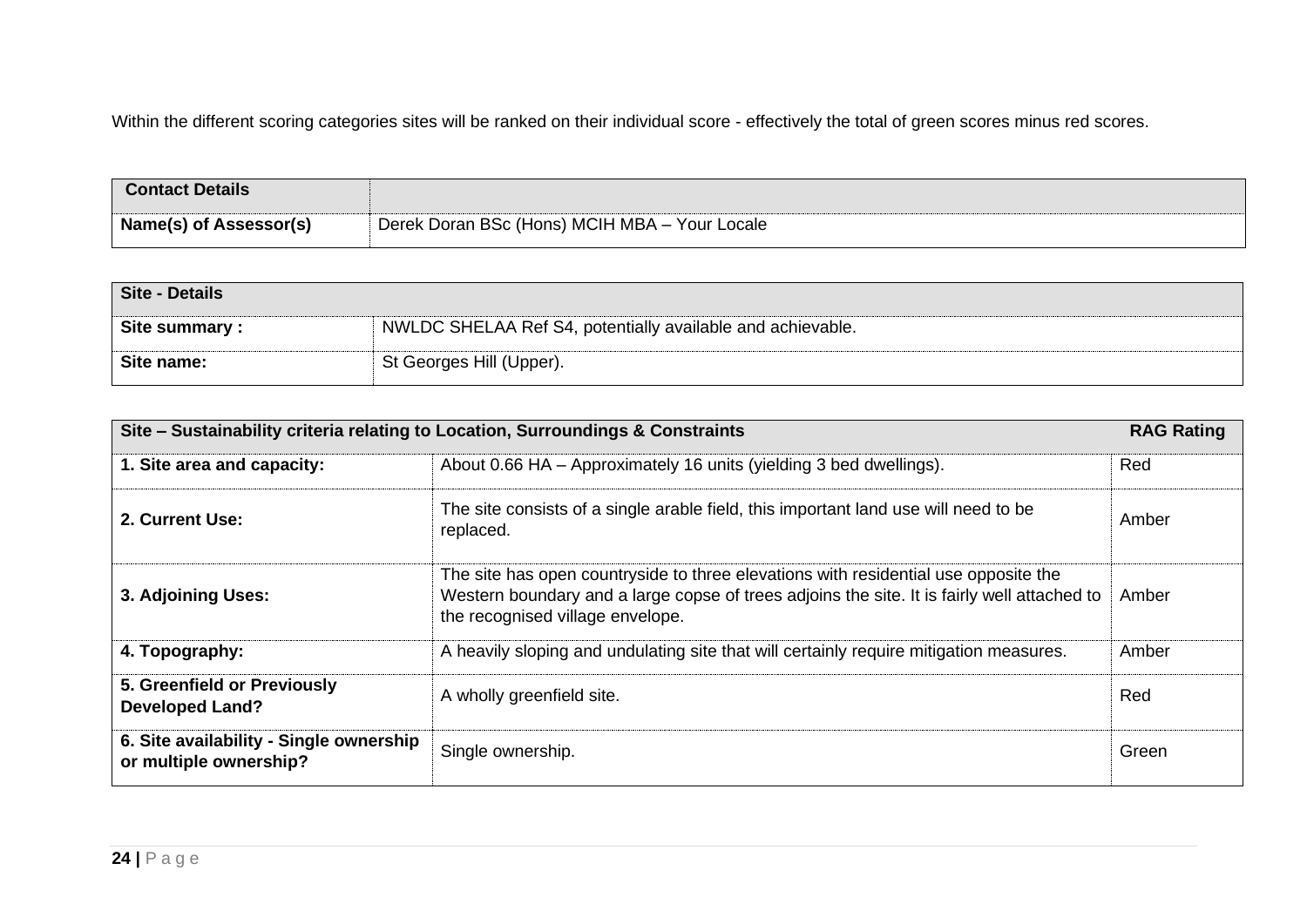Within the different scoring categories sites will be ranked on their individual score - effectively the total of green scores minus red scores.

| **Contact Details** | |
|---|---|
| **Name(s) of Assessor(s)** | Derek Doran BSc (Hons) MCIH MBA – Your Locale |

| **Site - Details** | |
|---|---|
| **Site summary :** | NWLDC SHELAA Ref S4, potentially available and achievable. |
| **Site name:** | St Georges Hill (Upper). |

| **Site – Sustainability criteria relating to Location, Surroundings & Constraints** | | **RAG Rating** |
|---|---|---|
| **1. Site area and capacity:** | About 0.66 HA – Approximately 16 units (yielding 3 bed dwellings). | Red |
| **2. Current Use:** | The site consists of a single arable field, this important land use will need to be replaced. | Amber |
| **3. Adjoining Uses:** | The site has open countryside to three elevations with residential use opposite the Western boundary and a large copse of trees adjoins the site. It is fairly well attached to the recognised village envelope. | Amber |
| **4. Topography:** | A heavily sloping and undulating site that will certainly require mitigation measures. | Amber |
| **5. Greenfield or Previously Developed Land?** | A wholly greenfield site. | Red |
| **6. Site availability - Single ownership or multiple ownership?** | Single ownership. | Green |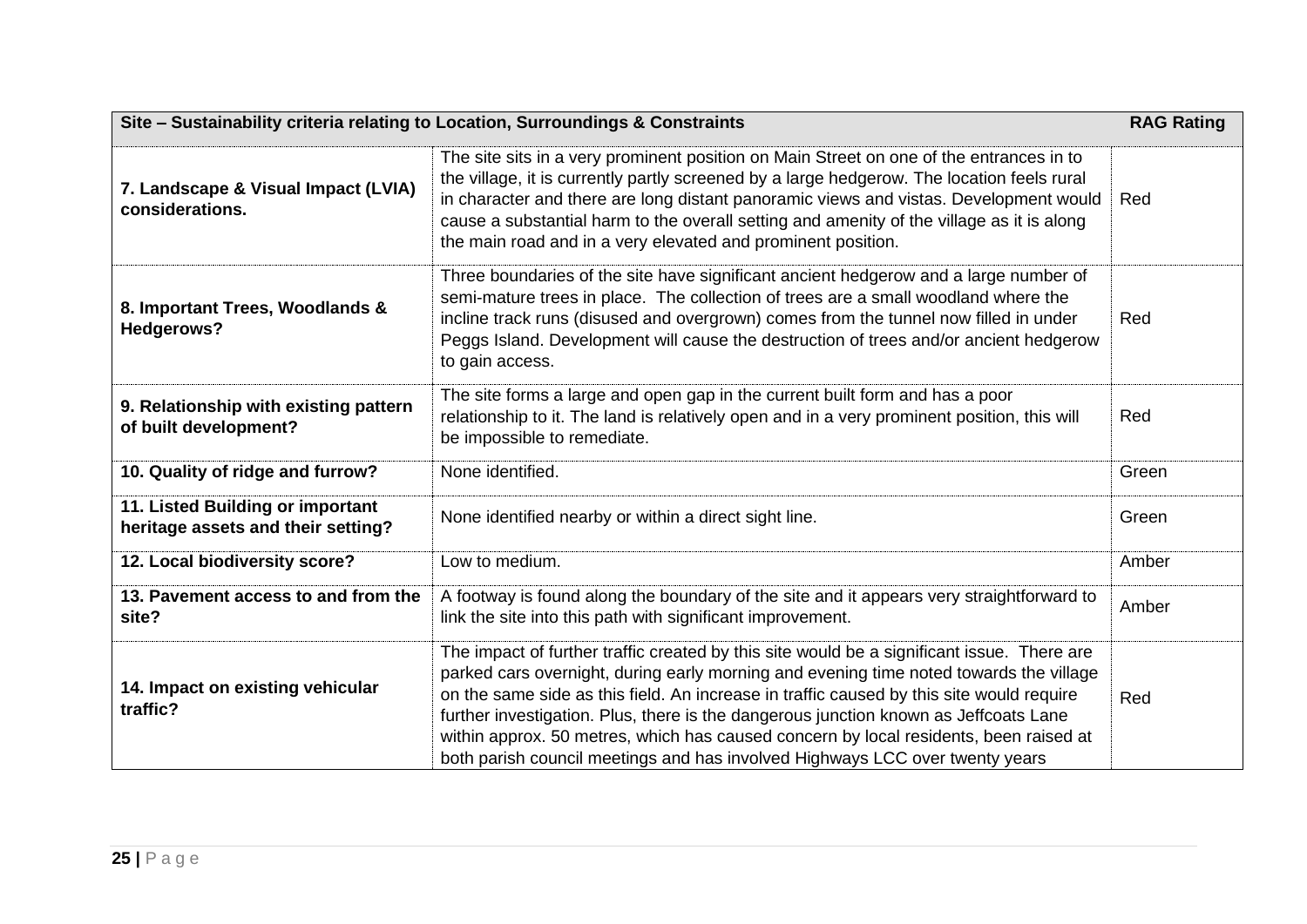| Site – Sustainability criteria relating to Location, Surroundings & Constraints | | RAG Rating |
|---|---|---|
| **7. Landscape & Visual Impact (LVIA) considerations.** | The site sits in a very prominent position on Main Street on one of the entrances in to the village, it is currently partly screened by a large hedgerow. The location feels rural in character and there are long distant panoramic views and vistas. Development would cause a substantial harm to the overall setting and amenity of the village as it is along the main road and in a very elevated and prominent position. | Red |
| **8. Important Trees, Woodlands & Hedgerows?** | Three boundaries of the site have significant ancient hedgerow and a large number of semi-mature trees in place. The collection of trees are a small woodland where the incline track runs (disused and overgrown) comes from the tunnel now filled in under Peggs Island. Development will cause the destruction of trees and/or ancient hedgerow to gain access. | Red |
| **9. Relationship with existing pattern of built development?** | The site forms a large and open gap in the current built form and has a poor relationship to it. The land is relatively open and in a very prominent position, this will be impossible to remediate. | Red |
| **10. Quality of ridge and furrow?** | None identified. | Green |
| **11. Listed Building or important heritage assets and their setting?** | None identified nearby or within a direct sight line. | Green |
| **12. Local biodiversity score?** | Low to medium. | Amber |
| **13. Pavement access to and from the site?** | A footway is found along the boundary of the site and it appears very straightforward to link the site into this path with significant improvement. | Amber |
| **14. Impact on existing vehicular traffic?** | The impact of further traffic created by this site would be a significant issue. There are parked cars overnight, during early morning and evening time noted towards the village on the same side as this field. An increase in traffic caused by this site would require further investigation. Plus, there is the dangerous junction known as Jeffcoats Lane within approx. 50 metres, which has caused concern by local residents, been raised at both parish council meetings and has involved Highways LCC over twenty years | Red |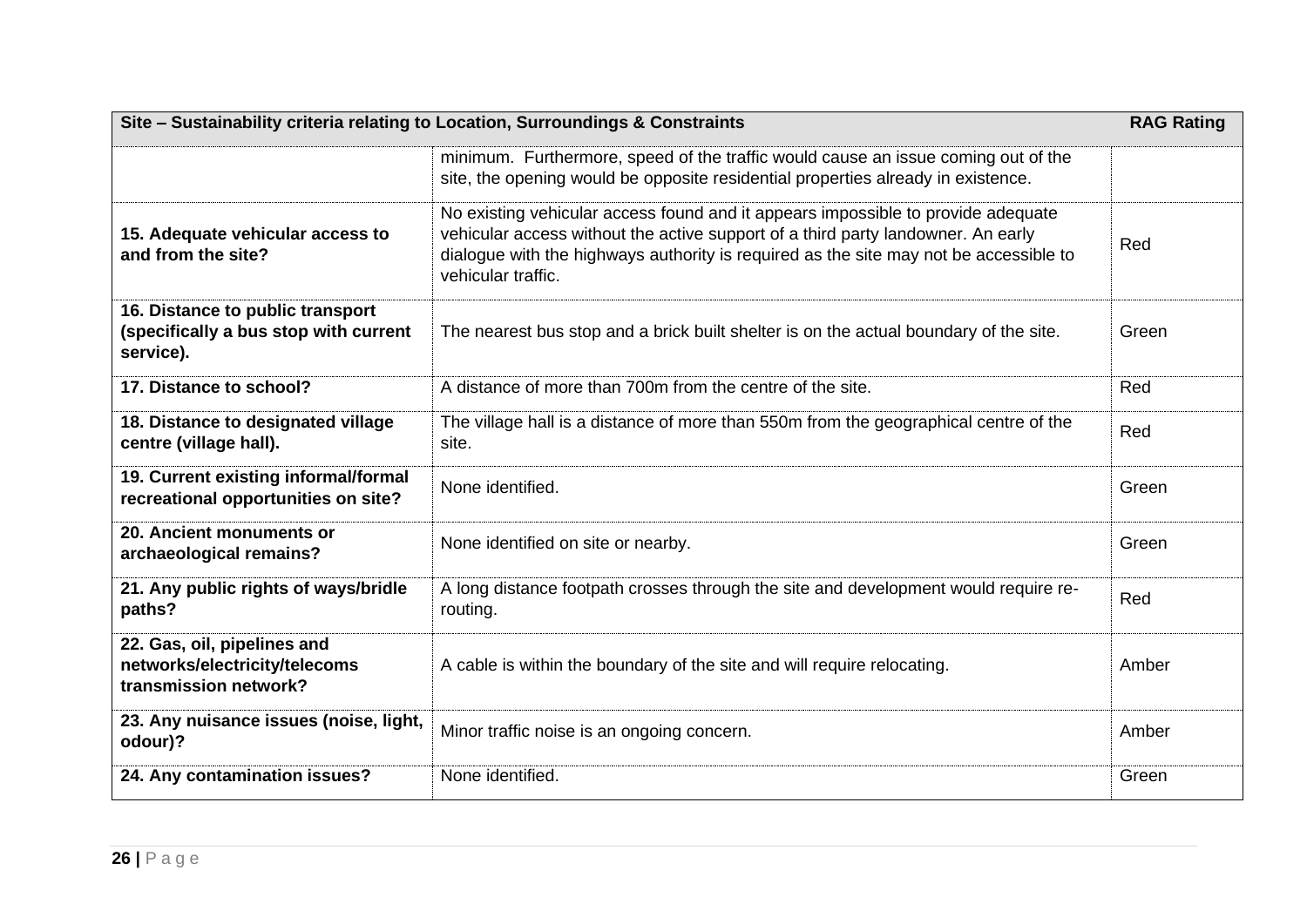| Site – Sustainability criteria relating to Location, Surroundings & Constraints | | RAG Rating |
|---|---|---|
| | minimum. Furthermore, speed of the traffic would cause an issue coming out of the site, the opening would be opposite residential properties already in existence. | |
| **15. Adequate vehicular access to and from the site?** | No existing vehicular access found and it appears impossible to provide adequate vehicular access without the active support of a third party landowner. An early dialogue with the highways authority is required as the site may not be accessible to vehicular traffic. | Red |
| **16. Distance to public transport (specifically a bus stop with current service).** | The nearest bus stop and a brick built shelter is on the actual boundary of the site. | Green |
| **17. Distance to school?** | A distance of more than 700m from the centre of the site. | Red |
| **18. Distance to designated village centre (village hall).** | The village hall is a distance of more than 550m from the geographical centre of the site. | Red |
| **19. Current existing informal/formal recreational opportunities on site?** | None identified. | Green |
| **20. Ancient monuments or archaeological remains?** | None identified on site or nearby. | Green |
| **21. Any public rights of ways/bridle paths?** | A long distance footpath crosses through the site and development would require re-routing. | Red |
| **22. Gas, oil, pipelines and networks/electricity/telecoms transmission network?** | A cable is within the boundary of the site and will require relocating. | Amber |
| **23. Any nuisance issues (noise, light, odour)?** | Minor traffic noise is an ongoing concern. | Amber |
| **24. Any contamination issues?** | None identified. | Green |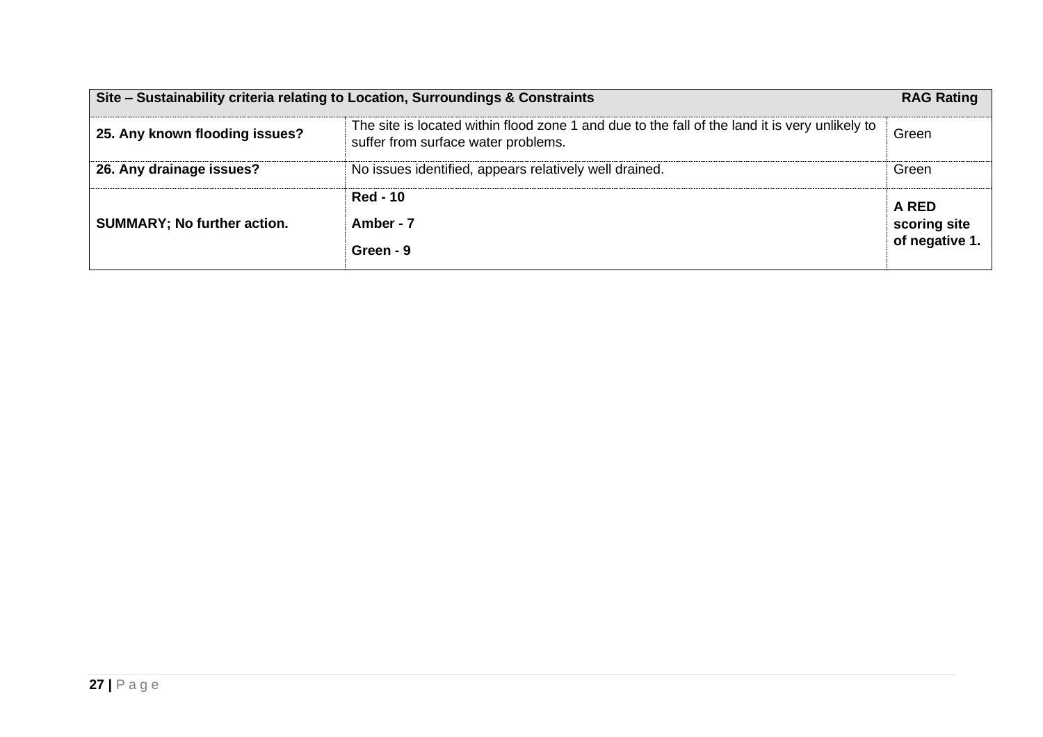| Site – Sustainability criteria relating to Location, Surroundings & Constraints | | RAG Rating |
|---|---|---|
| **25. Any known flooding issues?** | The site is located within flood zone 1 and due to the fall of the land it is very unlikely to suffer from surface water problems. | Green |
| **26. Any drainage issues?** | No issues identified, appears relatively well drained. | Green |
| **SUMMARY; No further action.** | **Red - 10**<br>**Amber - 7**<br>**Green - 9** | **A RED scoring site of negative 1.** |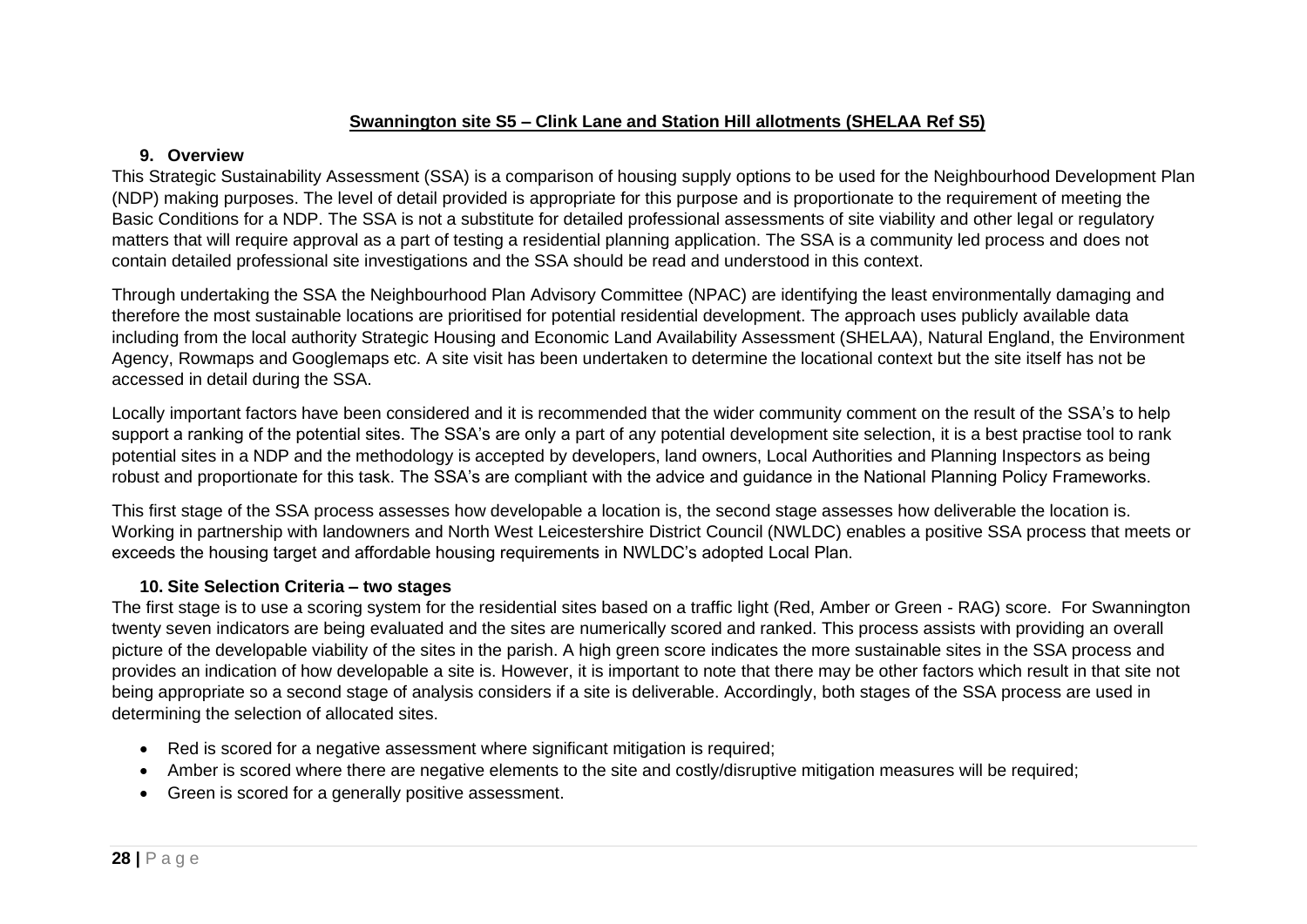**Swannington site S5 – Clink Lane and Station Hill allotments (SHELAA Ref S5)**

### 9. Overview

This Strategic Sustainability Assessment (SSA) is a comparison of housing supply options to be used for the Neighbourhood Development Plan (NDP) making purposes. The level of detail provided is appropriate for this purpose and is proportionate to the requirement of meeting the Basic Conditions for a NDP. The SSA is not a substitute for detailed professional assessments of site viability and other legal or regulatory matters that will require approval as a part of testing a residential planning application. The SSA is a community led process and does not contain detailed professional site investigations and the SSA should be read and understood in this context.

Through undertaking the SSA the Neighbourhood Plan Advisory Committee (NPAC) are identifying the least environmentally damaging and therefore the most sustainable locations are prioritised for potential residential development. The approach uses publicly available data including from the local authority Strategic Housing and Economic Land Availability Assessment (SHELAA), Natural England, the Environment Agency, Rowmaps and Googlemaps etc. A site visit has been undertaken to determine the locational context but the site itself has not be accessed in detail during the SSA.

Locally important factors have been considered and it is recommended that the wider community comment on the result of the SSA's to help support a ranking of the potential sites. The SSA's are only a part of any potential development site selection, it is a best practise tool to rank potential sites in a NDP and the methodology is accepted by developers, land owners, Local Authorities and Planning Inspectors as being robust and proportionate for this task. The SSA's are compliant with the advice and guidance in the National Planning Policy Frameworks.

This first stage of the SSA process assesses how developable a location is, the second stage assesses how deliverable the location is. Working in partnership with landowners and North West Leicestershire District Council (NWLDC) enables a positive SSA process that meets or exceeds the housing target and affordable housing requirements in NWLDC's adopted Local Plan.

### 10. Site Selection Criteria – two stages

The first stage is to use a scoring system for the residential sites based on a traffic light (Red, Amber or Green - RAG) score. For Swannington twenty seven indicators are being evaluated and the sites are numerically scored and ranked. This process assists with providing an overall picture of the developable viability of the sites in the parish. A high green score indicates the more sustainable sites in the SSA process and provides an indication of how developable a site is. However, it is important to note that there may be other factors which result in that site not being appropriate so a second stage of analysis considers if a site is deliverable. Accordingly, both stages of the SSA process are used in determining the selection of allocated sites.

- Red is scored for a negative assessment where significant mitigation is required;
- Amber is scored where there are negative elements to the site and costly/disruptive mitigation measures will be required;
- Green is scored for a generally positive assessment.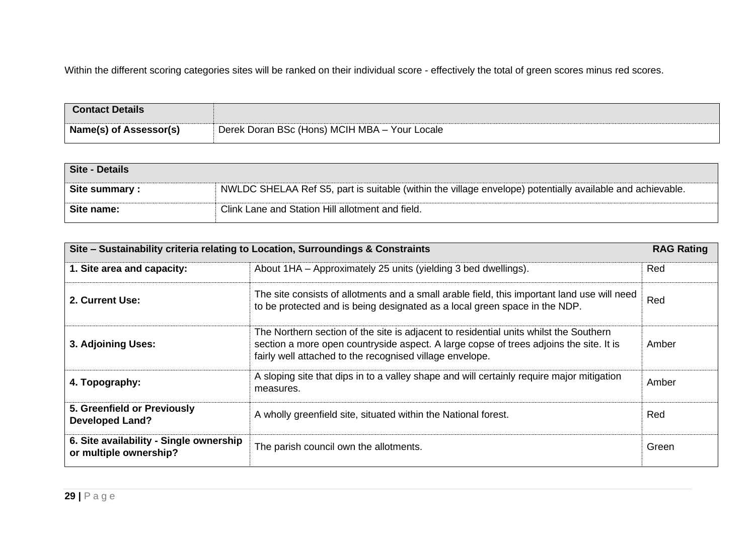Within the different scoring categories sites will be ranked on their individual score - effectively the total of green scores minus red scores.

| **Contact Details** | |
|---|---|
| **Name(s) of Assessor(s)** | Derek Doran BSc (Hons) MCIH MBA – Your Locale |

| **Site - Details** | |
|---|---|
| **Site summary :** | NWLDC SHELAA Ref S5, part is suitable (within the village envelope) potentially available and achievable. |
| **Site name:** | Clink Lane and Station Hill allotment and field. |

| **Site – Sustainability criteria relating to Location, Surroundings & Constraints** | | **RAG Rating** |
|---|---|---|
| **1. Site area and capacity:** | About 1HA – Approximately 25 units (yielding 3 bed dwellings). | Red |
| **2. Current Use:** | The site consists of allotments and a small arable field, this important land use will need to be protected and is being designated as a local green space in the NDP. | Red |
| **3. Adjoining Uses:** | The Northern section of the site is adjacent to residential units whilst the Southern section a more open countryside aspect. A large copse of trees adjoins the site. It is fairly well attached to the recognised village envelope. | Amber |
| **4. Topography:** | A sloping site that dips in to a valley shape and will certainly require major mitigation measures. | Amber |
| **5. Greenfield or Previously Developed Land?** | A wholly greenfield site, situated within the National forest. | Red |
| **6. Site availability - Single ownership or multiple ownership?** | The parish council own the allotments. | Green |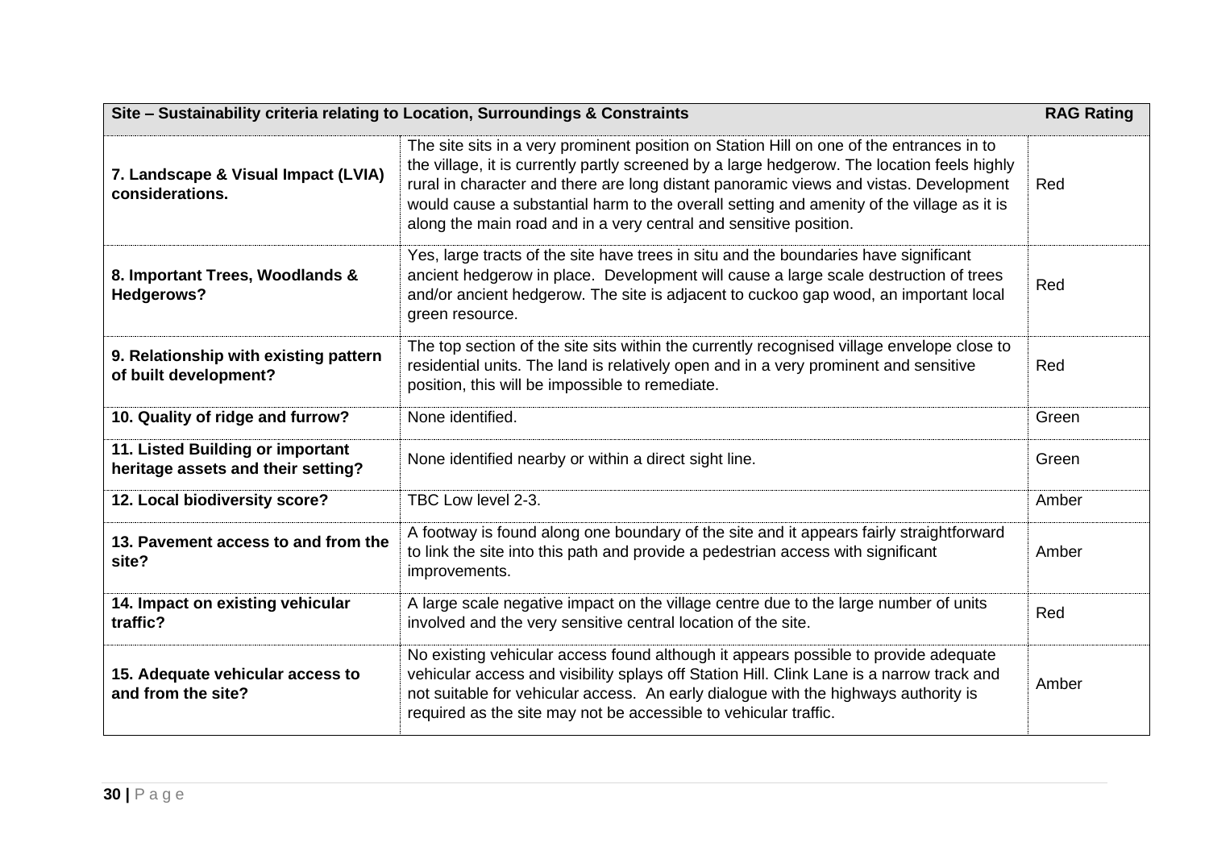| Site – Sustainability criteria relating to Location, Surroundings & Constraints | | RAG Rating |
|---|---|---|
| **7. Landscape & Visual Impact (LVIA) considerations.** | The site sits in a very prominent position on Station Hill on one of the entrances in to the village, it is currently partly screened by a large hedgerow. The location feels highly rural in character and there are long distant panoramic views and vistas. Development would cause a substantial harm to the overall setting and amenity of the village as it is along the main road and in a very central and sensitive position. | Red |
| **8. Important Trees, Woodlands & Hedgerows?** | Yes, large tracts of the site have trees in situ and the boundaries have significant ancient hedgerow in place. Development will cause a large scale destruction of trees and/or ancient hedgerow. The site is adjacent to cuckoo gap wood, an important local green resource. | Red |
| **9. Relationship with existing pattern of built development?** | The top section of the site sits within the currently recognised village envelope close to residential units. The land is relatively open and in a very prominent and sensitive position, this will be impossible to remediate. | Red |
| **10. Quality of ridge and furrow?** | None identified. | Green |
| **11. Listed Building or important heritage assets and their setting?** | None identified nearby or within a direct sight line. | Green |
| **12. Local biodiversity score?** | TBC Low level 2-3. | Amber |
| **13. Pavement access to and from the site?** | A footway is found along one boundary of the site and it appears fairly straightforward to link the site into this path and provide a pedestrian access with significant improvements. | Amber |
| **14. Impact on existing vehicular traffic?** | A large scale negative impact on the village centre due to the large number of units involved and the very sensitive central location of the site. | Red |
| **15. Adequate vehicular access to and from the site?** | No existing vehicular access found although it appears possible to provide adequate vehicular access and visibility splays off Station Hill. Clink Lane is a narrow track and not suitable for vehicular access. An early dialogue with the highways authority is required as the site may not be accessible to vehicular traffic. | Amber |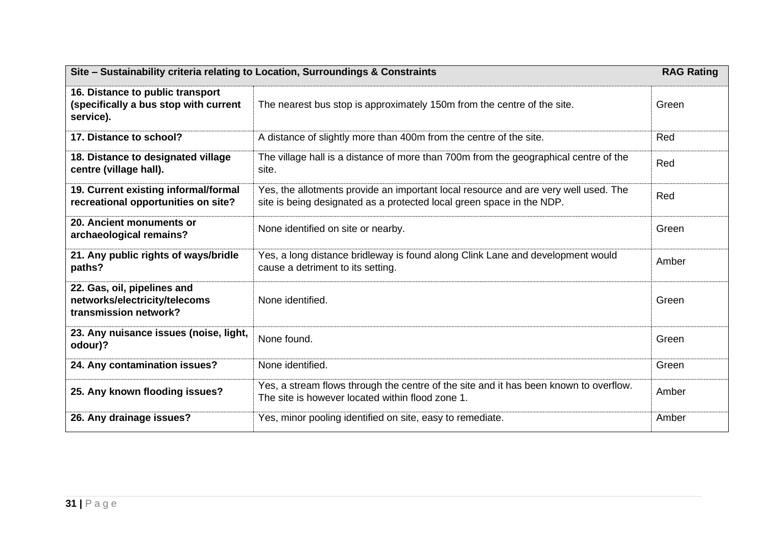| Site – Sustainability criteria relating to Location, Surroundings & Constraints | | RAG Rating |
|---|---|---|
| **16. Distance to public transport (specifically a bus stop with current service).** | The nearest bus stop is approximately 150m from the centre of the site. | Green |
| **17. Distance to school?** | A distance of slightly more than 400m from the centre of the site. | Red |
| **18. Distance to designated village centre (village hall).** | The village hall is a distance of more than 700m from the geographical centre of the site. | Red |
| **19. Current existing informal/formal recreational opportunities on site?** | Yes, the allotments provide an important local resource and are very well used. The site is being designated as a protected local green space in the NDP. | Red |
| **20. Ancient monuments or archaeological remains?** | None identified on site or nearby. | Green |
| **21. Any public rights of ways/bridle paths?** | Yes, a long distance bridleway is found along Clink Lane and development would cause a detriment to its setting. | Amber |
| **22. Gas, oil, pipelines and networks/electricity/telecoms transmission network?** | None identified. | Green |
| **23. Any nuisance issues (noise, light, odour)?** | None found. | Green |
| **24. Any contamination issues?** | None identified. | Green |
| **25. Any known flooding issues?** | Yes, a stream flows through the centre of the site and it has been known to overflow. The site is however located within flood zone 1. | Amber |
| **26. Any drainage issues?** | Yes, minor pooling identified on site, easy to remediate. | Amber |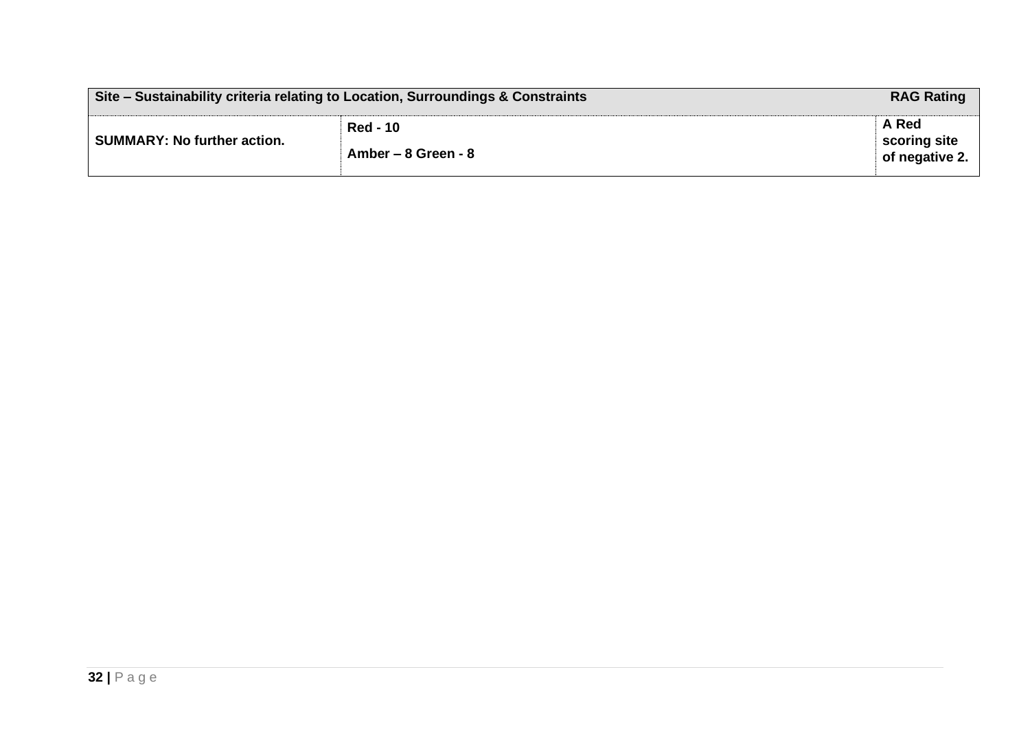| Site – Sustainability criteria relating to Location, Surroundings & Constraints | | RAG Rating |
| --- | --- | --- |
| **SUMMARY: No further action.** | **Red - 10**<br><br>**Amber – 8 Green - 8** | **A Red scoring site of negative 2.** |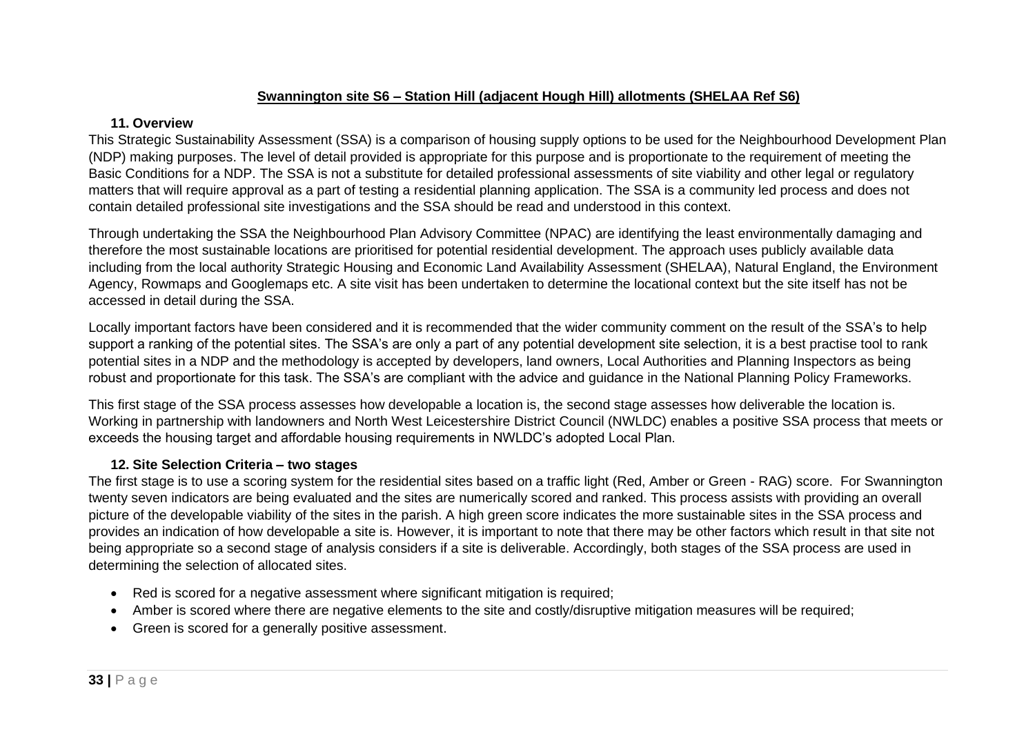**Swannington site S6 – Station Hill (adjacent Hough Hill) allotments (SHELAA Ref S6)**

### 11. Overview

This Strategic Sustainability Assessment (SSA) is a comparison of housing supply options to be used for the Neighbourhood Development Plan (NDP) making purposes. The level of detail provided is appropriate for this purpose and is proportionate to the requirement of meeting the Basic Conditions for a NDP. The SSA is not a substitute for detailed professional assessments of site viability and other legal or regulatory matters that will require approval as a part of testing a residential planning application. The SSA is a community led process and does not contain detailed professional site investigations and the SSA should be read and understood in this context.

Through undertaking the SSA the Neighbourhood Plan Advisory Committee (NPAC) are identifying the least environmentally damaging and therefore the most sustainable locations are prioritised for potential residential development. The approach uses publicly available data including from the local authority Strategic Housing and Economic Land Availability Assessment (SHELAA), Natural England, the Environment Agency, Rowmaps and Googlemaps etc. A site visit has been undertaken to determine the locational context but the site itself has not be accessed in detail during the SSA.

Locally important factors have been considered and it is recommended that the wider community comment on the result of the SSA's to help support a ranking of the potential sites. The SSA's are only a part of any potential development site selection, it is a best practise tool to rank potential sites in a NDP and the methodology is accepted by developers, land owners, Local Authorities and Planning Inspectors as being robust and proportionate for this task. The SSA's are compliant with the advice and guidance in the National Planning Policy Frameworks.

This first stage of the SSA process assesses how developable a location is, the second stage assesses how deliverable the location is. Working in partnership with landowners and North West Leicestershire District Council (NWLDC) enables a positive SSA process that meets or exceeds the housing target and affordable housing requirements in NWLDC's adopted Local Plan.

### 12. Site Selection Criteria – two stages

The first stage is to use a scoring system for the residential sites based on a traffic light (Red, Amber or Green - RAG) score. For Swannington twenty seven indicators are being evaluated and the sites are numerically scored and ranked. This process assists with providing an overall picture of the developable viability of the sites in the parish. A high green score indicates the more sustainable sites in the SSA process and provides an indication of how developable a site is. However, it is important to note that there may be other factors which result in that site not being appropriate so a second stage of analysis considers if a site is deliverable. Accordingly, both stages of the SSA process are used in determining the selection of allocated sites.

- Red is scored for a negative assessment where significant mitigation is required;
- Amber is scored where there are negative elements to the site and costly/disruptive mitigation measures will be required;
- Green is scored for a generally positive assessment.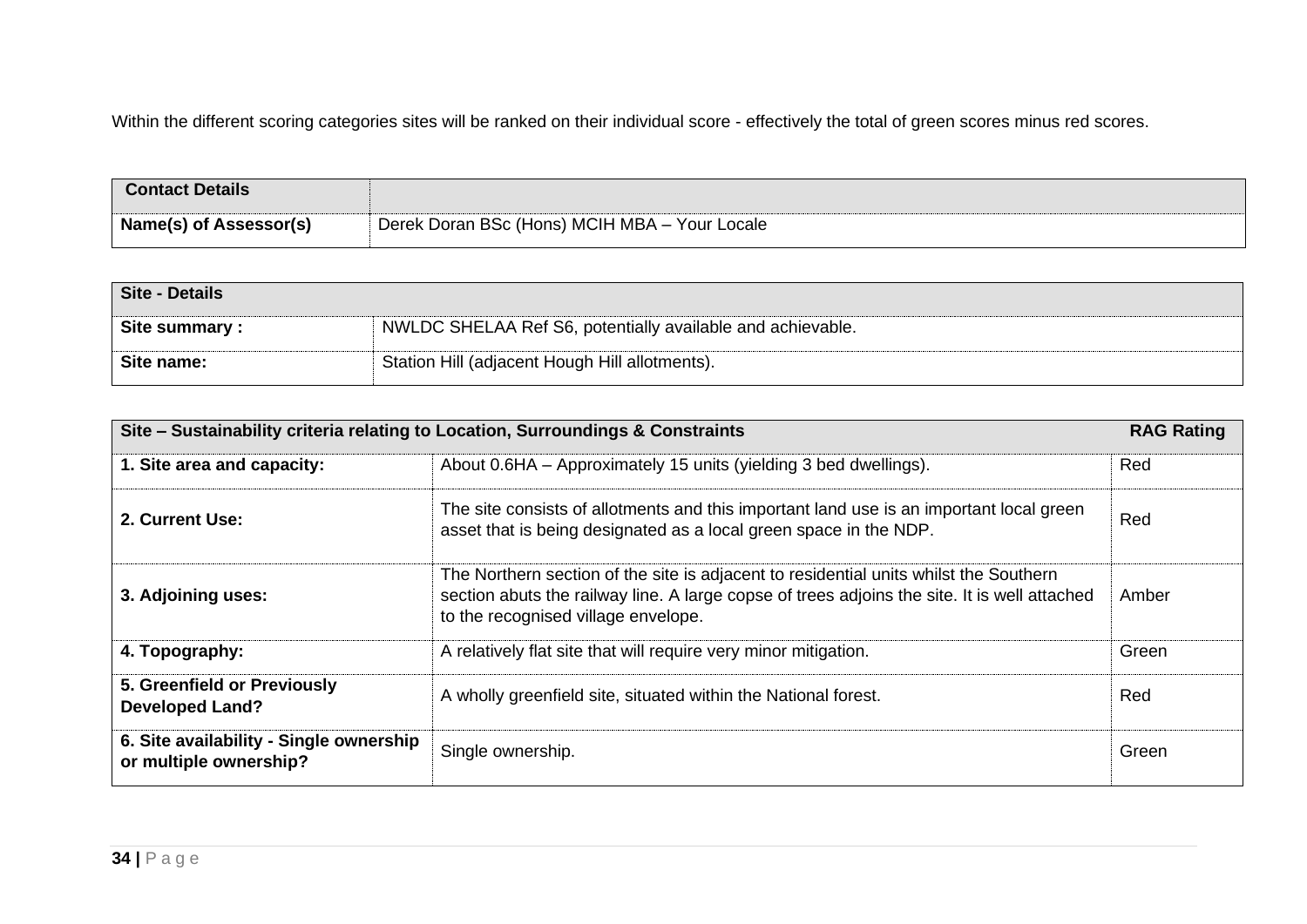Within the different scoring categories sites will be ranked on their individual score - effectively the total of green scores minus red scores.

| **Contact Details** | |
|---|---|
| **Name(s) of Assessor(s)** | Derek Doran BSc (Hons) MCIH MBA – Your Locale |

| **Site - Details** | |
|---|---|
| **Site summary :** | NWLDC SHELAA Ref S6, potentially available and achievable. |
| **Site name:** | Station Hill (adjacent Hough Hill allotments). |

| **Site – Sustainability criteria relating to Location, Surroundings & Constraints** | | **RAG Rating** |
|---|---|---|
| **1. Site area and capacity:** | About 0.6HA – Approximately 15 units (yielding 3 bed dwellings). | Red |
| **2. Current Use:** | The site consists of allotments and this important land use is an important local green asset that is being designated as a local green space in the NDP. | Red |
| **3. Adjoining uses:** | The Northern section of the site is adjacent to residential units whilst the Southern section abuts the railway line. A large copse of trees adjoins the site. It is well attached to the recognised village envelope. | Amber |
| **4. Topography:** | A relatively flat site that will require very minor mitigation. | Green |
| **5. Greenfield or Previously Developed Land?** | A wholly greenfield site, situated within the National forest. | Red |
| **6. Site availability - Single ownership or multiple ownership?** | Single ownership. | Green |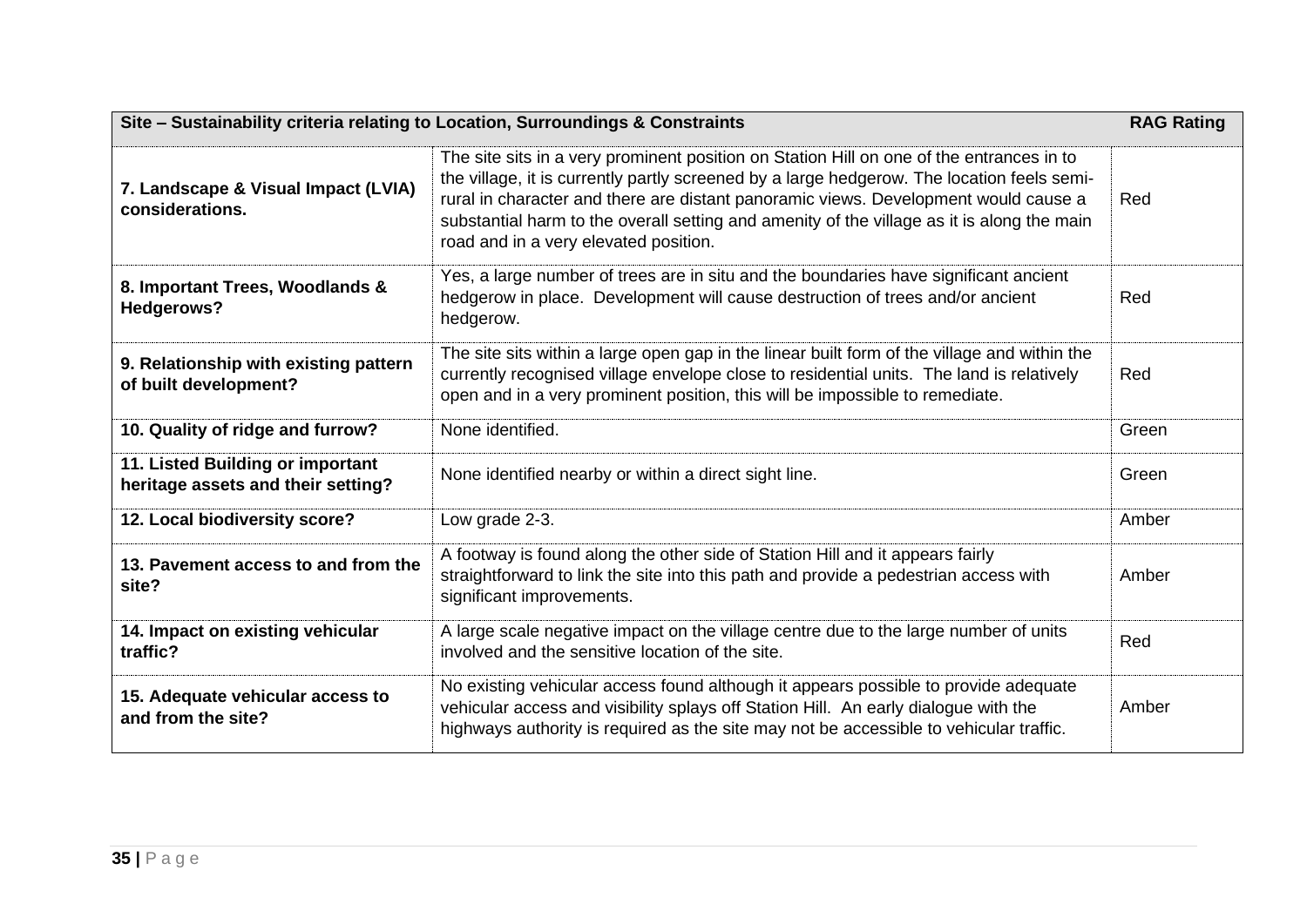| Site – Sustainability criteria relating to Location, Surroundings & Constraints | | RAG Rating |
|---|---|---|
| **7. Landscape & Visual Impact (LVIA) considerations.** | The site sits in a very prominent position on Station Hill on one of the entrances in to the village, it is currently partly screened by a large hedgerow. The location feels semi-rural in character and there are distant panoramic views. Development would cause a substantial harm to the overall setting and amenity of the village as it is along the main road and in a very elevated position. | Red |
| **8. Important Trees, Woodlands & Hedgerows?** | Yes, a large number of trees are in situ and the boundaries have significant ancient hedgerow in place. Development will cause destruction of trees and/or ancient hedgerow. | Red |
| **9. Relationship with existing pattern of built development?** | The site sits within a large open gap in the linear built form of the village and within the currently recognised village envelope close to residential units. The land is relatively open and in a very prominent position, this will be impossible to remediate. | Red |
| **10. Quality of ridge and furrow?** | None identified. | Green |
| **11. Listed Building or important heritage assets and their setting?** | None identified nearby or within a direct sight line. | Green |
| **12. Local biodiversity score?** | Low grade 2-3. | Amber |
| **13. Pavement access to and from the site?** | A footway is found along the other side of Station Hill and it appears fairly straightforward to link the site into this path and provide a pedestrian access with significant improvements. | Amber |
| **14. Impact on existing vehicular traffic?** | A large scale negative impact on the village centre due to the large number of units involved and the sensitive location of the site. | Red |
| **15. Adequate vehicular access to and from the site?** | No existing vehicular access found although it appears possible to provide adequate vehicular access and visibility splays off Station Hill. An early dialogue with the highways authority is required as the site may not be accessible to vehicular traffic. | Amber |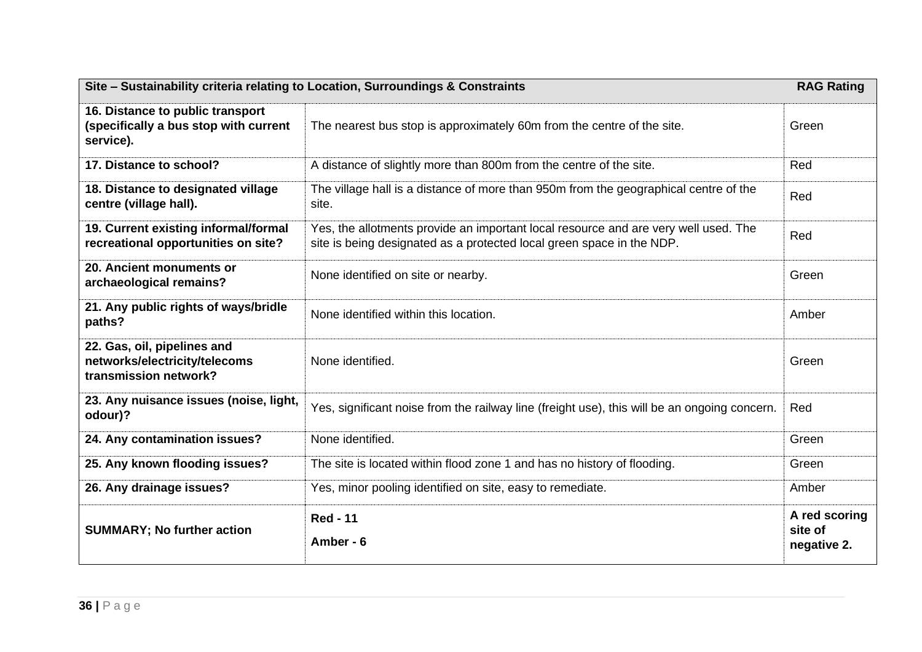| Site – Sustainability criteria relating to Location, Surroundings & Constraints | | RAG Rating |
|---|---|---|
| **16. Distance to public transport (specifically a bus stop with current service).** | The nearest bus stop is approximately 60m from the centre of the site. | Green |
| **17. Distance to school?** | A distance of slightly more than 800m from the centre of the site. | Red |
| **18. Distance to designated village centre (village hall).** | The village hall is a distance of more than 950m from the geographical centre of the site. | Red |
| **19. Current existing informal/formal recreational opportunities on site?** | Yes, the allotments provide an important local resource and are very well used. The site is being designated as a protected local green space in the NDP. | Red |
| **20. Ancient monuments or archaeological remains?** | None identified on site or nearby. | Green |
| **21. Any public rights of ways/bridle paths?** | None identified within this location. | Amber |
| **22. Gas, oil, pipelines and networks/electricity/telecoms transmission network?** | None identified. | Green |
| **23. Any nuisance issues (noise, light, odour)?** | Yes, significant noise from the railway line (freight use), this will be an ongoing concern. | Red |
| **24. Any contamination issues?** | None identified. | Green |
| **25. Any known flooding issues?** | The site is located within flood zone 1 and has no history of flooding. | Green |
| **26. Any drainage issues?** | Yes, minor pooling identified on site, easy to remediate. | Amber |
| **SUMMARY; No further action** | **Red - 11**<br>**Amber - 6** | **A red scoring site of negative 2.** |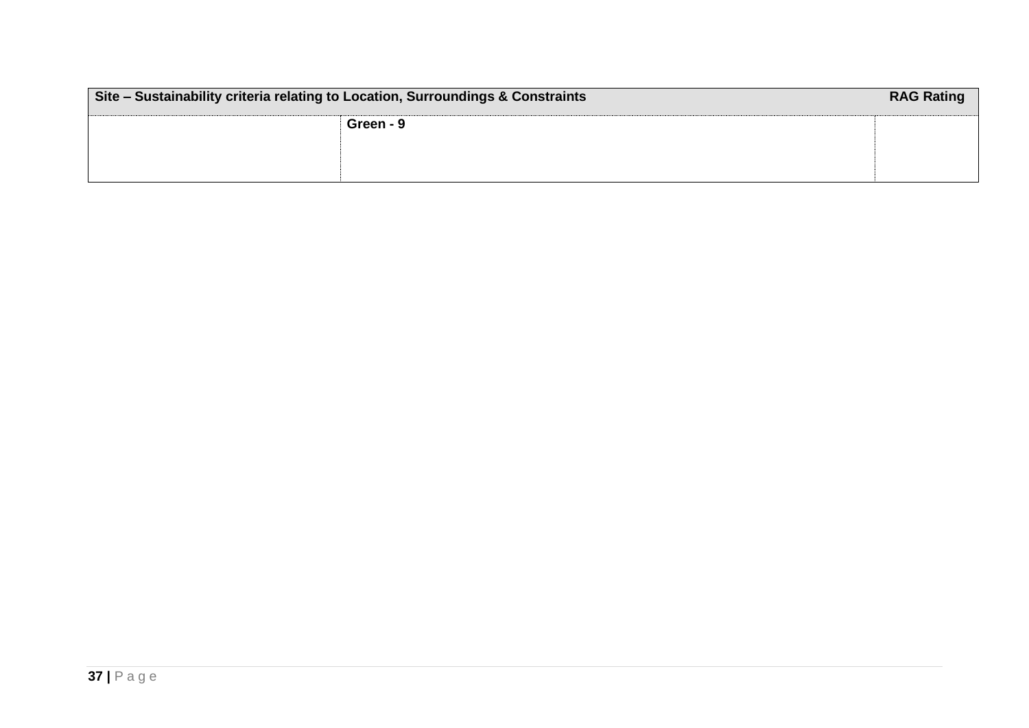| Site – Sustainability criteria relating to Location, Surroundings & Constraints | | RAG Rating |
|---|---|---|
| | **Green - 9** | |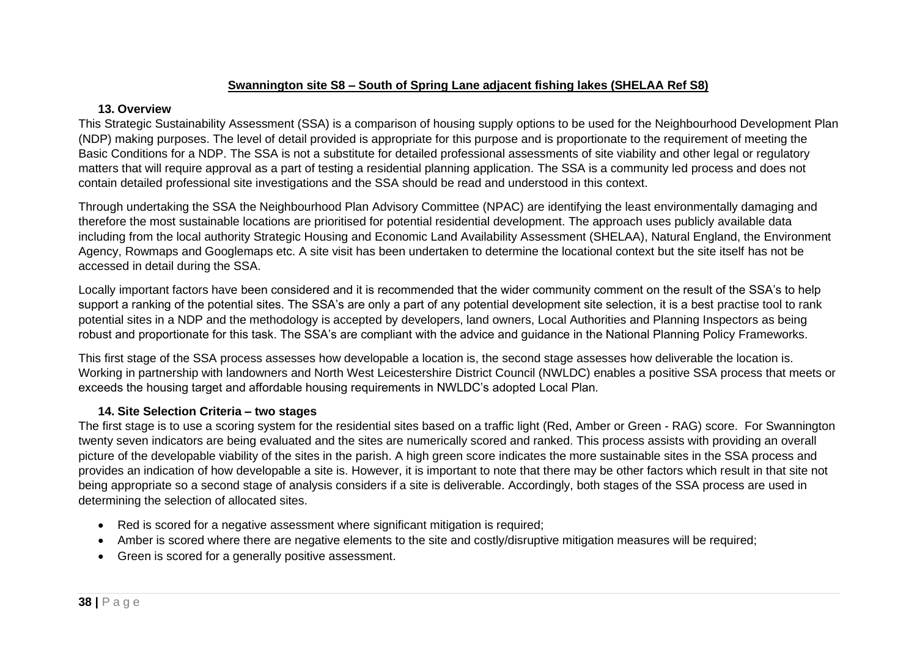**Swannington site S8 – South of Spring Lane adjacent fishing lakes (SHELAA Ref S8)**

### 13. Overview

This Strategic Sustainability Assessment (SSA) is a comparison of housing supply options to be used for the Neighbourhood Development Plan (NDP) making purposes. The level of detail provided is appropriate for this purpose and is proportionate to the requirement of meeting the Basic Conditions for a NDP. The SSA is not a substitute for detailed professional assessments of site viability and other legal or regulatory matters that will require approval as a part of testing a residential planning application. The SSA is a community led process and does not contain detailed professional site investigations and the SSA should be read and understood in this context.

Through undertaking the SSA the Neighbourhood Plan Advisory Committee (NPAC) are identifying the least environmentally damaging and therefore the most sustainable locations are prioritised for potential residential development. The approach uses publicly available data including from the local authority Strategic Housing and Economic Land Availability Assessment (SHELAA), Natural England, the Environment Agency, Rowmaps and Googlemaps etc. A site visit has been undertaken to determine the locational context but the site itself has not be accessed in detail during the SSA.

Locally important factors have been considered and it is recommended that the wider community comment on the result of the SSA's to help support a ranking of the potential sites. The SSA's are only a part of any potential development site selection, it is a best practise tool to rank potential sites in a NDP and the methodology is accepted by developers, land owners, Local Authorities and Planning Inspectors as being robust and proportionate for this task. The SSA's are compliant with the advice and guidance in the National Planning Policy Frameworks.

This first stage of the SSA process assesses how developable a location is, the second stage assesses how deliverable the location is. Working in partnership with landowners and North West Leicestershire District Council (NWLDC) enables a positive SSA process that meets or exceeds the housing target and affordable housing requirements in NWLDC's adopted Local Plan.

### 14. Site Selection Criteria – two stages

The first stage is to use a scoring system for the residential sites based on a traffic light (Red, Amber or Green - RAG) score. For Swannington twenty seven indicators are being evaluated and the sites are numerically scored and ranked. This process assists with providing an overall picture of the developable viability of the sites in the parish. A high green score indicates the more sustainable sites in the SSA process and provides an indication of how developable a site is. However, it is important to note that there may be other factors which result in that site not being appropriate so a second stage of analysis considers if a site is deliverable. Accordingly, both stages of the SSA process are used in determining the selection of allocated sites.

- Red is scored for a negative assessment where significant mitigation is required;
- Amber is scored where there are negative elements to the site and costly/disruptive mitigation measures will be required;
- Green is scored for a generally positive assessment.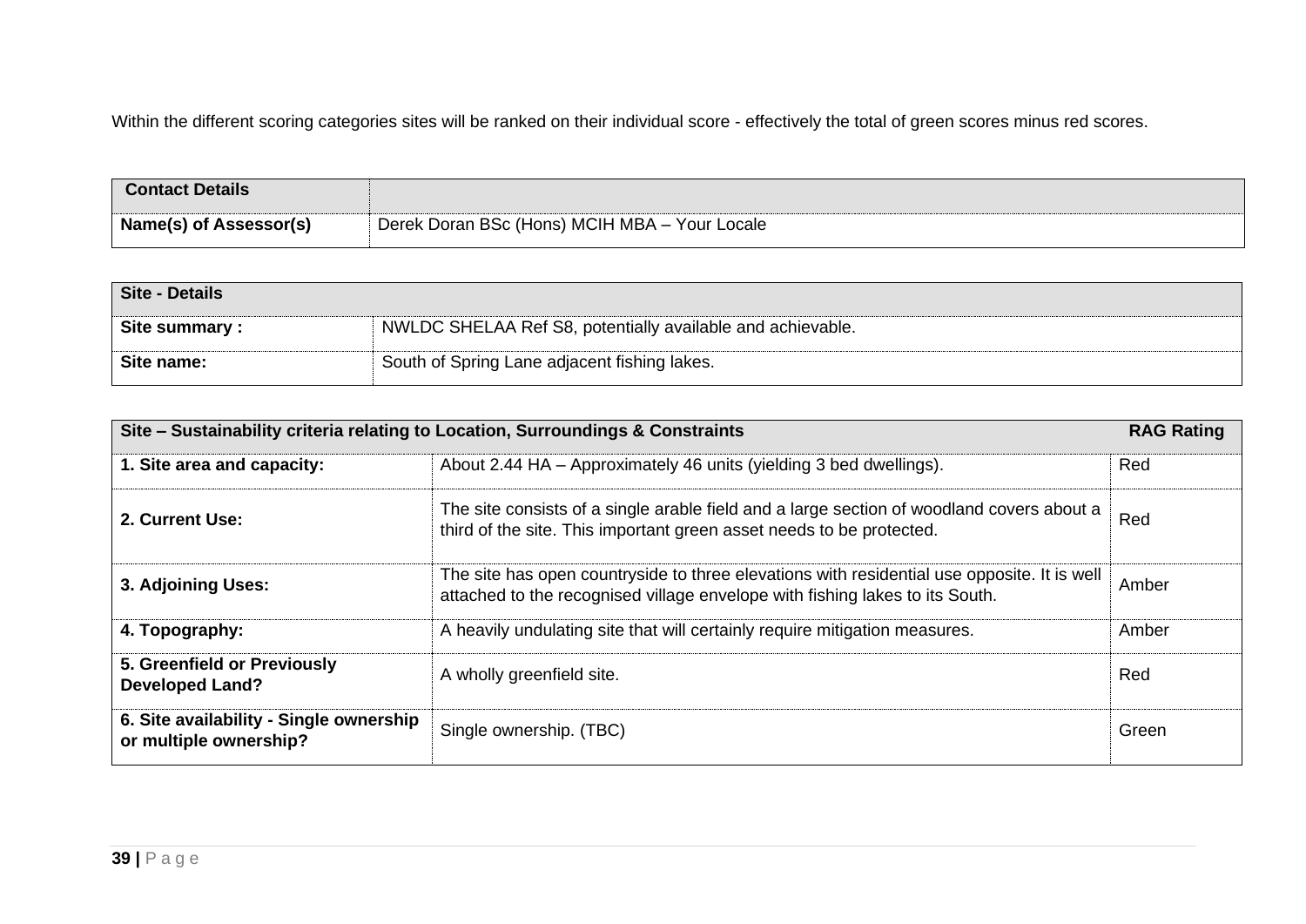Within the different scoring categories sites will be ranked on their individual score - effectively the total of green scores minus red scores.

| **Contact Details** | |
|---|---|
| **Name(s) of Assessor(s)** | Derek Doran BSc (Hons) MCIH MBA – Your Locale |

| **Site - Details** | |
|---|---|
| **Site summary :** | NWLDC SHELAA Ref S8, potentially available and achievable. |
| **Site name:** | South of Spring Lane adjacent fishing lakes. |

| **Site – Sustainability criteria relating to Location, Surroundings & Constraints** | | **RAG Rating** |
|---|---|---|
| **1. Site area and capacity:** | About 2.44 HA – Approximately 46 units (yielding 3 bed dwellings). | Red |
| **2. Current Use:** | The site consists of a single arable field and a large section of woodland covers about a third of the site. This important green asset needs to be protected. | Red |
| **3. Adjoining Uses:** | The site has open countryside to three elevations with residential use opposite. It is well attached to the recognised village envelope with fishing lakes to its South. | Amber |
| **4. Topography:** | A heavily undulating site that will certainly require mitigation measures. | Amber |
| **5. Greenfield or Previously Developed Land?** | A wholly greenfield site. | Red |
| **6. Site availability - Single ownership or multiple ownership?** | Single ownership. (TBC) | Green |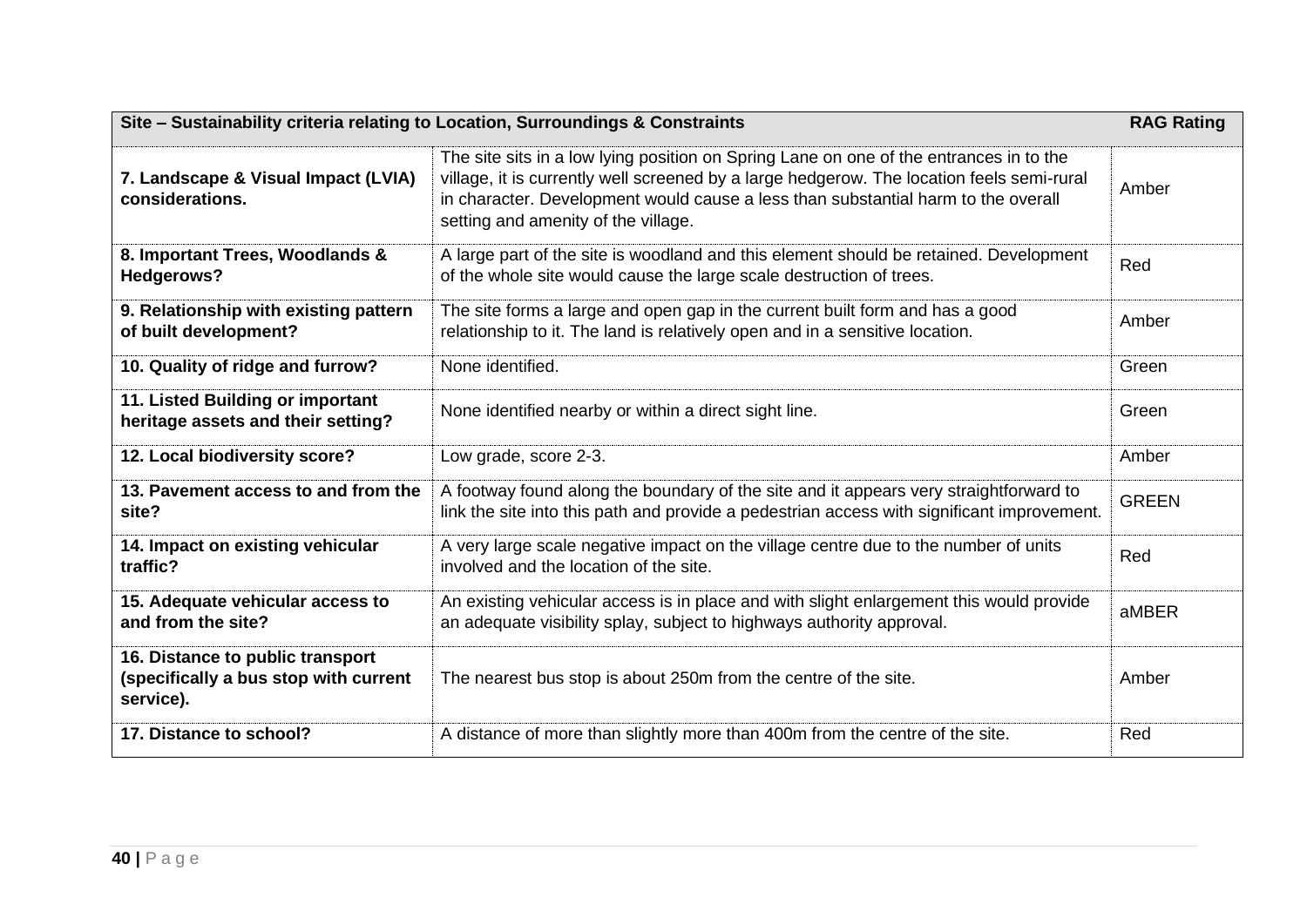| Site – Sustainability criteria relating to Location, Surroundings & Constraints | | RAG Rating |
|---|---|---|
| **7. Landscape & Visual Impact (LVIA) considerations.** | The site sits in a low lying position on Spring Lane on one of the entrances in to the village, it is currently well screened by a large hedgerow. The location feels semi-rural in character. Development would cause a less than substantial harm to the overall setting and amenity of the village. | Amber |
| **8. Important Trees, Woodlands & Hedgerows?** | A large part of the site is woodland and this element should be retained. Development of the whole site would cause the large scale destruction of trees. | Red |
| **9. Relationship with existing pattern of built development?** | The site forms a large and open gap in the current built form and has a good relationship to it. The land is relatively open and in a sensitive location. | Amber |
| **10. Quality of ridge and furrow?** | None identified. | Green |
| **11. Listed Building or important heritage assets and their setting?** | None identified nearby or within a direct sight line. | Green |
| **12. Local biodiversity score?** | Low grade, score 2-3. | Amber |
| **13. Pavement access to and from the site?** | A footway found along the boundary of the site and it appears very straightforward to link the site into this path and provide a pedestrian access with significant improvement. | GREEN |
| **14. Impact on existing vehicular traffic?** | A very large scale negative impact on the village centre due to the number of units involved and the location of the site. | Red |
| **15. Adequate vehicular access to and from the site?** | An existing vehicular access is in place and with slight enlargement this would provide an adequate visibility splay, subject to highways authority approval. | aMBER |
| **16. Distance to public transport (specifically a bus stop with current service).** | The nearest bus stop is about 250m from the centre of the site. | Amber |
| **17. Distance to school?** | A distance of more than slightly more than 400m from the centre of the site. | Red |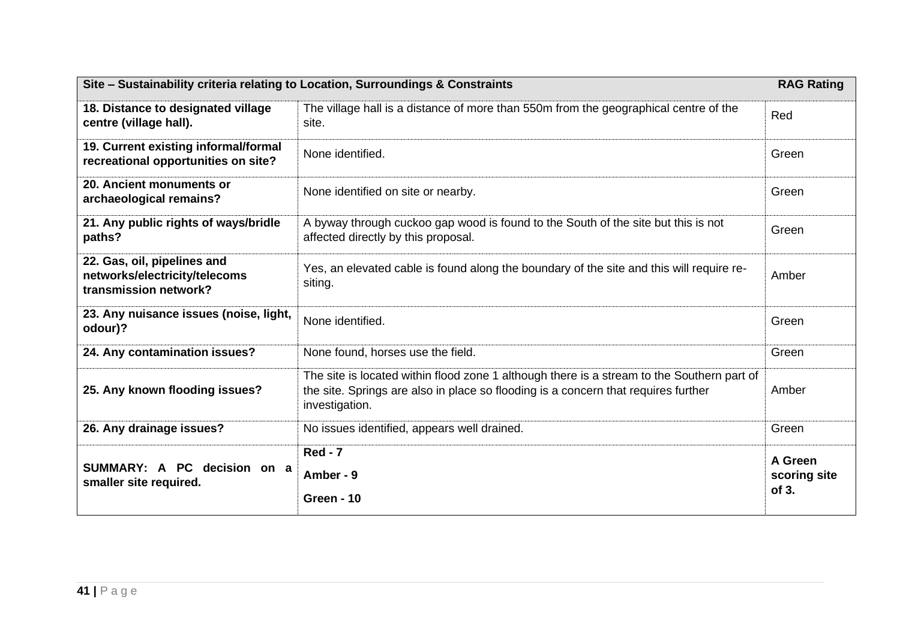| Site – Sustainability criteria relating to Location, Surroundings & Constraints | | RAG Rating |
|---|---|---|
| **18. Distance to designated village centre (village hall).** | The village hall is a distance of more than 550m from the geographical centre of the site. | Red |
| **19. Current existing informal/formal recreational opportunities on site?** | None identified. | Green |
| **20. Ancient monuments or archaeological remains?** | None identified on site or nearby. | Green |
| **21. Any public rights of ways/bridle paths?** | A byway through cuckoo gap wood is found to the South of the site but this is not affected directly by this proposal. | Green |
| **22. Gas, oil, pipelines and networks/electricity/telecoms transmission network?** | Yes, an elevated cable is found along the boundary of the site and this will require re-siting. | Amber |
| **23. Any nuisance issues (noise, light, odour)?** | None identified. | Green |
| **24. Any contamination issues?** | None found, horses use the field. | Green |
| **25. Any known flooding issues?** | The site is located within flood zone 1 although there is a stream to the Southern part of the site. Springs are also in place so flooding is a concern that requires further investigation. | Amber |
| **26. Any drainage issues?** | No issues identified, appears well drained. | Green |
| **SUMMARY: A PC decision on a smaller site required.** | **Red - 7**<br>**Amber - 9**<br>**Green - 10** | **A Green scoring site of 3.** |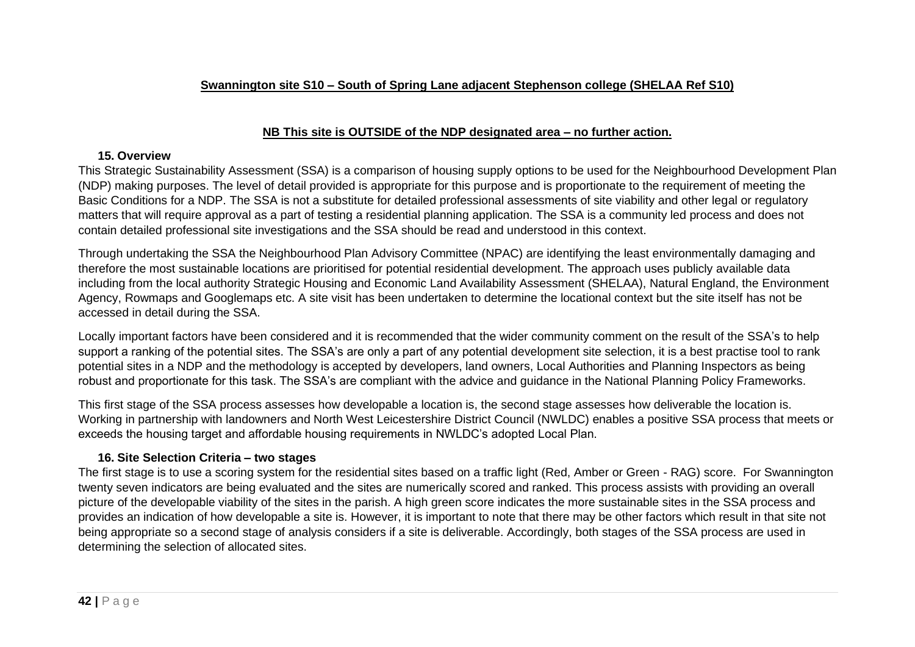**Swannington site S10 – South of Spring Lane adjacent Stephenson college (SHELAA Ref S10)**

**NB This site is OUTSIDE of the NDP designated area – no further action.**

### 15. Overview

This Strategic Sustainability Assessment (SSA) is a comparison of housing supply options to be used for the Neighbourhood Development Plan (NDP) making purposes. The level of detail provided is appropriate for this purpose and is proportionate to the requirement of meeting the Basic Conditions for a NDP. The SSA is not a substitute for detailed professional assessments of site viability and other legal or regulatory matters that will require approval as a part of testing a residential planning application. The SSA is a community led process and does not contain detailed professional site investigations and the SSA should be read and understood in this context.

Through undertaking the SSA the Neighbourhood Plan Advisory Committee (NPAC) are identifying the least environmentally damaging and therefore the most sustainable locations are prioritised for potential residential development. The approach uses publicly available data including from the local authority Strategic Housing and Economic Land Availability Assessment (SHELAA), Natural England, the Environment Agency, Rowmaps and Googlemaps etc. A site visit has been undertaken to determine the locational context but the site itself has not be accessed in detail during the SSA.

Locally important factors have been considered and it is recommended that the wider community comment on the result of the SSA's to help support a ranking of the potential sites. The SSA's are only a part of any potential development site selection, it is a best practise tool to rank potential sites in a NDP and the methodology is accepted by developers, land owners, Local Authorities and Planning Inspectors as being robust and proportionate for this task. The SSA's are compliant with the advice and guidance in the National Planning Policy Frameworks.

This first stage of the SSA process assesses how developable a location is, the second stage assesses how deliverable the location is. Working in partnership with landowners and North West Leicestershire District Council (NWLDC) enables a positive SSA process that meets or exceeds the housing target and affordable housing requirements in NWLDC's adopted Local Plan.

### 16. Site Selection Criteria – two stages

The first stage is to use a scoring system for the residential sites based on a traffic light (Red, Amber or Green - RAG) score. For Swannington twenty seven indicators are being evaluated and the sites are numerically scored and ranked. This process assists with providing an overall picture of the developable viability of the sites in the parish. A high green score indicates the more sustainable sites in the SSA process and provides an indication of how developable a site is. However, it is important to note that there may be other factors which result in that site not being appropriate so a second stage of analysis considers if a site is deliverable. Accordingly, both stages of the SSA process are used in determining the selection of allocated sites.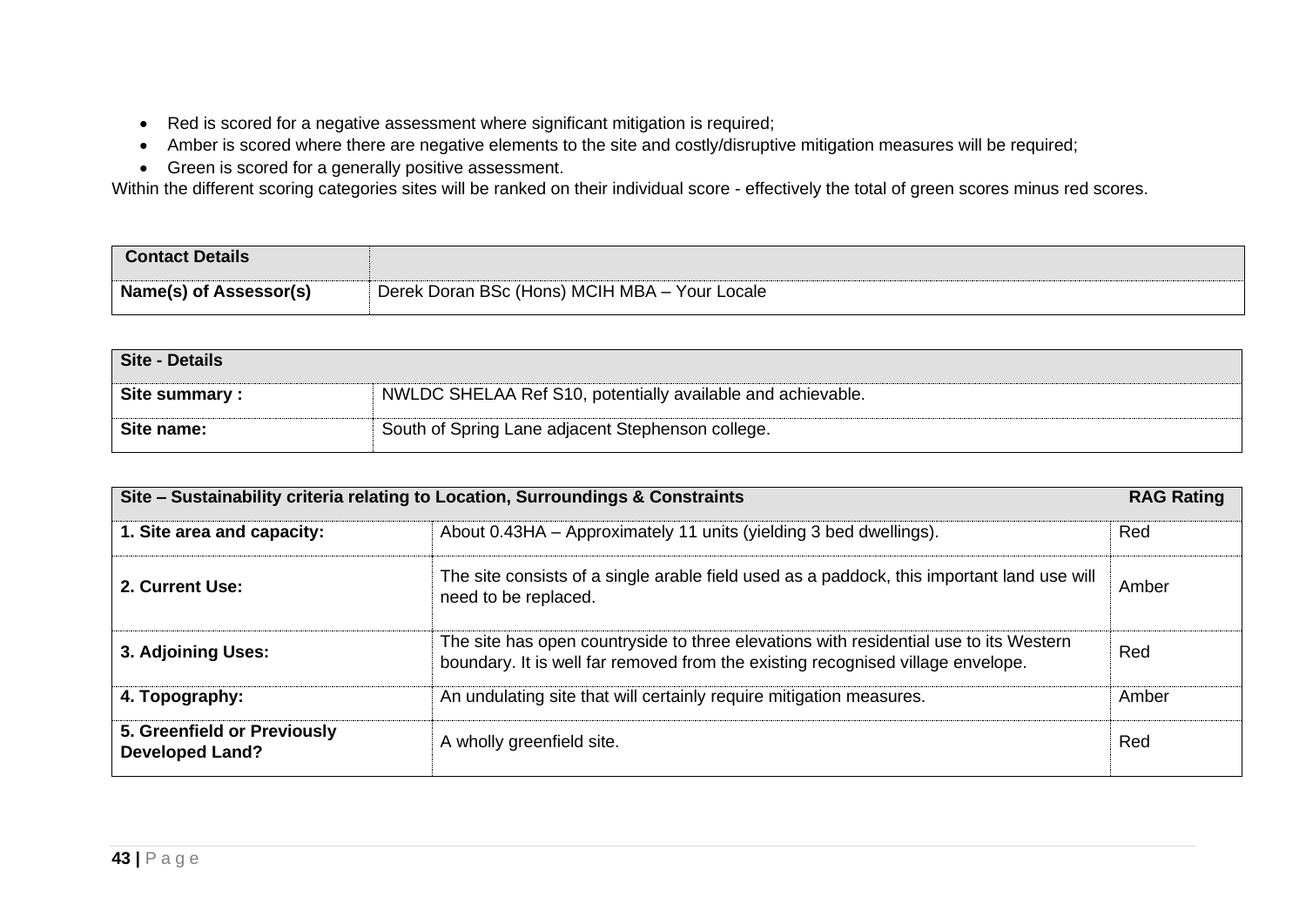- Red is scored for a negative assessment where significant mitigation is required;
- Amber is scored where there are negative elements to the site and costly/disruptive mitigation measures will be required;
- Green is scored for a generally positive assessment.

Within the different scoring categories sites will be ranked on their individual score - effectively the total of green scores minus red scores.

| **Contact Details** | |
|---|---|
| **Name(s) of Assessor(s)** | Derek Doran BSc (Hons) MCIH MBA – Your Locale |

| **Site - Details** | |
|---|---|
| **Site summary :** | NWLDC SHELAA Ref S10, potentially available and achievable. |
| **Site name:** | South of Spring Lane adjacent Stephenson college. |

| **Site – Sustainability criteria relating to Location, Surroundings & Constraints** | | **RAG Rating** |
|---|---|---|
| **1. Site area and capacity:** | About 0.43HA – Approximately 11 units (yielding 3 bed dwellings). | Red |
| **2. Current Use:** | The site consists of a single arable field used as a paddock, this important land use will need to be replaced. | Amber |
| **3. Adjoining Uses:** | The site has open countryside to three elevations with residential use to its Western boundary. It is well far removed from the existing recognised village envelope. | Red |
| **4. Topography:** | An undulating site that will certainly require mitigation measures. | Amber |
| **5. Greenfield or Previously Developed Land?** | A wholly greenfield site. | Red |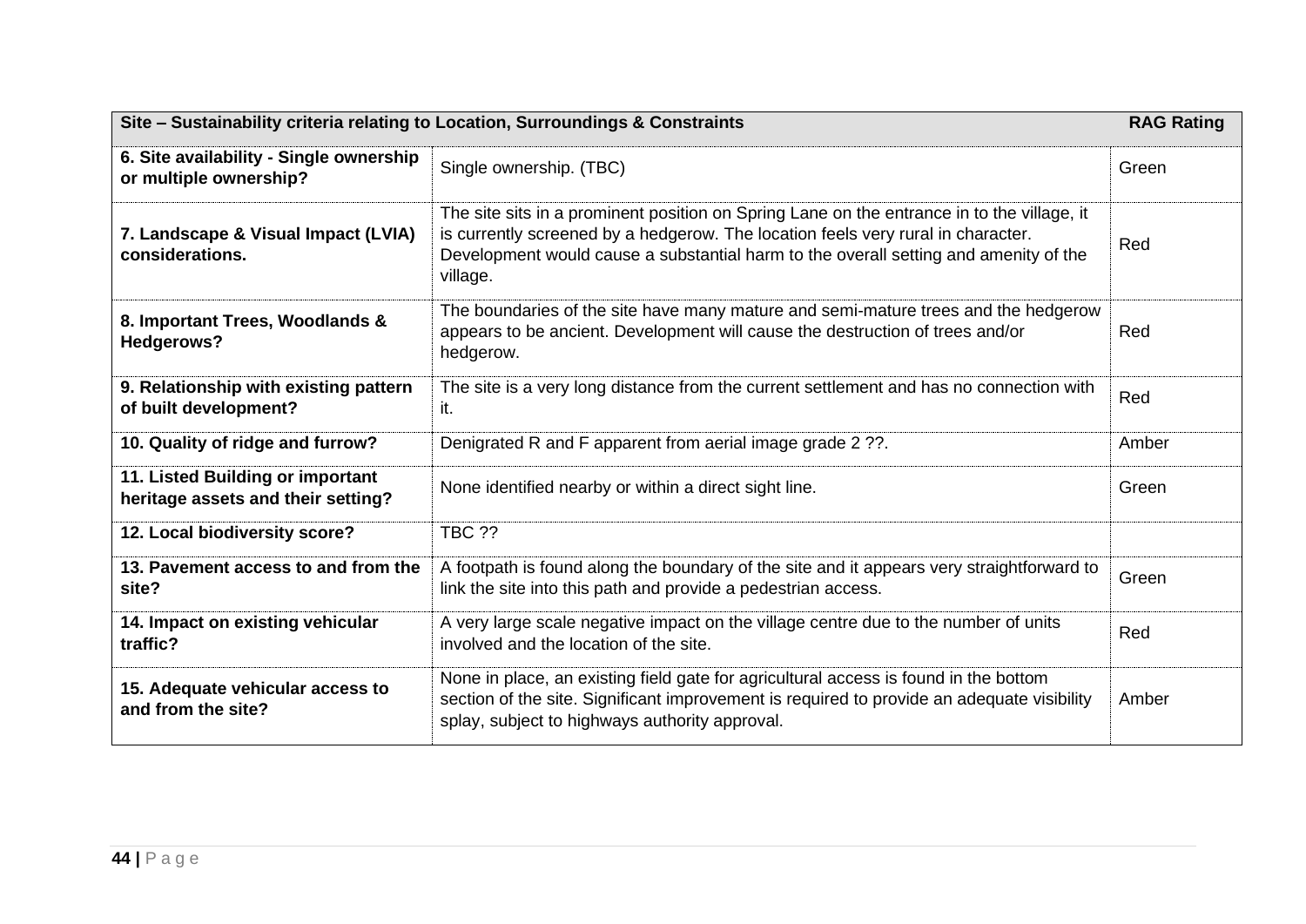| Site – Sustainability criteria relating to Location, Surroundings & Constraints | | RAG Rating |
|---|---|---|
| **6. Site availability - Single ownership or multiple ownership?** | Single ownership. (TBC) | Green |
| **7. Landscape & Visual Impact (LVIA) considerations.** | The site sits in a prominent position on Spring Lane on the entrance in to the village, it is currently screened by a hedgerow. The location feels very rural in character. Development would cause a substantial harm to the overall setting and amenity of the village. | Red |
| **8. Important Trees, Woodlands & Hedgerows?** | The boundaries of the site have many mature and semi-mature trees and the hedgerow appears to be ancient. Development will cause the destruction of trees and/or hedgerow. | Red |
| **9. Relationship with existing pattern of built development?** | The site is a very long distance from the current settlement and has no connection with it. | Red |
| **10. Quality of ridge and furrow?** | Denigrated R and F apparent from aerial image grade 2 ??. | Amber |
| **11. Listed Building or important heritage assets and their setting?** | None identified nearby or within a direct sight line. | Green |
| **12. Local biodiversity score?** | TBC ?? | |
| **13. Pavement access to and from the site?** | A footpath is found along the boundary of the site and it appears very straightforward to link the site into this path and provide a pedestrian access. | Green |
| **14. Impact on existing vehicular traffic?** | A very large scale negative impact on the village centre due to the number of units involved and the location of the site. | Red |
| **15. Adequate vehicular access to and from the site?** | None in place, an existing field gate for agricultural access is found in the bottom section of the site. Significant improvement is required to provide an adequate visibility splay, subject to highways authority approval. | Amber |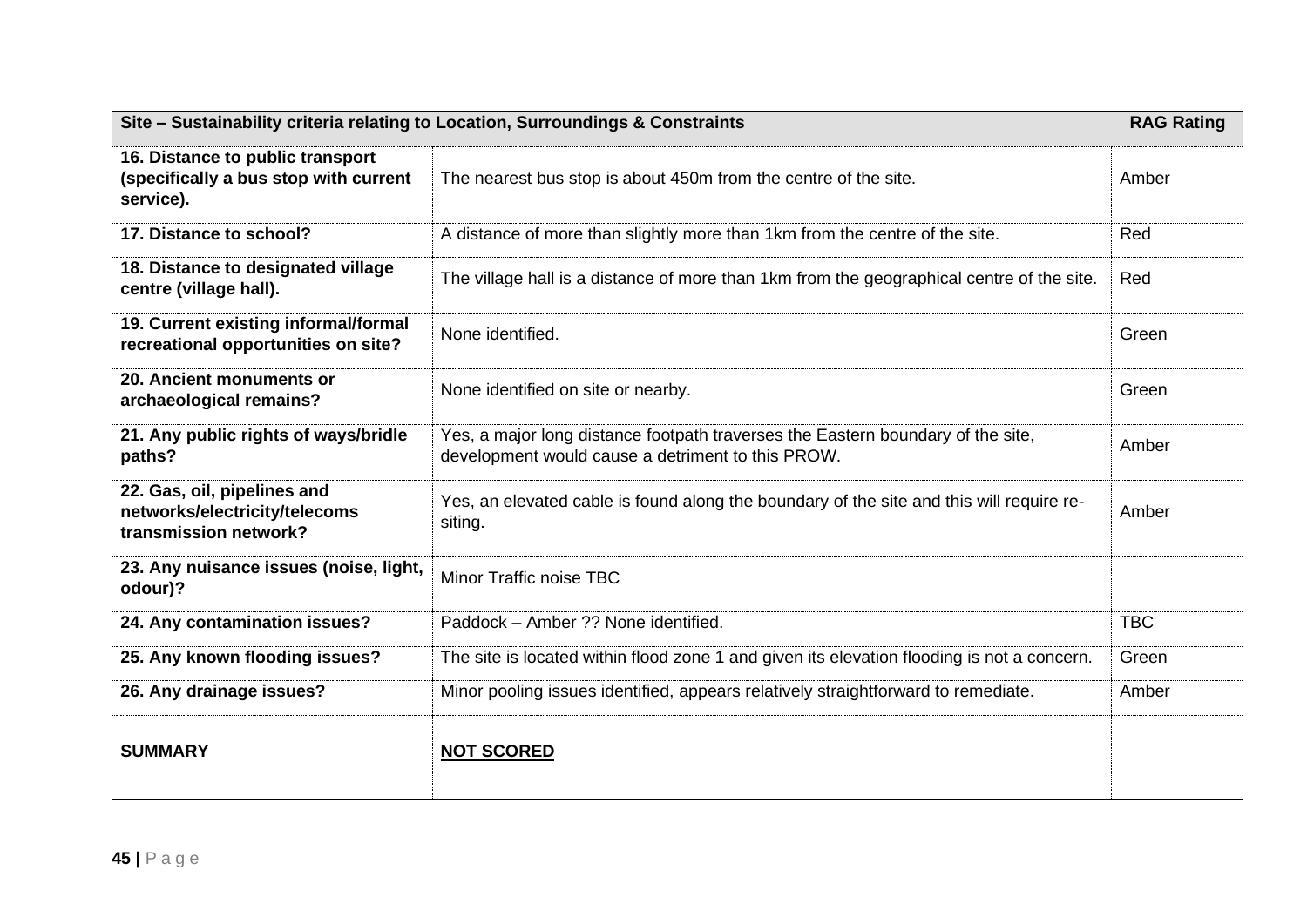| Site – Sustainability criteria relating to Location, Surroundings & Constraints | | RAG Rating |
|---|---|---|
| **16. Distance to public transport (specifically a bus stop with current service).** | The nearest bus stop is about 450m from the centre of the site. | Amber |
| **17. Distance to school?** | A distance of more than slightly more than 1km from the centre of the site. | Red |
| **18. Distance to designated village centre (village hall).** | The village hall is a distance of more than 1km from the geographical centre of the site. | Red |
| **19. Current existing informal/formal recreational opportunities on site?** | None identified. | Green |
| **20. Ancient monuments or archaeological remains?** | None identified on site or nearby. | Green |
| **21. Any public rights of ways/bridle paths?** | Yes, a major long distance footpath traverses the Eastern boundary of the site, development would cause a detriment to this PROW. | Amber |
| **22. Gas, oil, pipelines and networks/electricity/telecoms transmission network?** | Yes, an elevated cable is found along the boundary of the site and this will require re-siting. | Amber |
| **23. Any nuisance issues (noise, light, odour)?** | Minor Traffic noise TBC | |
| **24. Any contamination issues?** | Paddock – Amber ?? None identified. | TBC |
| **25. Any known flooding issues?** | The site is located within flood zone 1 and given its elevation flooding is not a concern. | Green |
| **26. Any drainage issues?** | Minor pooling issues identified, appears relatively straightforward to remediate. | Amber |
| **SUMMARY** | **NOT SCORED** | |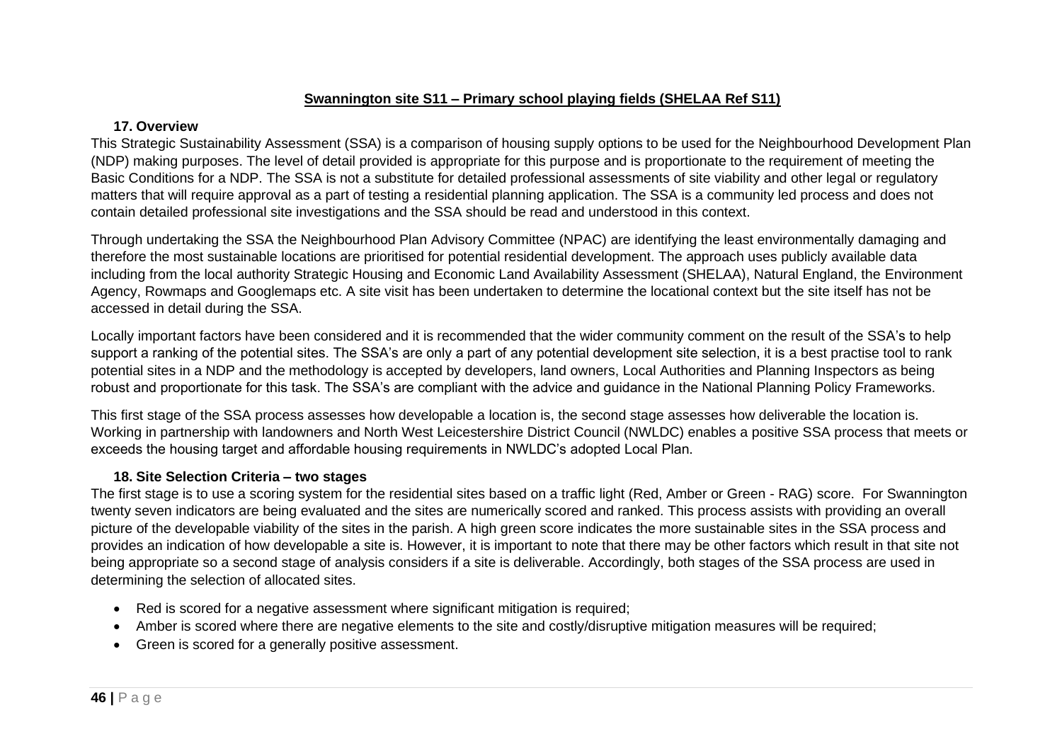**Swannington site S11 – Primary school playing fields (SHELAA Ref S11)**

### 17. Overview

This Strategic Sustainability Assessment (SSA) is a comparison of housing supply options to be used for the Neighbourhood Development Plan (NDP) making purposes. The level of detail provided is appropriate for this purpose and is proportionate to the requirement of meeting the Basic Conditions for a NDP. The SSA is not a substitute for detailed professional assessments of site viability and other legal or regulatory matters that will require approval as a part of testing a residential planning application. The SSA is a community led process and does not contain detailed professional site investigations and the SSA should be read and understood in this context.

Through undertaking the SSA the Neighbourhood Plan Advisory Committee (NPAC) are identifying the least environmentally damaging and therefore the most sustainable locations are prioritised for potential residential development. The approach uses publicly available data including from the local authority Strategic Housing and Economic Land Availability Assessment (SHELAA), Natural England, the Environment Agency, Rowmaps and Googlemaps etc. A site visit has been undertaken to determine the locational context but the site itself has not be accessed in detail during the SSA.

Locally important factors have been considered and it is recommended that the wider community comment on the result of the SSA's to help support a ranking of the potential sites. The SSA's are only a part of any potential development site selection, it is a best practise tool to rank potential sites in a NDP and the methodology is accepted by developers, land owners, Local Authorities and Planning Inspectors as being robust and proportionate for this task. The SSA's are compliant with the advice and guidance in the National Planning Policy Frameworks.

This first stage of the SSA process assesses how developable a location is, the second stage assesses how deliverable the location is. Working in partnership with landowners and North West Leicestershire District Council (NWLDC) enables a positive SSA process that meets or exceeds the housing target and affordable housing requirements in NWLDC's adopted Local Plan.

### 18. Site Selection Criteria – two stages

The first stage is to use a scoring system for the residential sites based on a traffic light (Red, Amber or Green - RAG) score. For Swannington twenty seven indicators are being evaluated and the sites are numerically scored and ranked. This process assists with providing an overall picture of the developable viability of the sites in the parish. A high green score indicates the more sustainable sites in the SSA process and provides an indication of how developable a site is. However, it is important to note that there may be other factors which result in that site not being appropriate so a second stage of analysis considers if a site is deliverable. Accordingly, both stages of the SSA process are used in determining the selection of allocated sites.

- Red is scored for a negative assessment where significant mitigation is required;
- Amber is scored where there are negative elements to the site and costly/disruptive mitigation measures will be required;
- Green is scored for a generally positive assessment.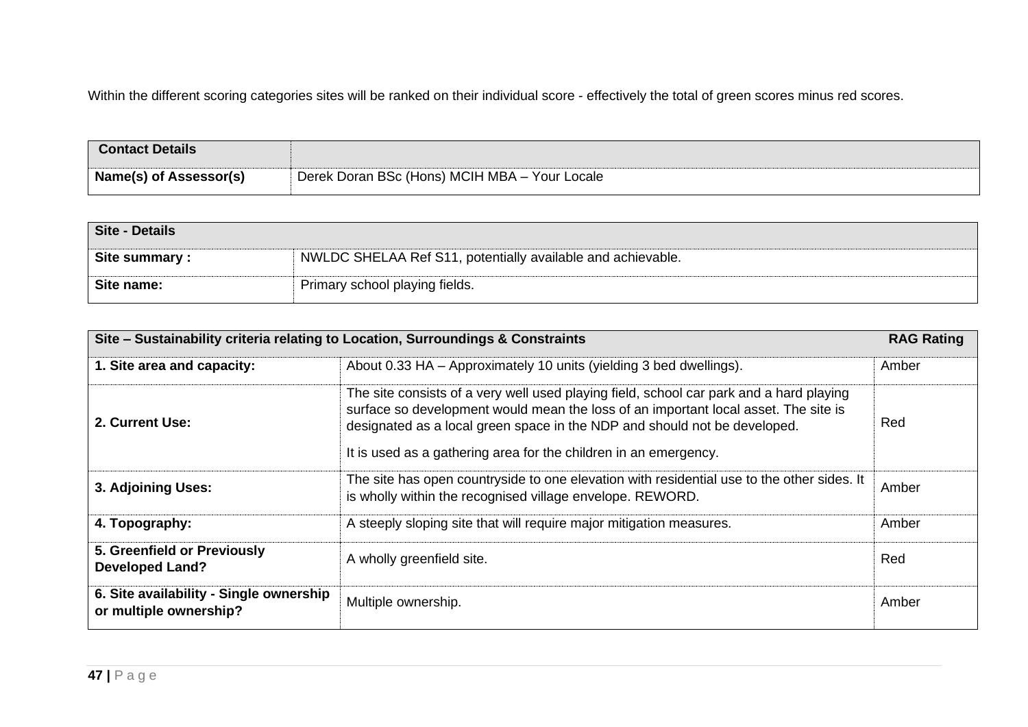Within the different scoring categories sites will be ranked on their individual score - effectively the total of green scores minus red scores.

| **Contact Details** | |
|---|---|
| **Name(s) of Assessor(s)** | Derek Doran BSc (Hons) MCIH MBA – Your Locale |

| **Site - Details** | |
|---|---|
| **Site summary :** | NWLDC SHELAA Ref S11, potentially available and achievable. |
| **Site name:** | Primary school playing fields. |

| **Site – Sustainability criteria relating to Location, Surroundings & Constraints** | | **RAG Rating** |
|---|---|---|
| **1. Site area and capacity:** | About 0.33 HA – Approximately 10 units (yielding 3 bed dwellings). | Amber |
| **2. Current Use:** | The site consists of a very well used playing field, school car park and a hard playing surface so development would mean the loss of an important local asset. The site is designated as a local green space in the NDP and should not be developed.<br><br>It is used as a gathering area for the children in an emergency. | Red |
| **3. Adjoining Uses:** | The site has open countryside to one elevation with residential use to the other sides. It is wholly within the recognised village envelope. REWORD. | Amber |
| **4. Topography:** | A steeply sloping site that will require major mitigation measures. | Amber |
| **5. Greenfield or Previously Developed Land?** | A wholly greenfield site. | Red |
| **6. Site availability - Single ownership or multiple ownership?** | Multiple ownership. | Amber |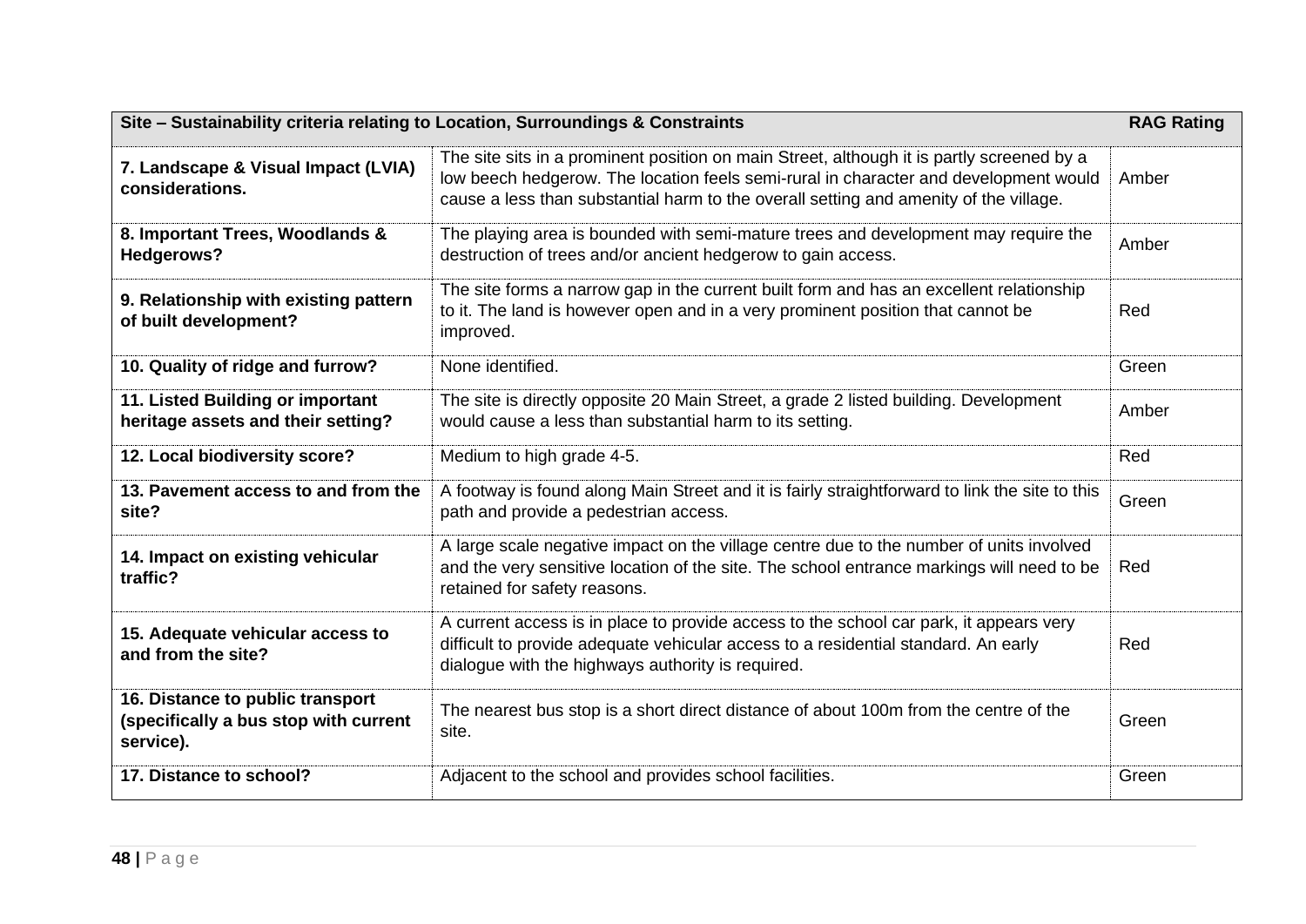| Site – Sustainability criteria relating to Location, Surroundings & Constraints | | RAG Rating |
|---|---|---|
| **7. Landscape & Visual Impact (LVIA) considerations.** | The site sits in a prominent position on main Street, although it is partly screened by a low beech hedgerow. The location feels semi-rural in character and development would cause a less than substantial harm to the overall setting and amenity of the village. | Amber |
| **8. Important Trees, Woodlands & Hedgerows?** | The playing area is bounded with semi-mature trees and development may require the destruction of trees and/or ancient hedgerow to gain access. | Amber |
| **9. Relationship with existing pattern of built development?** | The site forms a narrow gap in the current built form and has an excellent relationship to it. The land is however open and in a very prominent position that cannot be improved. | Red |
| **10. Quality of ridge and furrow?** | None identified. | Green |
| **11. Listed Building or important heritage assets and their setting?** | The site is directly opposite 20 Main Street, a grade 2 listed building. Development would cause a less than substantial harm to its setting. | Amber |
| **12. Local biodiversity score?** | Medium to high grade 4-5. | Red |
| **13. Pavement access to and from the site?** | A footway is found along Main Street and it is fairly straightforward to link the site to this path and provide a pedestrian access. | Green |
| **14. Impact on existing vehicular traffic?** | A large scale negative impact on the village centre due to the number of units involved and the very sensitive location of the site. The school entrance markings will need to be retained for safety reasons. | Red |
| **15. Adequate vehicular access to and from the site?** | A current access is in place to provide access to the school car park, it appears very difficult to provide adequate vehicular access to a residential standard. An early dialogue with the highways authority is required. | Red |
| **16. Distance to public transport (specifically a bus stop with current service).** | The nearest bus stop is a short direct distance of about 100m from the centre of the site. | Green |
| **17. Distance to school?** | Adjacent to the school and provides school facilities. | Green |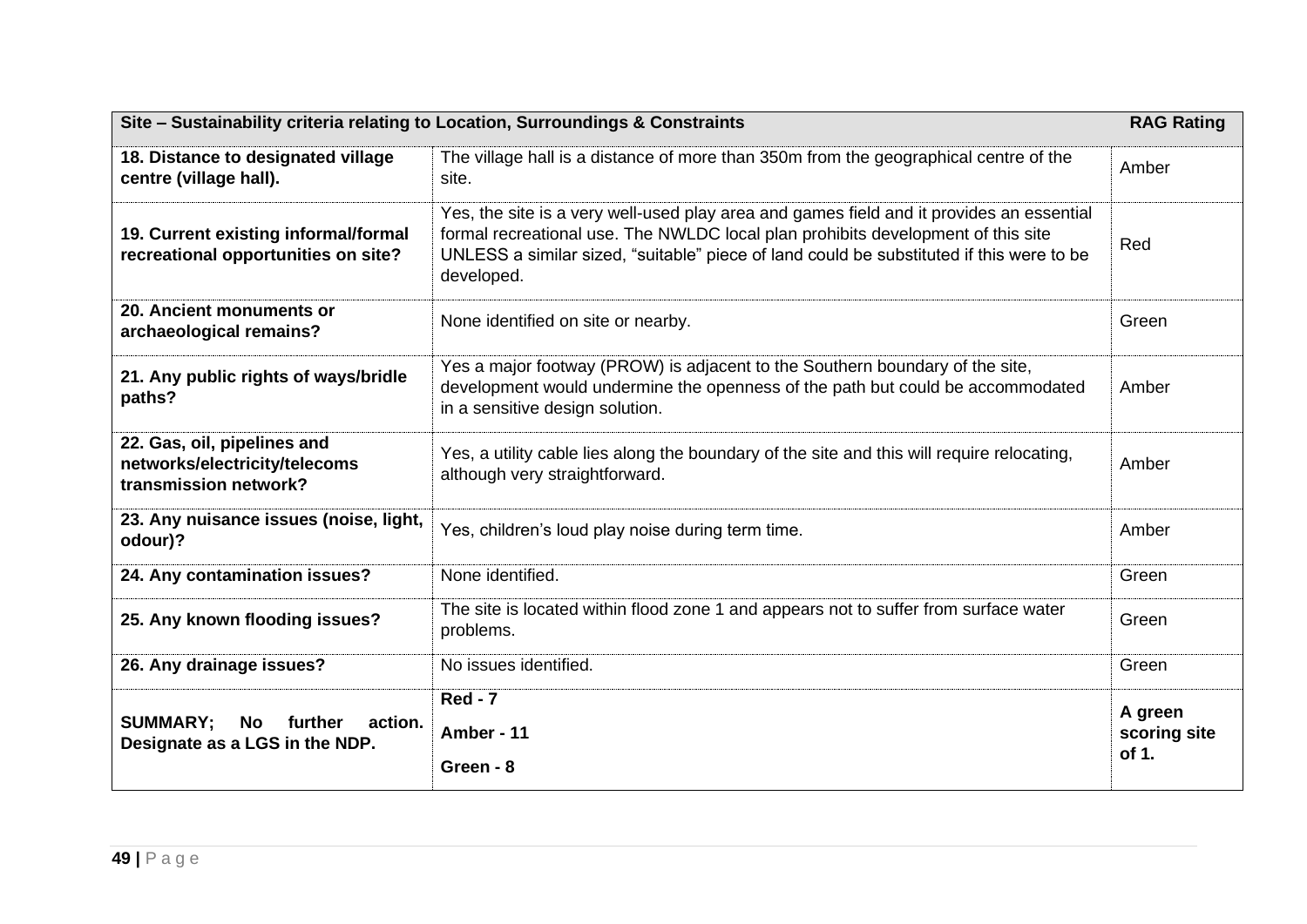| Site – Sustainability criteria relating to Location, Surroundings & Constraints | | RAG Rating |
|---|---|---|
| **18. Distance to designated village centre (village hall).** | The village hall is a distance of more than 350m from the geographical centre of the site. | Amber |
| **19. Current existing informal/formal recreational opportunities on site?** | Yes, the site is a very well-used play area and games field and it provides an essential formal recreational use. The NWLDC local plan prohibits development of this site UNLESS a similar sized, "suitable" piece of land could be substituted if this were to be developed. | Red |
| **20. Ancient monuments or archaeological remains?** | None identified on site or nearby. | Green |
| **21. Any public rights of ways/bridle paths?** | Yes a major footway (PROW) is adjacent to the Southern boundary of the site, development would undermine the openness of the path but could be accommodated in a sensitive design solution. | Amber |
| **22. Gas, oil, pipelines and networks/electricity/telecoms transmission network?** | Yes, a utility cable lies along the boundary of the site and this will require relocating, although very straightforward. | Amber |
| **23. Any nuisance issues (noise, light, odour)?** | Yes, children's loud play noise during term time. | Amber |
| **24. Any contamination issues?** | None identified. | Green |
| **25. Any known flooding issues?** | The site is located within flood zone 1 and appears not to suffer from surface water problems. | Green |
| **26. Any drainage issues?** | No issues identified. | Green |
| **SUMMARY; No further action. Designate as a LGS in the NDP.** | **Red - 7**<br>**Amber - 11**<br>**Green - 8** | **A green scoring site of 1.** |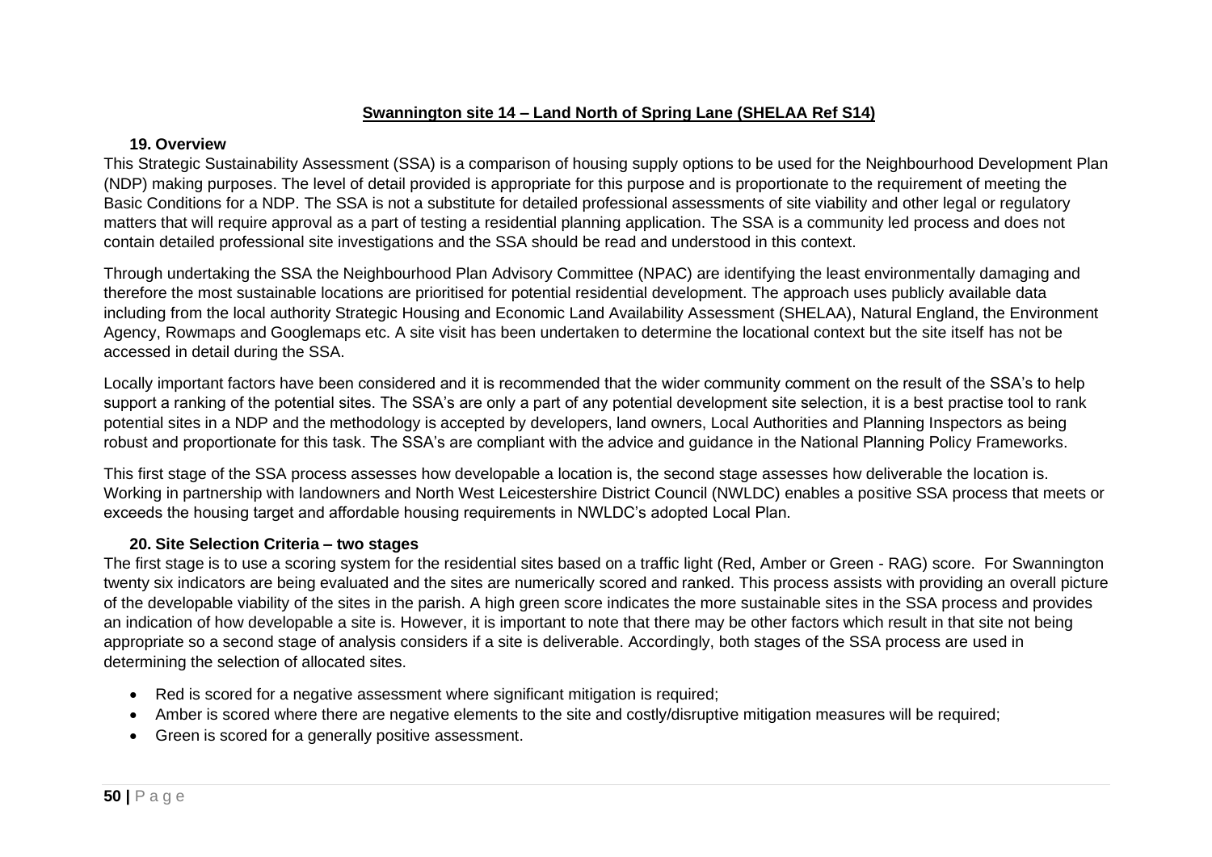## Swannington site 14 – Land North of Spring Lane (SHELAA Ref S14)

### 19. Overview

This Strategic Sustainability Assessment (SSA) is a comparison of housing supply options to be used for the Neighbourhood Development Plan (NDP) making purposes. The level of detail provided is appropriate for this purpose and is proportionate to the requirement of meeting the Basic Conditions for a NDP. The SSA is not a substitute for detailed professional assessments of site viability and other legal or regulatory matters that will require approval as a part of testing a residential planning application. The SSA is a community led process and does not contain detailed professional site investigations and the SSA should be read and understood in this context.

Through undertaking the SSA the Neighbourhood Plan Advisory Committee (NPAC) are identifying the least environmentally damaging and therefore the most sustainable locations are prioritised for potential residential development. The approach uses publicly available data including from the local authority Strategic Housing and Economic Land Availability Assessment (SHELAA), Natural England, the Environment Agency, Rowmaps and Googlemaps etc. A site visit has been undertaken to determine the locational context but the site itself has not be accessed in detail during the SSA.

Locally important factors have been considered and it is recommended that the wider community comment on the result of the SSA's to help support a ranking of the potential sites. The SSA's are only a part of any potential development site selection, it is a best practise tool to rank potential sites in a NDP and the methodology is accepted by developers, land owners, Local Authorities and Planning Inspectors as being robust and proportionate for this task. The SSA's are compliant with the advice and guidance in the National Planning Policy Frameworks.

This first stage of the SSA process assesses how developable a location is, the second stage assesses how deliverable the location is. Working in partnership with landowners and North West Leicestershire District Council (NWLDC) enables a positive SSA process that meets or exceeds the housing target and affordable housing requirements in NWLDC's adopted Local Plan.

### 20. Site Selection Criteria – two stages

The first stage is to use a scoring system for the residential sites based on a traffic light (Red, Amber or Green - RAG) score. For Swannington twenty six indicators are being evaluated and the sites are numerically scored and ranked. This process assists with providing an overall picture of the developable viability of the sites in the parish. A high green score indicates the more sustainable sites in the SSA process and provides an indication of how developable a site is. However, it is important to note that there may be other factors which result in that site not being appropriate so a second stage of analysis considers if a site is deliverable. Accordingly, both stages of the SSA process are used in determining the selection of allocated sites.

- Red is scored for a negative assessment where significant mitigation is required;
- Amber is scored where there are negative elements to the site and costly/disruptive mitigation measures will be required;
- Green is scored for a generally positive assessment.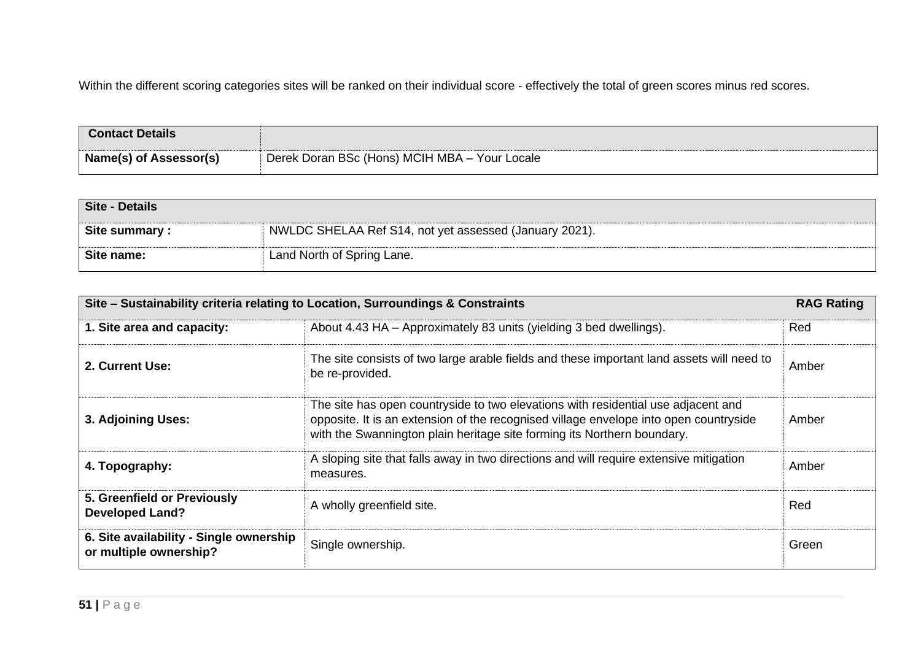Within the different scoring categories sites will be ranked on their individual score - effectively the total of green scores minus red scores.

| **Contact Details** | |
|---|---|
| **Name(s) of Assessor(s)** | Derek Doran BSc (Hons) MCIH MBA – Your Locale |

| **Site - Details** | |
|---|---|
| **Site summary :** | NWLDC SHELAA Ref S14, not yet assessed (January 2021). |
| **Site name:** | Land North of Spring Lane. |

| **Site – Sustainability criteria relating to Location, Surroundings & Constraints** | | **RAG Rating** |
|---|---|---|
| **1. Site area and capacity:** | About 4.43 HA – Approximately 83 units (yielding 3 bed dwellings). | Red |
| **2. Current Use:** | The site consists of two large arable fields and these important land assets will need to be re-provided. | Amber |
| **3. Adjoining Uses:** | The site has open countryside to two elevations with residential use adjacent and opposite. It is an extension of the recognised village envelope into open countryside with the Swannington plain heritage site forming its Northern boundary. | Amber |
| **4. Topography:** | A sloping site that falls away in two directions and will require extensive mitigation measures. | Amber |
| **5. Greenfield or Previously Developed Land?** | A wholly greenfield site. | Red |
| **6. Site availability - Single ownership or multiple ownership?** | Single ownership. | Green |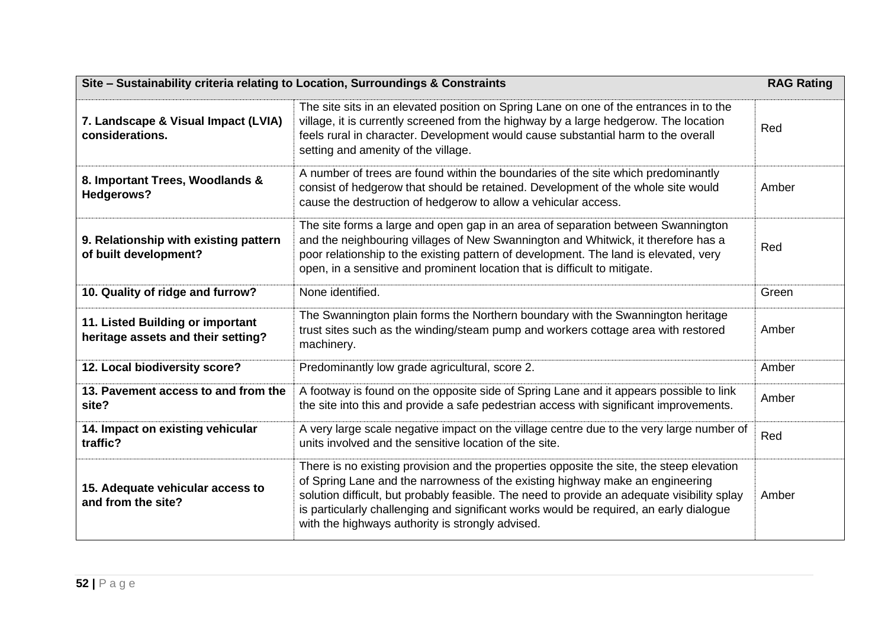| Site – Sustainability criteria relating to Location, Surroundings & Constraints | | RAG Rating |
| --- | --- | --- |
| **7. Landscape & Visual Impact (LVIA) considerations.** | The site sits in an elevated position on Spring Lane on one of the entrances in to the village, it is currently screened from the highway by a large hedgerow. The location feels rural in character. Development would cause substantial harm to the overall setting and amenity of the village. | Red |
| **8. Important Trees, Woodlands & Hedgerows?** | A number of trees are found within the boundaries of the site which predominantly consist of hedgerow that should be retained. Development of the whole site would cause the destruction of hedgerow to allow a vehicular access. | Amber |
| **9. Relationship with existing pattern of built development?** | The site forms a large and open gap in an area of separation between Swannington and the neighbouring villages of New Swannington and Whitwick, it therefore has a poor relationship to the existing pattern of development. The land is elevated, very open, in a sensitive and prominent location that is difficult to mitigate. | Red |
| **10. Quality of ridge and furrow?** | None identified. | Green |
| **11. Listed Building or important heritage assets and their setting?** | The Swannington plain forms the Northern boundary with the Swannington heritage trust sites such as the winding/steam pump and workers cottage area with restored machinery. | Amber |
| **12. Local biodiversity score?** | Predominantly low grade agricultural, score 2. | Amber |
| **13. Pavement access to and from the site?** | A footway is found on the opposite side of Spring Lane and it appears possible to link the site into this and provide a safe pedestrian access with significant improvements. | Amber |
| **14. Impact on existing vehicular traffic?** | A very large scale negative impact on the village centre due to the very large number of units involved and the sensitive location of the site. | Red |
| **15. Adequate vehicular access to and from the site?** | There is no existing provision and the properties opposite the site, the steep elevation of Spring Lane and the narrowness of the existing highway make an engineering solution difficult, but probably feasible. The need to provide an adequate visibility splay is particularly challenging and significant works would be required, an early dialogue with the highways authority is strongly advised. | Amber |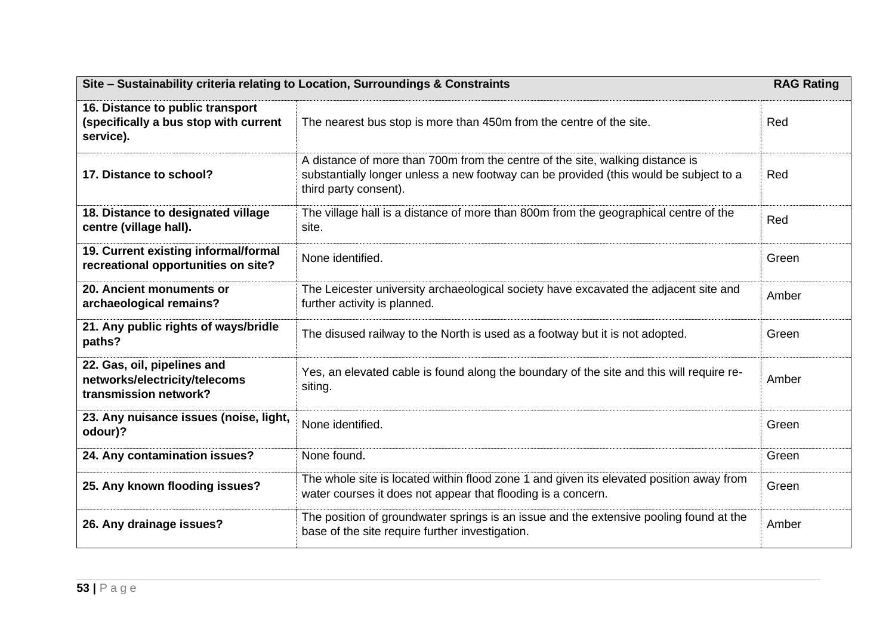| Site – Sustainability criteria relating to Location, Surroundings & Constraints | | RAG Rating |
|---|---|---|
| **16. Distance to public transport (specifically a bus stop with current service).** | The nearest bus stop is more than 450m from the centre of the site. | Red |
| **17. Distance to school?** | A distance of more than 700m from the centre of the site, walking distance is substantially longer unless a new footway can be provided (this would be subject to a third party consent). | Red |
| **18. Distance to designated village centre (village hall).** | The village hall is a distance of more than 800m from the geographical centre of the site. | Red |
| **19. Current existing informal/formal recreational opportunities on site?** | None identified. | Green |
| **20. Ancient monuments or archaeological remains?** | The Leicester university archaeological society have excavated the adjacent site and further activity is planned. | Amber |
| **21. Any public rights of ways/bridle paths?** | The disused railway to the North is used as a footway but it is not adopted. | Green |
| **22. Gas, oil, pipelines and networks/electricity/telecoms transmission network?** | Yes, an elevated cable is found along the boundary of the site and this will require re-siting. | Amber |
| **23. Any nuisance issues (noise, light, odour)?** | None identified. | Green |
| **24. Any contamination issues?** | None found. | Green |
| **25. Any known flooding issues?** | The whole site is located within flood zone 1 and given its elevated position away from water courses it does not appear that flooding is a concern. | Green |
| **26. Any drainage issues?** | The position of groundwater springs is an issue and the extensive pooling found at the base of the site require further investigation. | Amber |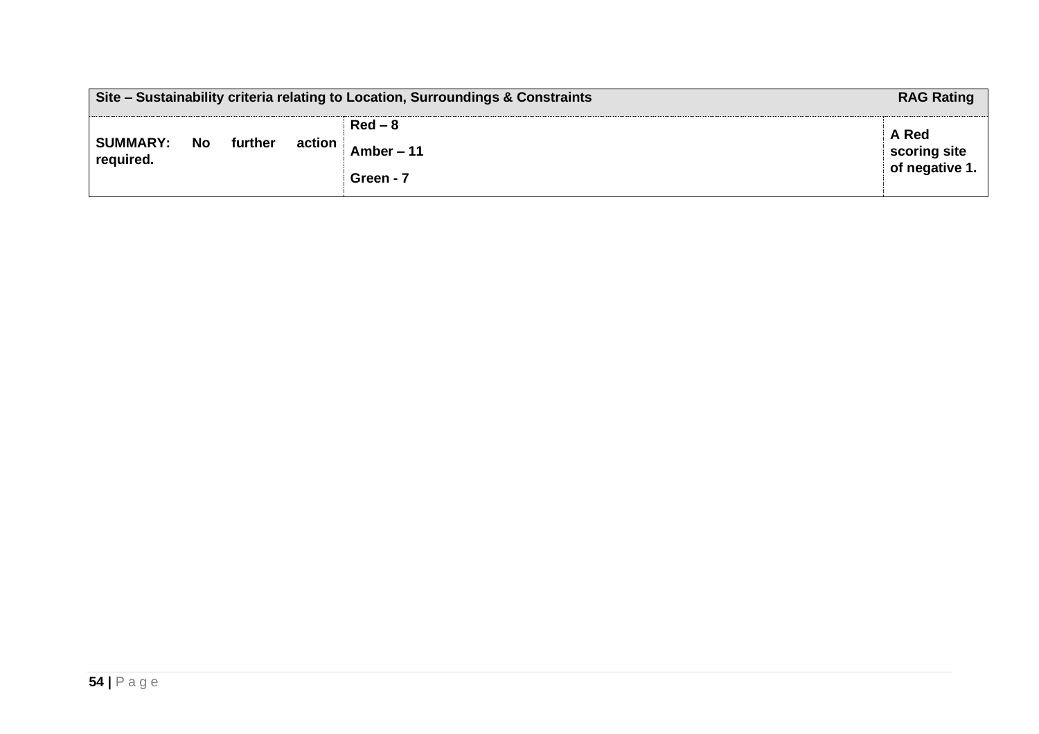| Site – Sustainability criteria relating to Location, Surroundings & Constraints | | RAG Rating |
|---|---|---|
| **SUMMARY: No further action required.** | **Red – 8**<br>**Amber – 11**<br>**Green - 7** | **A Red scoring site of negative 1.** |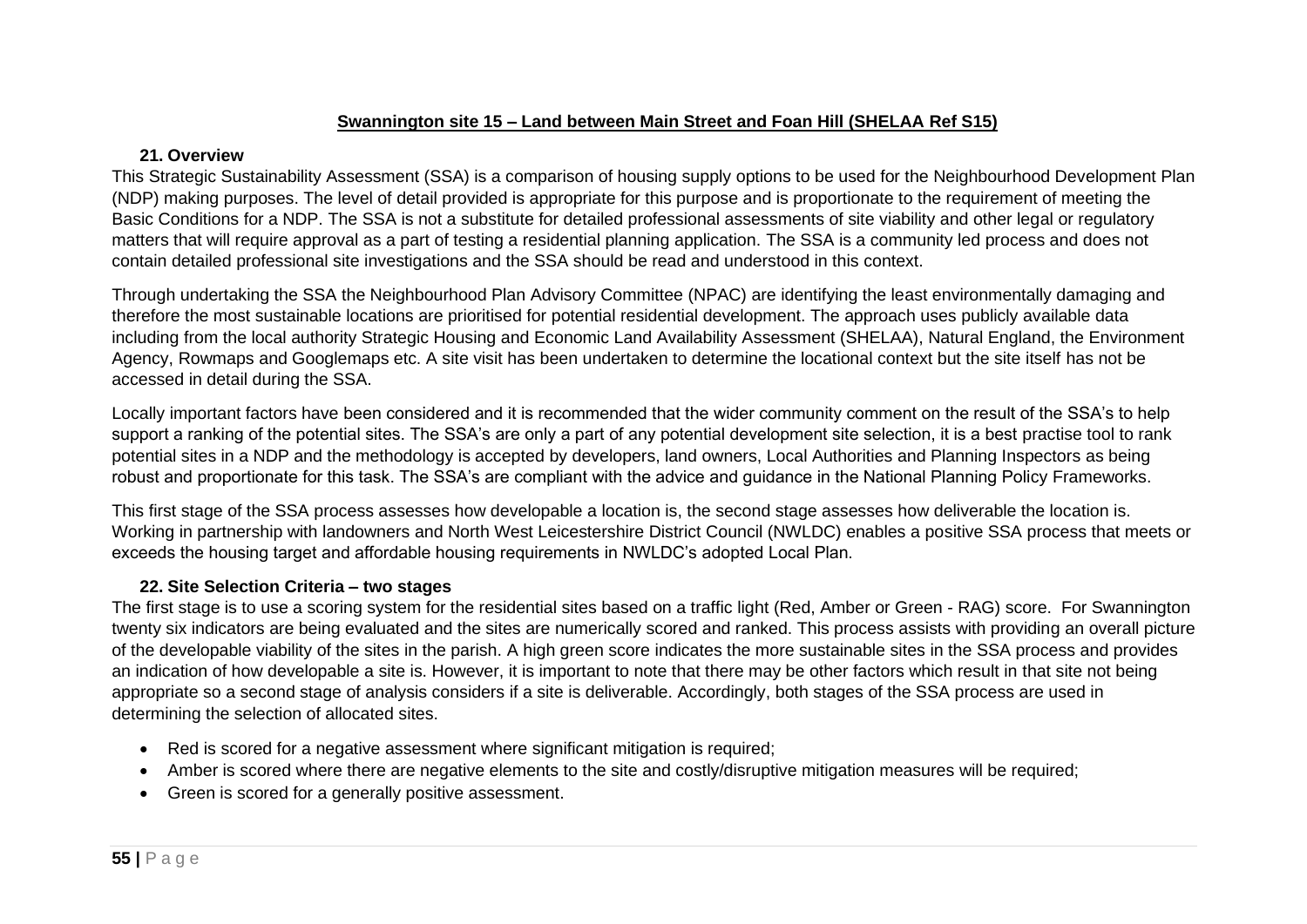**Swannington site 15 – Land between Main Street and Foan Hill (SHELAA Ref S15)**

### 21. Overview

This Strategic Sustainability Assessment (SSA) is a comparison of housing supply options to be used for the Neighbourhood Development Plan (NDP) making purposes. The level of detail provided is appropriate for this purpose and is proportionate to the requirement of meeting the Basic Conditions for a NDP. The SSA is not a substitute for detailed professional assessments of site viability and other legal or regulatory matters that will require approval as a part of testing a residential planning application. The SSA is a community led process and does not contain detailed professional site investigations and the SSA should be read and understood in this context.

Through undertaking the SSA the Neighbourhood Plan Advisory Committee (NPAC) are identifying the least environmentally damaging and therefore the most sustainable locations are prioritised for potential residential development. The approach uses publicly available data including from the local authority Strategic Housing and Economic Land Availability Assessment (SHELAA), Natural England, the Environment Agency, Rowmaps and Googlemaps etc. A site visit has been undertaken to determine the locational context but the site itself has not be accessed in detail during the SSA.

Locally important factors have been considered and it is recommended that the wider community comment on the result of the SSA's to help support a ranking of the potential sites. The SSA's are only a part of any potential development site selection, it is a best practise tool to rank potential sites in a NDP and the methodology is accepted by developers, land owners, Local Authorities and Planning Inspectors as being robust and proportionate for this task. The SSA's are compliant with the advice and guidance in the National Planning Policy Frameworks.

This first stage of the SSA process assesses how developable a location is, the second stage assesses how deliverable the location is. Working in partnership with landowners and North West Leicestershire District Council (NWLDC) enables a positive SSA process that meets or exceeds the housing target and affordable housing requirements in NWLDC's adopted Local Plan.

### 22. Site Selection Criteria – two stages

The first stage is to use a scoring system for the residential sites based on a traffic light (Red, Amber or Green - RAG) score. For Swannington twenty six indicators are being evaluated and the sites are numerically scored and ranked. This process assists with providing an overall picture of the developable viability of the sites in the parish. A high green score indicates the more sustainable sites in the SSA process and provides an indication of how developable a site is. However, it is important to note that there may be other factors which result in that site not being appropriate so a second stage of analysis considers if a site is deliverable. Accordingly, both stages of the SSA process are used in determining the selection of allocated sites.

- Red is scored for a negative assessment where significant mitigation is required;
- Amber is scored where there are negative elements to the site and costly/disruptive mitigation measures will be required;
- Green is scored for a generally positive assessment.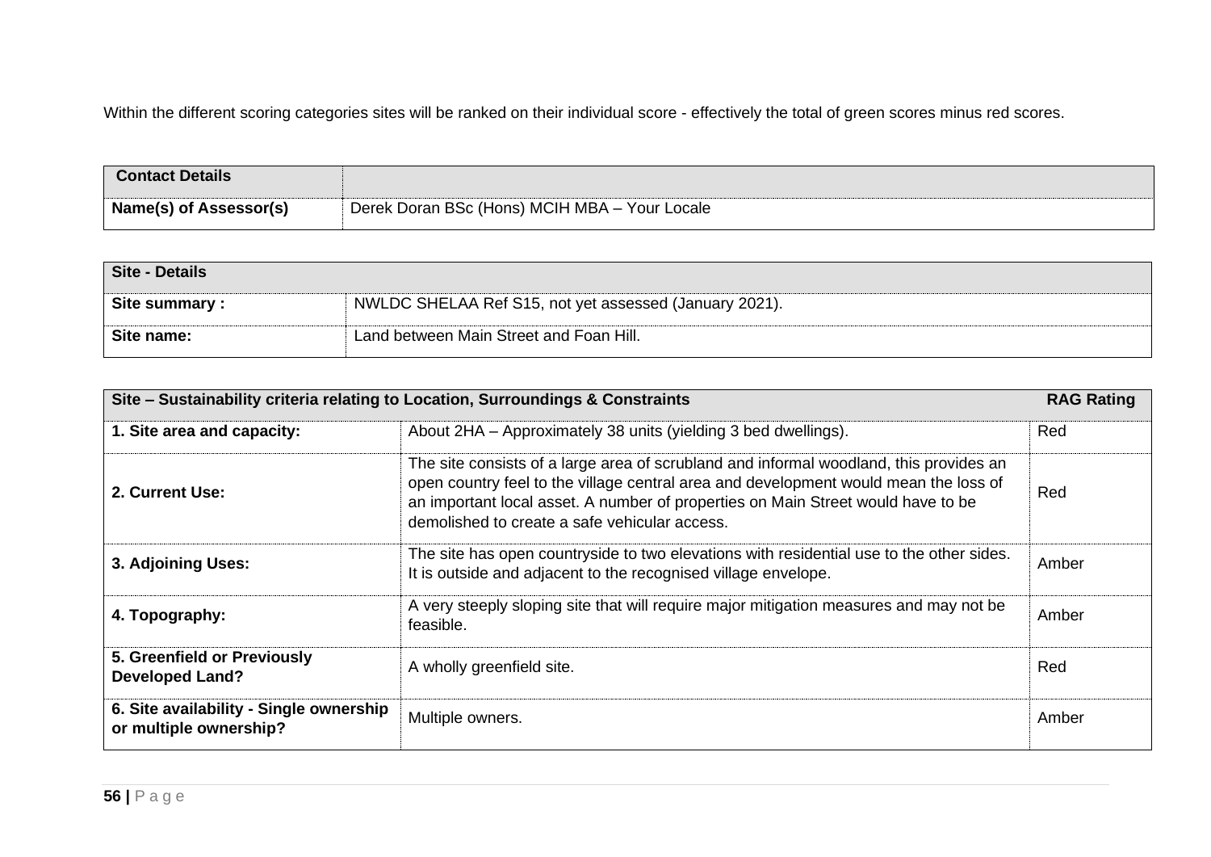Within the different scoring categories sites will be ranked on their individual score - effectively the total of green scores minus red scores.

| **Contact Details** | |
|---|---|
| **Name(s) of Assessor(s)** | Derek Doran BSc (Hons) MCIH MBA – Your Locale |

| **Site - Details** | |
|---|---|
| **Site summary :** | NWLDC SHELAA Ref S15, not yet assessed (January 2021). |
| **Site name:** | Land between Main Street and Foan Hill. |

| **Site – Sustainability criteria relating to Location, Surroundings & Constraints** | | **RAG Rating** |
|---|---|---|
| **1. Site area and capacity:** | About 2HA – Approximately 38 units (yielding 3 bed dwellings). | Red |
| **2. Current Use:** | The site consists of a large area of scrubland and informal woodland, this provides an open country feel to the village central area and development would mean the loss of an important local asset. A number of properties on Main Street would have to be demolished to create a safe vehicular access. | Red |
| **3. Adjoining Uses:** | The site has open countryside to two elevations with residential use to the other sides. It is outside and adjacent to the recognised village envelope. | Amber |
| **4. Topography:** | A very steeply sloping site that will require major mitigation measures and may not be feasible. | Amber |
| **5. Greenfield or Previously Developed Land?** | A wholly greenfield site. | Red |
| **6. Site availability - Single ownership or multiple ownership?** | Multiple owners. | Amber |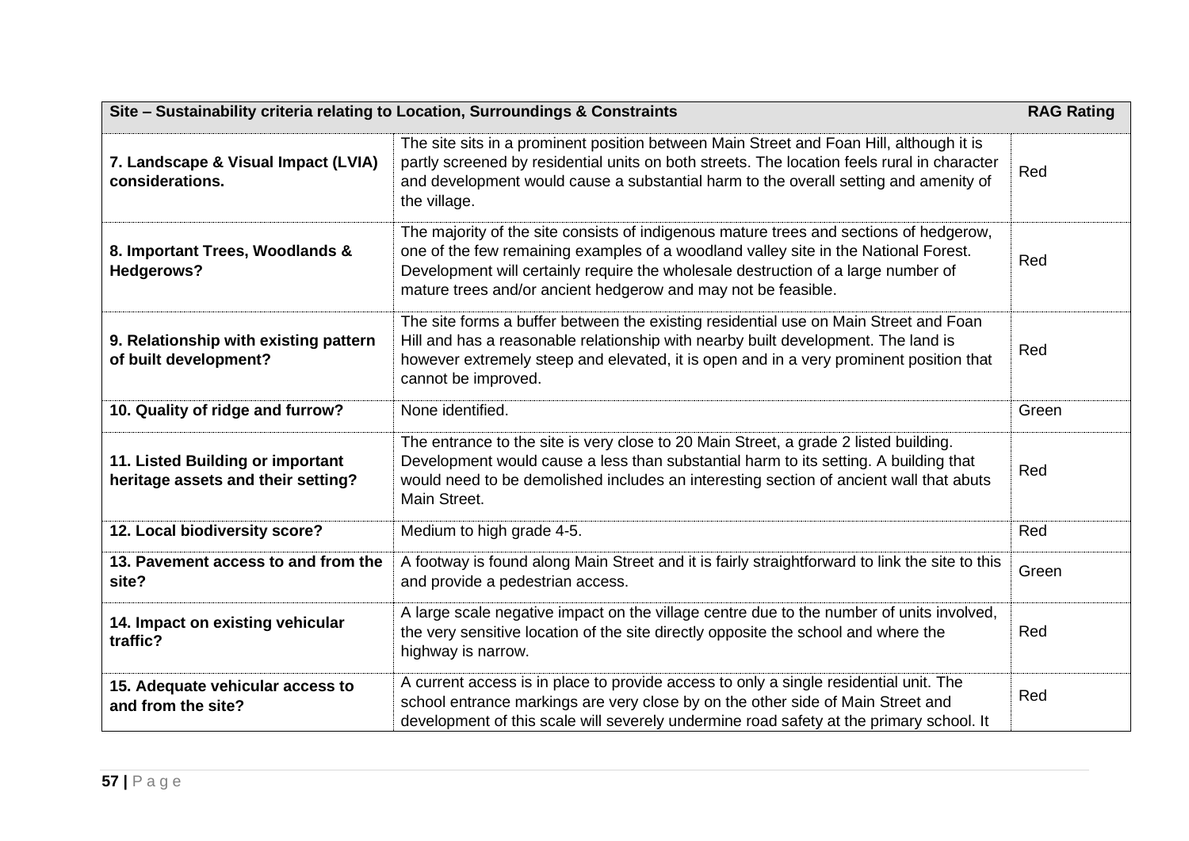| Site – Sustainability criteria relating to Location, Surroundings & Constraints | | RAG Rating |
|---|---|---|
| **7. Landscape & Visual Impact (LVIA) considerations.** | The site sits in a prominent position between Main Street and Foan Hill, although it is partly screened by residential units on both streets. The location feels rural in character and development would cause a substantial harm to the overall setting and amenity of the village. | Red |
| **8. Important Trees, Woodlands & Hedgerows?** | The majority of the site consists of indigenous mature trees and sections of hedgerow, one of the few remaining examples of a woodland valley site in the National Forest. Development will certainly require the wholesale destruction of a large number of mature trees and/or ancient hedgerow and may not be feasible. | Red |
| **9. Relationship with existing pattern of built development?** | The site forms a buffer between the existing residential use on Main Street and Foan Hill and has a reasonable relationship with nearby built development. The land is however extremely steep and elevated, it is open and in a very prominent position that cannot be improved. | Red |
| **10. Quality of ridge and furrow?** | None identified. | Green |
| **11. Listed Building or important heritage assets and their setting?** | The entrance to the site is very close to 20 Main Street, a grade 2 listed building. Development would cause a less than substantial harm to its setting. A building that would need to be demolished includes an interesting section of ancient wall that abuts Main Street. | Red |
| **12. Local biodiversity score?** | Medium to high grade 4-5. | Red |
| **13. Pavement access to and from the site?** | A footway is found along Main Street and it is fairly straightforward to link the site to this and provide a pedestrian access. | Green |
| **14. Impact on existing vehicular traffic?** | A large scale negative impact on the village centre due to the number of units involved, the very sensitive location of the site directly opposite the school and where the highway is narrow. | Red |
| **15. Adequate vehicular access to and from the site?** | A current access is in place to provide access to only a single residential unit. The school entrance markings are very close by on the other side of Main Street and development of this scale will severely undermine road safety at the primary school. It | Red |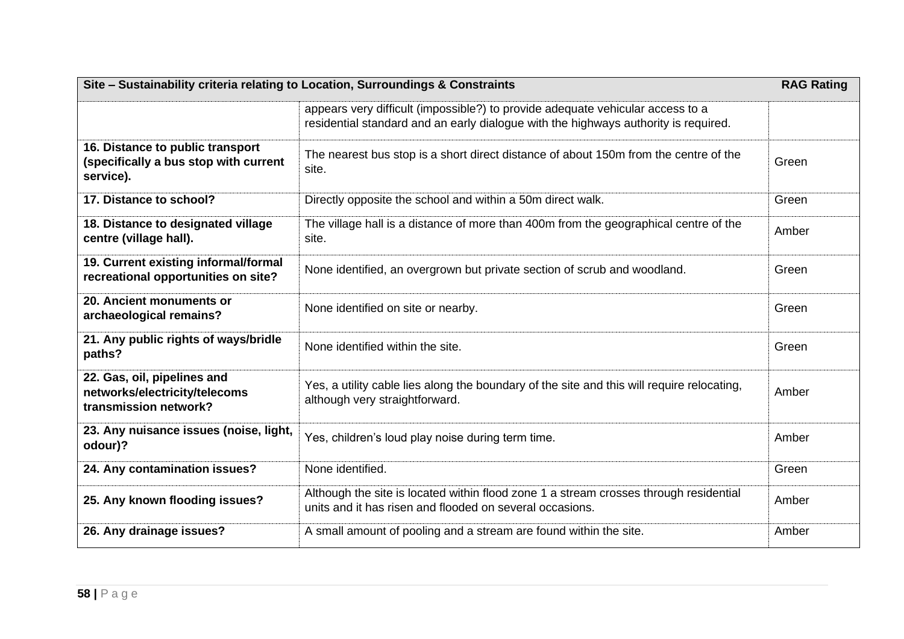| Site – Sustainability criteria relating to Location, Surroundings & Constraints | | RAG Rating |
|---|---|---|
| | appears very difficult (impossible?) to provide adequate vehicular access to a residential standard and an early dialogue with the highways authority is required. | |
| **16. Distance to public transport (specifically a bus stop with current service).** | The nearest bus stop is a short direct distance of about 150m from the centre of the site. | Green |
| **17. Distance to school?** | Directly opposite the school and within a 50m direct walk. | Green |
| **18. Distance to designated village centre (village hall).** | The village hall is a distance of more than 400m from the geographical centre of the site. | Amber |
| **19. Current existing informal/formal recreational opportunities on site?** | None identified, an overgrown but private section of scrub and woodland. | Green |
| **20. Ancient monuments or archaeological remains?** | None identified on site or nearby. | Green |
| **21. Any public rights of ways/bridle paths?** | None identified within the site. | Green |
| **22. Gas, oil, pipelines and networks/electricity/telecoms transmission network?** | Yes, a utility cable lies along the boundary of the site and this will require relocating, although very straightforward. | Amber |
| **23. Any nuisance issues (noise, light, odour)?** | Yes, children's loud play noise during term time. | Amber |
| **24. Any contamination issues?** | None identified. | Green |
| **25. Any known flooding issues?** | Although the site is located within flood zone 1 a stream crosses through residential units and it has risen and flooded on several occasions. | Amber |
| **26. Any drainage issues?** | A small amount of pooling and a stream are found within the site. | Amber |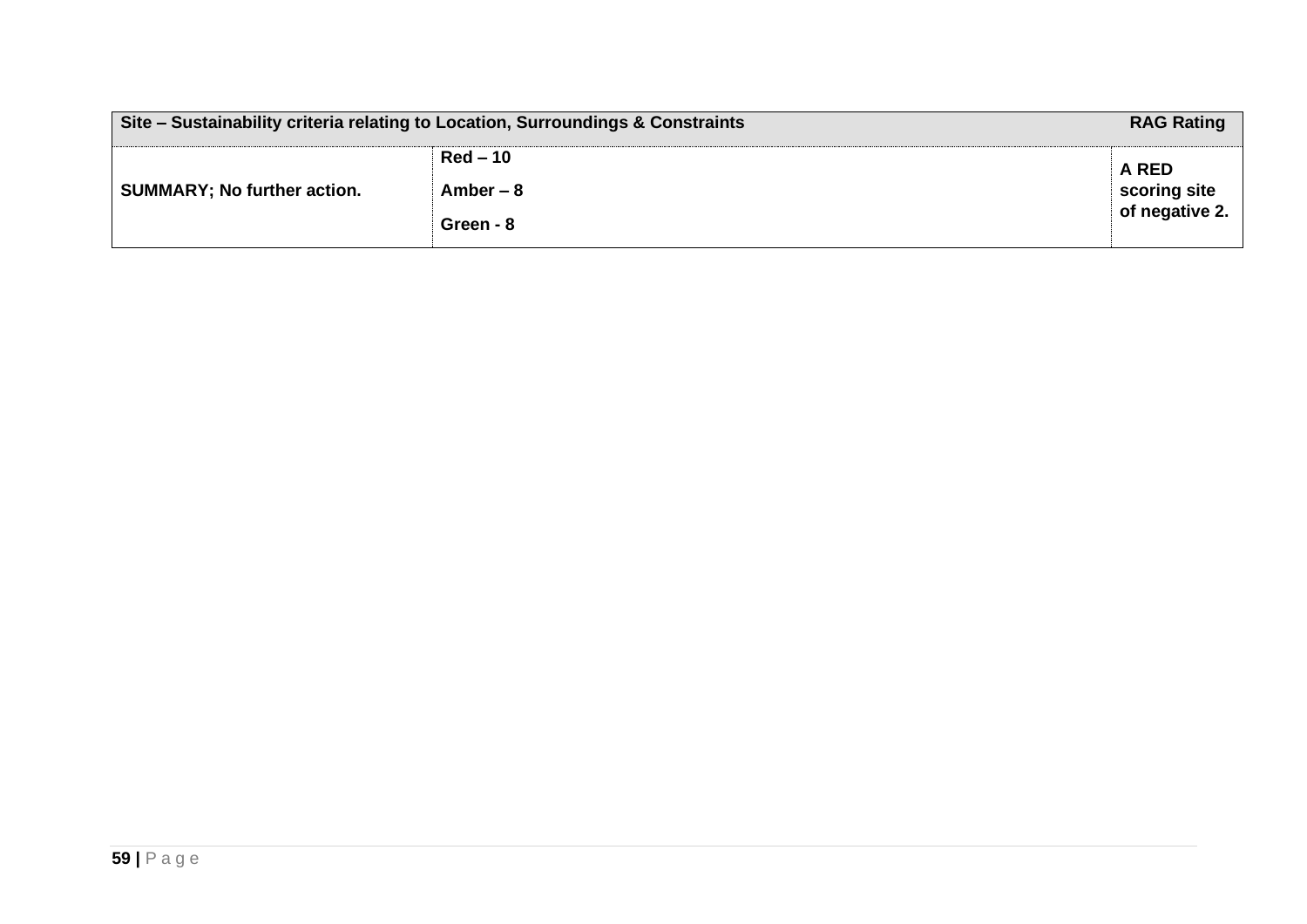| Site – Sustainability criteria relating to Location, Surroundings & Constraints | | RAG Rating |
|---|---|---|
| **SUMMARY; No further action.** | **Red – 10**<br>**Amber – 8**<br>**Green - 8** | **A RED scoring site of negative 2.** |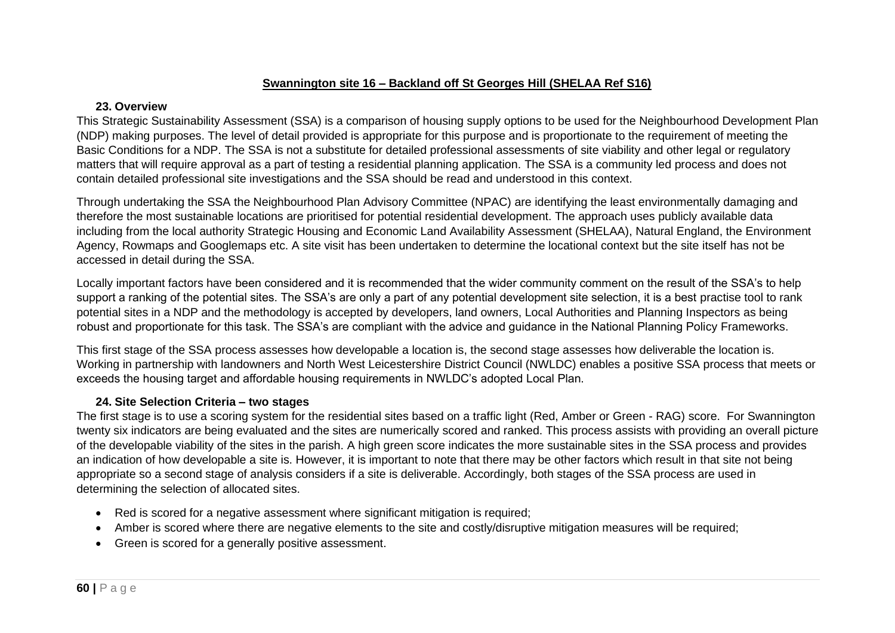## **Swannington site 16 – Backland off St Georges Hill (SHELAA Ref S16)**

### 23. Overview

This Strategic Sustainability Assessment (SSA) is a comparison of housing supply options to be used for the Neighbourhood Development Plan (NDP) making purposes. The level of detail provided is appropriate for this purpose and is proportionate to the requirement of meeting the Basic Conditions for a NDP. The SSA is not a substitute for detailed professional assessments of site viability and other legal or regulatory matters that will require approval as a part of testing a residential planning application. The SSA is a community led process and does not contain detailed professional site investigations and the SSA should be read and understood in this context.

Through undertaking the SSA the Neighbourhood Plan Advisory Committee (NPAC) are identifying the least environmentally damaging and therefore the most sustainable locations are prioritised for potential residential development. The approach uses publicly available data including from the local authority Strategic Housing and Economic Land Availability Assessment (SHELAA), Natural England, the Environment Agency, Rowmaps and Googlemaps etc. A site visit has been undertaken to determine the locational context but the site itself has not be accessed in detail during the SSA.

Locally important factors have been considered and it is recommended that the wider community comment on the result of the SSA's to help support a ranking of the potential sites. The SSA's are only a part of any potential development site selection, it is a best practise tool to rank potential sites in a NDP and the methodology is accepted by developers, land owners, Local Authorities and Planning Inspectors as being robust and proportionate for this task. The SSA's are compliant with the advice and guidance in the National Planning Policy Frameworks.

This first stage of the SSA process assesses how developable a location is, the second stage assesses how deliverable the location is. Working in partnership with landowners and North West Leicestershire District Council (NWLDC) enables a positive SSA process that meets or exceeds the housing target and affordable housing requirements in NWLDC's adopted Local Plan.

### 24. Site Selection Criteria – two stages

The first stage is to use a scoring system for the residential sites based on a traffic light (Red, Amber or Green - RAG) score. For Swannington twenty six indicators are being evaluated and the sites are numerically scored and ranked. This process assists with providing an overall picture of the developable viability of the sites in the parish. A high green score indicates the more sustainable sites in the SSA process and provides an indication of how developable a site is. However, it is important to note that there may be other factors which result in that site not being appropriate so a second stage of analysis considers if a site is deliverable. Accordingly, both stages of the SSA process are used in determining the selection of allocated sites.

- Red is scored for a negative assessment where significant mitigation is required;
- Amber is scored where there are negative elements to the site and costly/disruptive mitigation measures will be required;
- Green is scored for a generally positive assessment.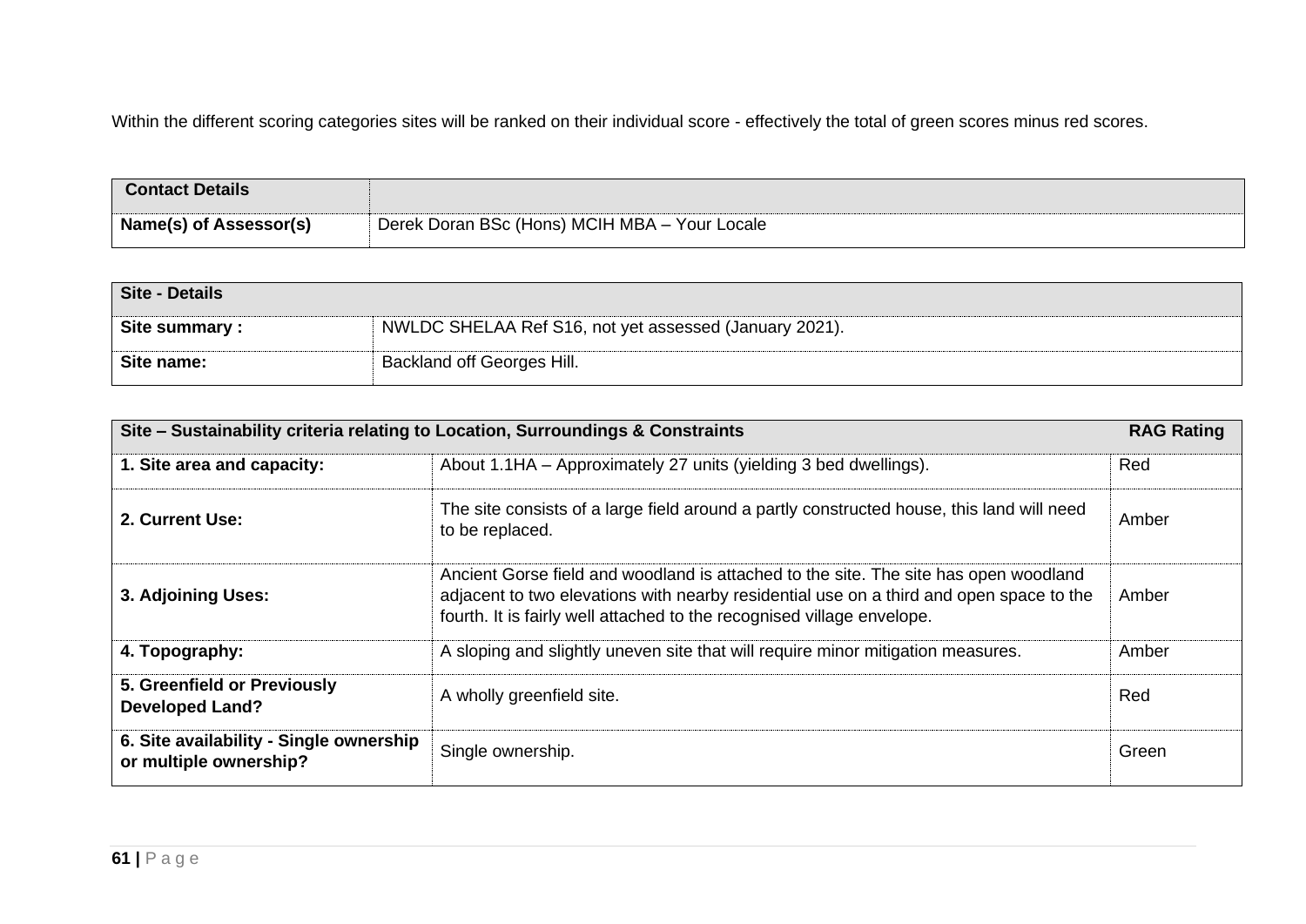Within the different scoring categories sites will be ranked on their individual score - effectively the total of green scores minus red scores.

| **Contact Details** | |
|---|---|
| **Name(s) of Assessor(s)** | Derek Doran BSc (Hons) MCIH MBA – Your Locale |

| **Site - Details** | |
|---|---|
| **Site summary :** | NWLDC SHELAA Ref S16, not yet assessed (January 2021). |
| **Site name:** | Backland off Georges Hill. |

| **Site – Sustainability criteria relating to Location, Surroundings & Constraints** | | **RAG Rating** |
|---|---|---|
| **1. Site area and capacity:** | About 1.1HA – Approximately 27 units (yielding 3 bed dwellings). | Red |
| **2. Current Use:** | The site consists of a large field around a partly constructed house, this land will need to be replaced. | Amber |
| **3. Adjoining Uses:** | Ancient Gorse field and woodland is attached to the site. The site has open woodland adjacent to two elevations with nearby residential use on a third and open space to the fourth. It is fairly well attached to the recognised village envelope. | Amber |
| **4. Topography:** | A sloping and slightly uneven site that will require minor mitigation measures. | Amber |
| **5. Greenfield or Previously Developed Land?** | A wholly greenfield site. | Red |
| **6. Site availability - Single ownership or multiple ownership?** | Single ownership. | Green |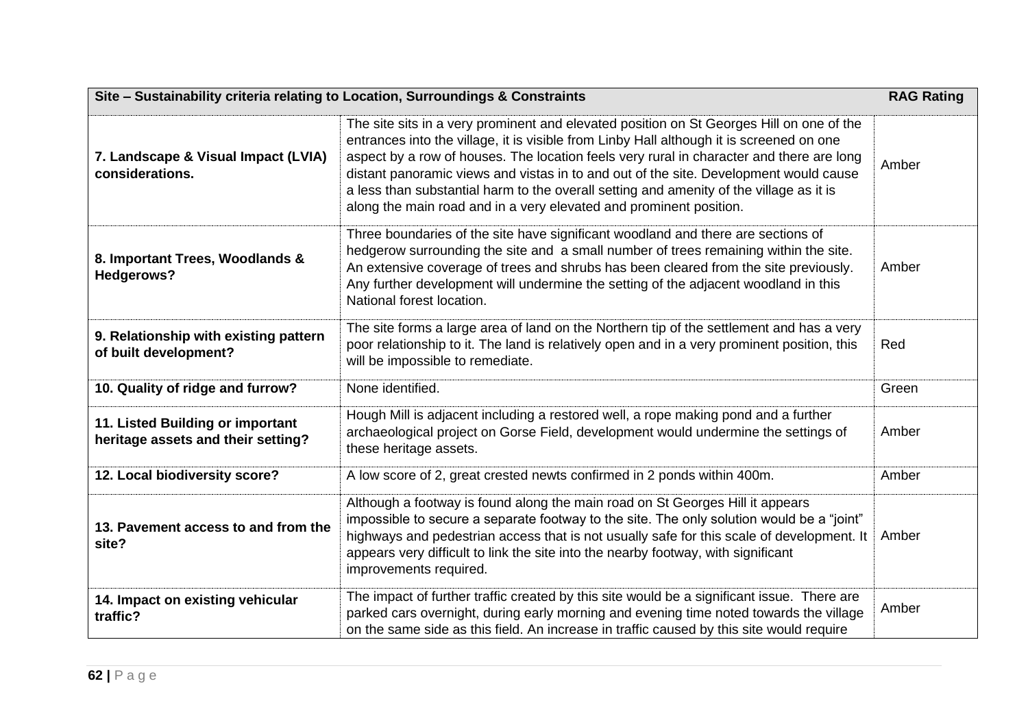| Site – Sustainability criteria relating to Location, Surroundings & Constraints | | RAG Rating |
|---|---|---|
| **7. Landscape & Visual Impact (LVIA) considerations.** | The site sits in a very prominent and elevated position on St Georges Hill on one of the entrances into the village, it is visible from Linby Hall although it is screened on one aspect by a row of houses. The location feels very rural in character and there are long distant panoramic views and vistas in to and out of the site. Development would cause a less than substantial harm to the overall setting and amenity of the village as it is along the main road and in a very elevated and prominent position. | Amber |
| **8. Important Trees, Woodlands & Hedgerows?** | Three boundaries of the site have significant woodland and there are sections of hedgerow surrounding the site and a small number of trees remaining within the site. An extensive coverage of trees and shrubs has been cleared from the site previously. Any further development will undermine the setting of the adjacent woodland in this National forest location. | Amber |
| **9. Relationship with existing pattern of built development?** | The site forms a large area of land on the Northern tip of the settlement and has a very poor relationship to it. The land is relatively open and in a very prominent position, this will be impossible to remediate. | Red |
| **10. Quality of ridge and furrow?** | None identified. | Green |
| **11. Listed Building or important heritage assets and their setting?** | Hough Mill is adjacent including a restored well, a rope making pond and a further archaeological project on Gorse Field, development would undermine the settings of these heritage assets. | Amber |
| **12. Local biodiversity score?** | A low score of 2, great crested newts confirmed in 2 ponds within 400m. | Amber |
| **13. Pavement access to and from the site?** | Although a footway is found along the main road on St Georges Hill it appears impossible to secure a separate footway to the site. The only solution would be a "joint" highways and pedestrian access that is not usually safe for this scale of development. It appears very difficult to link the site into the nearby footway, with significant improvements required. | Amber |
| **14. Impact on existing vehicular traffic?** | The impact of further traffic created by this site would be a significant issue. There are parked cars overnight, during early morning and evening time noted towards the village on the same side as this field. An increase in traffic caused by this site would require | Amber |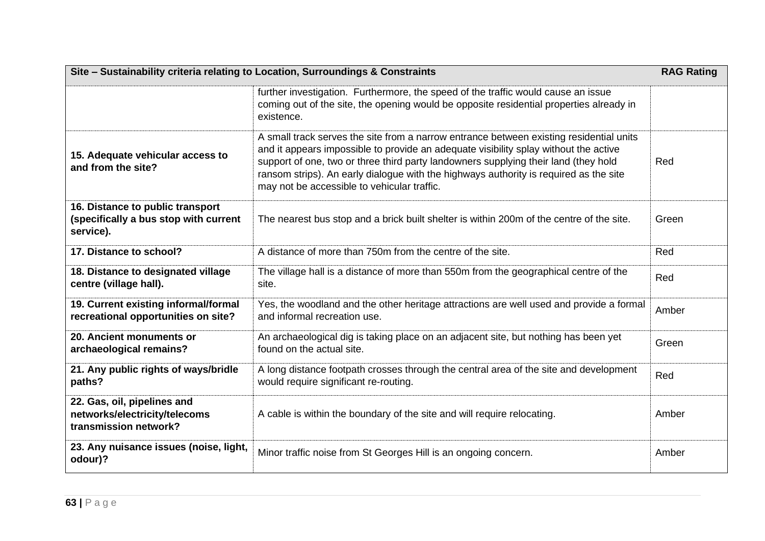| Site – Sustainability criteria relating to Location, Surroundings & Constraints | | RAG Rating |
|---|---|---|
| | further investigation. Furthermore, the speed of the traffic would cause an issue coming out of the site, the opening would be opposite residential properties already in existence. | |
| **15. Adequate vehicular access to and from the site?** | A small track serves the site from a narrow entrance between existing residential units and it appears impossible to provide an adequate visibility splay without the active support of one, two or three third party landowners supplying their land (they hold ransom strips). An early dialogue with the highways authority is required as the site may not be accessible to vehicular traffic. | Red |
| **16. Distance to public transport (specifically a bus stop with current service).** | The nearest bus stop and a brick built shelter is within 200m of the centre of the site. | Green |
| **17. Distance to school?** | A distance of more than 750m from the centre of the site. | Red |
| **18. Distance to designated village centre (village hall).** | The village hall is a distance of more than 550m from the geographical centre of the site. | Red |
| **19. Current existing informal/formal recreational opportunities on site?** | Yes, the woodland and the other heritage attractions are well used and provide a formal and informal recreation use. | Amber |
| **20. Ancient monuments or archaeological remains?** | An archaeological dig is taking place on an adjacent site, but nothing has been yet found on the actual site. | Green |
| **21. Any public rights of ways/bridle paths?** | A long distance footpath crosses through the central area of the site and development would require significant re-routing. | Red |
| **22. Gas, oil, pipelines and networks/electricity/telecoms transmission network?** | A cable is within the boundary of the site and will require relocating. | Amber |
| **23. Any nuisance issues (noise, light, odour)?** | Minor traffic noise from St Georges Hill is an ongoing concern. | Amber |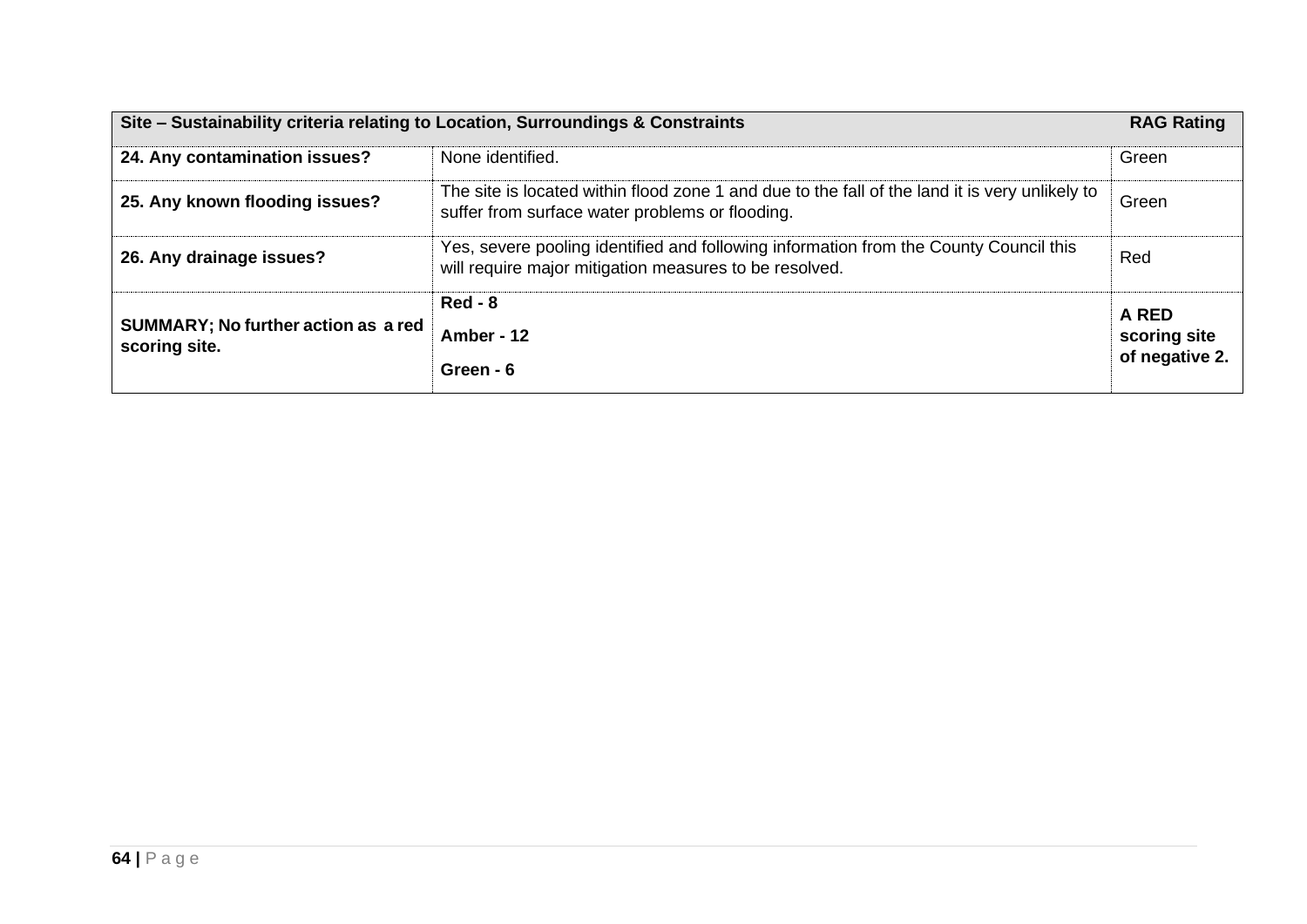| Site – Sustainability criteria relating to Location, Surroundings & Constraints | | RAG Rating |
|---|---|---|
| **24. Any contamination issues?** | None identified. | Green |
| **25. Any known flooding issues?** | The site is located within flood zone 1 and due to the fall of the land it is very unlikely to suffer from surface water problems or flooding. | Green |
| **26. Any drainage issues?** | Yes, severe pooling identified and following information from the County Council this will require major mitigation measures to be resolved. | Red |
| **SUMMARY; No further action as a red scoring site.** | **Red - 8**<br>**Amber - 12**<br>**Green - 6** | **A RED scoring site of negative 2.** |